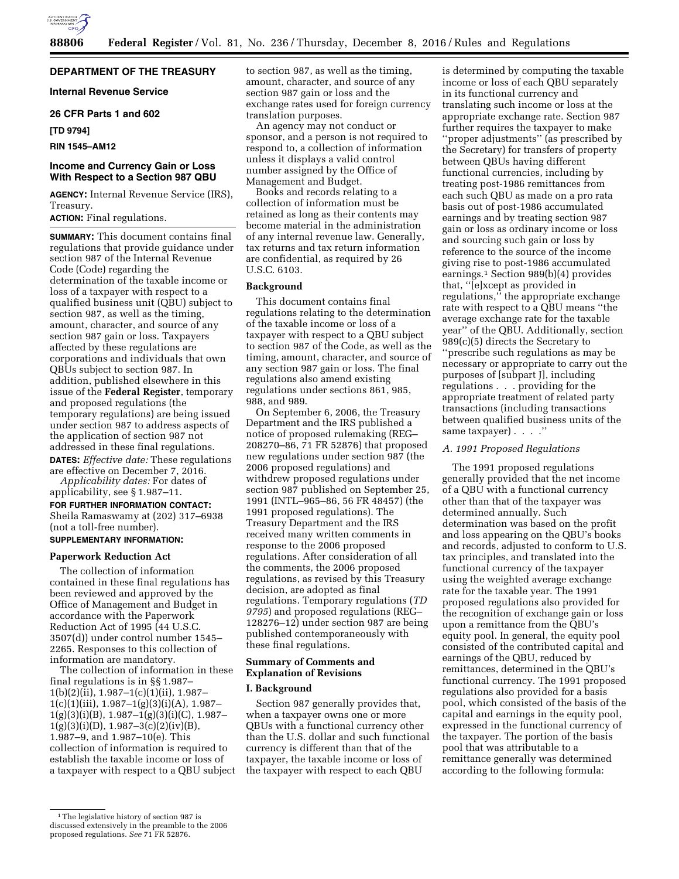## DEPARTMENT OF THE TREASURY

### Internal Revenue Service

### 26 CFR Parts 1 and 602

**[TD 9794]**

**RIN 1545–AM12**

## Income and Currency Gain or Loss With Respect to a Section 987 QBU

**AGENCY:** Internal Revenue Service (IRS), Treasury.

**ACTION:** Final regulations.

**SUMMARY:** This document contains final regulations that provide guidance under section 987 of the Internal Revenue Code (Code) regarding the determination of the taxable income or loss of a taxpayer with respect to a qualified business unit (QBU) subject to section 987, as well as the timing, amount, character, and source of any section 987 gain or loss. Taxpayers affected by these regulations are corporations and individuals that own QBUs subject to section 987. In addition, published elsewhere in this issue of the **Federal Register**, temporary and proposed regulations (the temporary regulations) are being issued under section 987 to address aspects of the application of section 987 not addressed in these final regulations.

**DATES:** *Effective date:* These regulations are effective on December 7, 2016.

*Applicability dates:* For dates of applicability, see § 1.987–11.

**FOR FURTHER INFORMATION CONTACT:** Sheila Ramaswamy at (202) 317–6938 (not a toll-free number).

**SUPPLEMENTARY INFORMATION:**

### Paperwork Reduction Act

The collection of information contained in these final regulations has been reviewed and approved by the Office of Management and Budget in accordance with the Paperwork Reduction Act of 1995 (44 U.S.C. 3507(d)) under control number 1545–2265. Responses to this collection of information are mandatory.

The collection of information in these final regulations is in §§ 1.987–1(b)(2)(ii), 1.987–1(c)(1)(ii), 1.987–1(c)(1)(iii), 1.987–1(g)(3)(i)(A), 1.987–1(g)(3)(i)(B), 1.987–1(g)(3)(i)(C), 1.987–1(g)(3)(i)(D), 1.987–3(c)(2)(iv)(B), 1.987–9, and 1.987–10(e). This collection of information is required to establish the taxable income or loss of a taxpayer with respect to a QBU subject to section 987, as well as the timing, amount, character, and source of any section 987 gain or loss and the exchange rates used for foreign currency translation purposes.

An agency may not conduct or sponsor, and a person is not required to respond to, a collection of information unless it displays a valid control number assigned by the Office of Management and Budget.

Books and records relating to a collection of information must be retained as long as their contents may become material in the administration of any internal revenue law. Generally, tax returns and tax return information are confidential, as required by 26 U.S.C. 6103.

### Background

This document contains final regulations relating to the determination of the taxable income or loss of a taxpayer with respect to a QBU subject to section 987 of the Code, as well as the timing, amount, character, and source of any section 987 gain or loss. The final regulations also amend existing regulations under sections 861, 985, 988, and 989.

On September 6, 2006, the Treasury Department and the IRS published a notice of proposed rulemaking (REG–208270–86, 71 FR 52876) that proposed new regulations under section 987 (the 2006 proposed regulations) and withdrew proposed regulations under section 987 published on September 25, 1991 (INTL–965–86, 56 FR 48457) (the 1991 proposed regulations). The Treasury Department and the IRS received many written comments in response to the 2006 proposed regulations. After consideration of all the comments, the 2006 proposed regulations, as revised by this Treasury decision, are adopted as final regulations. Temporary regulations (*TD 9795*) and proposed regulations (REG–128276–12) under section 987 are being published contemporaneously with these final regulations.

### Summary of Comments and Explanation of Revisions

#### I. Background

Section 987 generally provides that, when a taxpayer owns one or more QBUs with a functional currency other than the U.S. dollar and such functional currency is different than that of the taxpayer, the taxable income or loss of the taxpayer with respect to each QBU is determined by computing the taxable income or loss of each QBU separately in its functional currency and translating such income or loss at the appropriate exchange rate. Section 987 further requires the taxpayer to make ''proper adjustments'' (as prescribed by the Secretary) for transfers of property between QBUs having different functional currencies, including by treating post-1986 remittances from each such QBU as made on a pro rata basis out of post-1986 accumulated earnings and by treating section 987 gain or loss as ordinary income or loss and sourcing such gain or loss by reference to the source of the income giving rise to post-1986 accumulated earnings.[1] Section 989(b)(4) provides that, ''[e]xcept as provided in regulations,'' the appropriate exchange rate with respect to a QBU means ''the average exchange rate for the taxable year'' of the QBU. Additionally, section 989(c)(5) directs the Secretary to ''prescribe such regulations as may be necessary or appropriate to carry out the purposes of [subpart J], including regulations . . . providing for the appropriate treatment of related party transactions (including transactions between qualified business units of the same taxpayer) . . . .''

#### *A. 1991 Proposed Regulations*

The 1991 proposed regulations generally provided that the net income of a QBU with a functional currency other than that of the taxpayer was determined annually. Such determination was based on the profit and loss appearing on the QBU's books and records, adjusted to conform to U.S. tax principles, and translated into the functional currency of the taxpayer using the weighted average exchange rate for the taxable year. The 1991 proposed regulations also provided for the recognition of exchange gain or loss upon a remittance from the QBU's equity pool. In general, the equity pool consisted of the contributed capital and earnings of the QBU, reduced by remittances, determined in the QBU's functional currency. The 1991 proposed regulations also provided for a basis pool, which consisted of the basis of the capital and earnings in the equity pool, expressed in the functional currency of the taxpayer. The portion of the basis pool that was attributable to a remittance generally was determined according to the following formula:

[1] The legislative history of section 987 is discussed extensively in the preamble to the 2006 proposed regulations. *See* 71 FR 52876.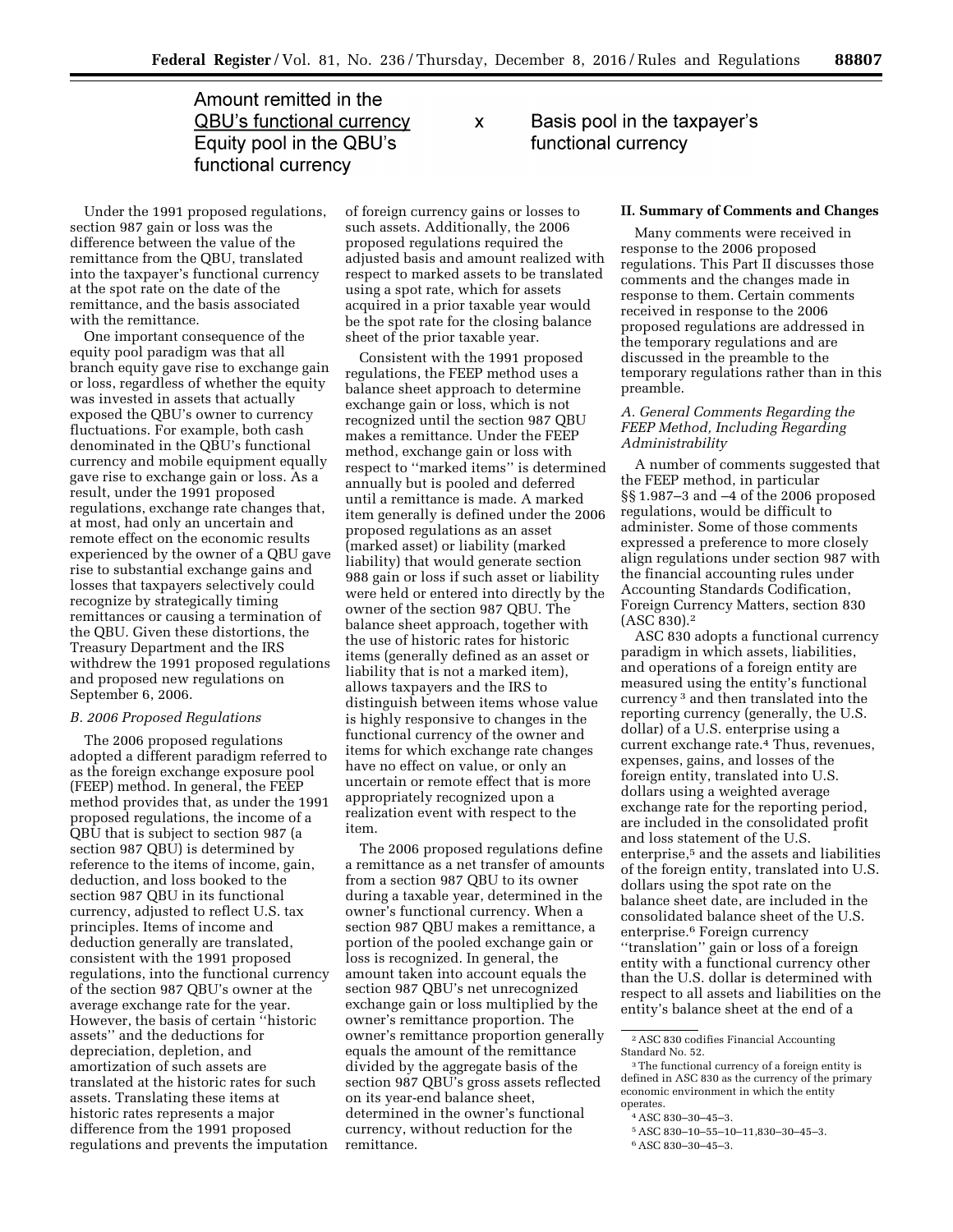$$\frac{\text{Amount remitted in the QBU's functional currency}}{\text{Equity pool in the QBU's functional currency}} \times \text{Basis pool in the taxpayer's functional currency}$$

Under the 1991 proposed regulations, section 987 gain or loss was the difference between the value of the remittance from the QBU, translated into the taxpayer's functional currency at the spot rate on the date of the remittance, and the basis associated with the remittance.

One important consequence of the equity pool paradigm was that all branch equity gave rise to exchange gain or loss, regardless of whether the equity was invested in assets that actually exposed the QBU's owner to currency fluctuations. For example, both cash denominated in the QBU's functional currency and mobile equipment equally gave rise to exchange gain or loss. As a result, under the 1991 proposed regulations, exchange rate changes that, at most, had only an uncertain and remote effect on the economic results experienced by the owner of a QBU gave rise to substantial exchange gains and losses that taxpayers selectively could recognize by strategically timing remittances or causing a termination of the QBU. Given these distortions, the Treasury Department and the IRS withdrew the 1991 proposed regulations and proposed new regulations on September 6, 2006.

*B. 2006 Proposed Regulations*

The 2006 proposed regulations adopted a different paradigm referred to as the foreign exchange exposure pool (FEEP) method. In general, the FEEP method provides that, as under the 1991 proposed regulations, the income of a QBU that is subject to section 987 (a section 987 QBU) is determined by reference to the items of income, gain, deduction, and loss booked to the section 987 QBU in its functional currency, adjusted to reflect U.S. tax principles. Items of income and deduction generally are translated, consistent with the 1991 proposed regulations, into the functional currency of the section 987 QBU's owner at the average exchange rate for the year. However, the basis of certain "historic assets" and the deductions for depreciation, depletion, and amortization of such assets are translated at the historic rates for such assets. Translating these items at historic rates represents a major difference from the 1991 proposed regulations and prevents the imputation of foreign currency gains or losses to such assets. Additionally, the 2006 proposed regulations required the adjusted basis and amount realized with respect to marked assets to be translated using a spot rate, which for assets acquired in a prior taxable year would be the spot rate for the closing balance sheet of the prior taxable year.

Consistent with the 1991 proposed regulations, the FEEP method uses a balance sheet approach to determine exchange gain or loss, which is not recognized until the section 987 QBU makes a remittance. Under the FEEP method, exchange gain or loss with respect to "marked items" is determined annually but is pooled and deferred until a remittance is made. A marked item generally is defined under the 2006 proposed regulations as an asset (marked asset) or liability (marked liability) that would generate section 988 gain or loss if such asset or liability were held or entered into directly by the owner of the section 987 QBU. The balance sheet approach, together with the use of historic rates for historic items (generally defined as an asset or liability that is not a marked item), allows taxpayers and the IRS to distinguish between items whose value is highly responsive to changes in the functional currency of the owner and items for which exchange rate changes have no effect on value, or only an uncertain or remote effect that is more appropriately recognized upon a realization event with respect to the item.

The 2006 proposed regulations define a remittance as a net transfer of amounts from a section 987 QBU to its owner during a taxable year, determined in the owner's functional currency. When a section 987 QBU makes a remittance, a portion of the pooled exchange gain or loss is recognized. In general, the amount taken into account equals the section 987 QBU's net unrecognized exchange gain or loss multiplied by the owner's remittance proportion. The owner's remittance proportion generally equals the amount of the remittance divided by the aggregate basis of the section 987 QBU's gross assets reflected on its year-end balance sheet, determined in the owner's functional currency, without reduction for the remittance.

## II. Summary of Comments and Changes

Many comments were received in response to the 2006 proposed regulations. This Part II discusses those comments and the changes made in response to them. Certain comments received in response to the 2006 proposed regulations are addressed in the temporary regulations and are discussed in the preamble to the temporary regulations rather than in this preamble.

*A. General Comments Regarding the FEEP Method, Including Regarding Administrability*

A number of comments suggested that the FEEP method, in particular §§ 1.987–3 and –4 of the 2006 proposed regulations, would be difficult to administer. Some of those comments expressed a preference to more closely align regulations under section 987 with the financial accounting rules under Accounting Standards Codification, Foreign Currency Matters, section 830 (ASC 830).[2]

ASC 830 adopts a functional currency paradigm in which assets, liabilities, and operations of a foreign entity are measured using the entity's functional currency[3] and then translated into the reporting currency (generally, the U.S. dollar) of a U.S. enterprise using a current exchange rate.[4] Thus, revenues, expenses, gains, and losses of the foreign entity, translated into U.S. dollars using a weighted average exchange rate for the reporting period, are included in the consolidated profit and loss statement of the U.S. enterprise,[5] and the assets and liabilities of the foreign entity, translated into U.S. dollars using the spot rate on the balance sheet date, are included in the consolidated balance sheet of the U.S. enterprise.[6] Foreign currency "translation" gain or loss of a foreign entity with a functional currency other than the U.S. dollar is determined with respect to all assets and liabilities on the entity's balance sheet at the end of a

---

[2] ASC 830 codifies Financial Accounting Standard No. 52.

[3] The functional currency of a foreign entity is defined in ASC 830 as the currency of the primary economic environment in which the entity operates.

[4] ASC 830–30–45–3.

[5] ASC 830–10–55–10–11,830–30–45–3.

[6] ASC 830–30–45–3.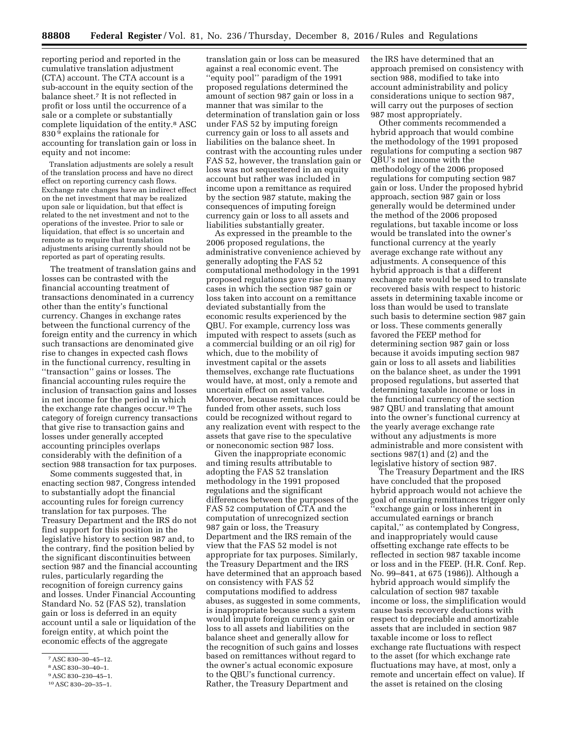reporting period and reported in the cumulative translation adjustment (CTA) account. The CTA account is a sub-account in the equity section of the balance sheet.[7] It is not reflected in profit or loss until the occurrence of a sale or a complete or substantially complete liquidation of the entity.[8] ASC 830[9] explains the rationale for accounting for translation gain or loss in equity and not income:

> Translation adjustments are solely a result of the translation process and have no direct effect on reporting currency cash flows. Exchange rate changes have an indirect effect on the net investment that may be realized upon sale or liquidation, but that effect is related to the net investment and not to the operations of the investee. Prior to sale or liquidation, that effect is so uncertain and remote as to require that translation adjustments arising currently should not be reported as part of operating results.

The treatment of translation gains and losses can be contrasted with the financial accounting treatment of transactions denominated in a currency other than the entity's functional currency. Changes in exchange rates between the functional currency of the foreign entity and the currency in which such transactions are denominated give rise to changes in expected cash flows in the functional currency, resulting in "transaction" gains or losses. The financial accounting rules require the inclusion of transaction gains and losses in net income for the period in which the exchange rate changes occur.[10] The category of foreign currency transactions that give rise to transaction gains and losses under generally accepted accounting principles overlaps considerably with the definition of a section 988 transaction for tax purposes.

Some comments suggested that, in enacting section 987, Congress intended to substantially adopt the financial accounting rules for foreign currency translation for tax purposes. The Treasury Department and the IRS do not find support for this position in the legislative history to section 987 and, to the contrary, find the position belied by the significant discontinuities between section 987 and the financial accounting rules, particularly regarding the recognition of foreign currency gains and losses. Under Financial Accounting Standard No. 52 (FAS 52), translation gain or loss is deferred in an equity account until a sale or liquidation of the foreign entity, at which point the economic effects of the aggregate translation gain or loss can be measured against a real economic event. The "equity pool" paradigm of the 1991 proposed regulations determined the amount of section 987 gain or loss in a manner that was similar to the determination of translation gain or loss under FAS 52 by imputing foreign currency gain or loss to all assets and liabilities on the balance sheet. In contrast with the accounting rules under FAS 52, however, the translation gain or loss was not sequestered in an equity account but rather was included in income upon a remittance as required by the section 987 statute, making the consequences of imputing foreign currency gain or loss to all assets and liabilities substantially greater.

As expressed in the preamble to the 2006 proposed regulations, the administrative convenience achieved by generally adopting the FAS 52 computational methodology in the 1991 proposed regulations gave rise to many cases in which the section 987 gain or loss taken into account on a remittance deviated substantially from the economic results experienced by the QBU. For example, currency loss was imputed with respect to assets (such as a commercial building or an oil rig) for which, due to the mobility of investment capital or the assets themselves, exchange rate fluctuations would have, at most, only a remote and uncertain effect on asset value. Moreover, because remittances could be funded from other assets, such loss could be recognized without regard to any realization event with respect to the assets that gave rise to the speculative or noneconomic section 987 loss.

Given the inappropriate economic and timing results attributable to adopting the FAS 52 translation methodology in the 1991 proposed regulations and the significant differences between the purposes of the FAS 52 computation of CTA and the computation of unrecognized section 987 gain or loss, the Treasury Department and the IRS remain of the view that the FAS 52 model is not appropriate for tax purposes. Similarly, the Treasury Department and the IRS have determined that an approach based on consistency with FAS 52 computations modified to address abuses, as suggested in some comments, is inappropriate because such a system would impute foreign currency gain or loss to all assets and liabilities on the balance sheet and generally allow for the recognition of such gains and losses based on remittances without regard to the owner's actual economic exposure to the QBU's functional currency. Rather, the Treasury Department and the IRS have determined that an approach premised on consistency with section 988, modified to take into account administrability and policy considerations unique to section 987, will carry out the purposes of section 987 most appropriately.

Other comments recommended a hybrid approach that would combine the methodology of the 1991 proposed regulations for computing a section 987 QBU's net income with the methodology of the 2006 proposed regulations for computing section 987 gain or loss. Under the proposed hybrid approach, section 987 gain or loss generally would be determined under the method of the 2006 proposed regulations, but taxable income or loss would be translated into the owner's functional currency at the yearly average exchange rate without any adjustments. A consequence of this hybrid approach is that a different exchange rate would be used to translate recovered basis with respect to historic assets in determining taxable income or loss than would be used to translate such basis to determine section 987 gain or loss. These comments generally favored the FEEP method for determining section 987 gain or loss because it avoids imputing section 987 gain or loss to all assets and liabilities on the balance sheet, as under the 1991 proposed regulations, but asserted that determining taxable income or loss in the functional currency of the section 987 QBU and translating that amount into the owner's functional currency at the yearly average exchange rate without any adjustments is more administrable and more consistent with sections 987(1) and (2) and the legislative history of section 987.

The Treasury Department and the IRS have concluded that the proposed hybrid approach would not achieve the goal of ensuring remittances trigger only "exchange gain or loss inherent in accumulated earnings or branch capital," as contemplated by Congress, and inappropriately would cause offsetting exchange rate effects to be reflected in section 987 taxable income or loss and in the FEEP. (H.R. Conf. Rep. No. 99–841, at 675 (1986)). Although a hybrid approach would simplify the calculation of section 987 taxable income or loss, the simplification would cause basis recovery deductions with respect to depreciable and amortizable assets that are included in section 987 taxable income or loss to reflect exchange rate fluctuations with respect to the asset (for which exchange rate fluctuations may have, at most, only a remote and uncertain effect on value). If the asset is retained on the closing

---

[7] ASC 830–30–45–12.

[8] ASC 830–30–40–1.

[9] ASC 830–230–45–1.

[10] ASC 830–20–35–1.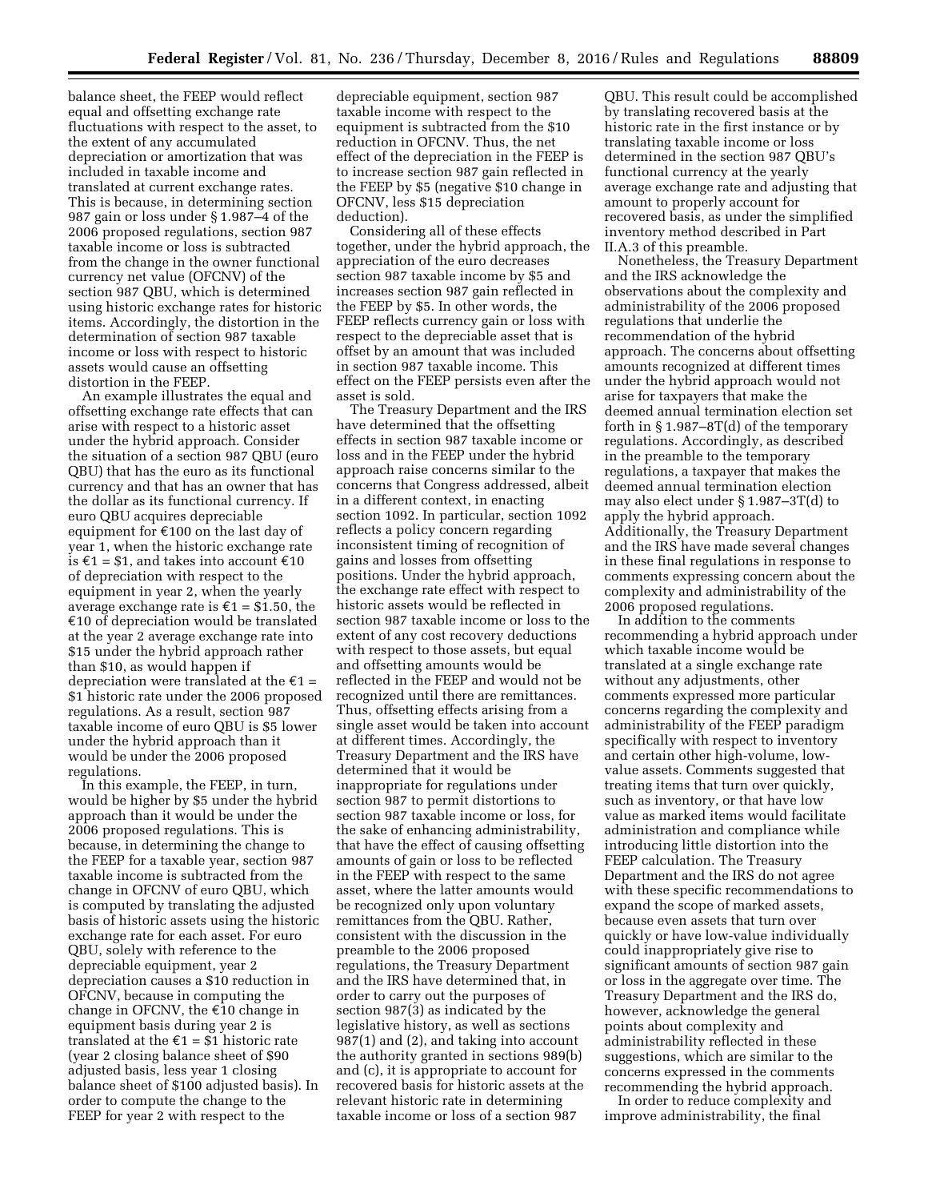balance sheet, the FEEP would reflect equal and offsetting exchange rate fluctuations with respect to the asset, to the extent of any accumulated depreciation or amortization that was included in taxable income and translated at current exchange rates. This is because, in determining section 987 gain or loss under § 1.987–4 of the 2006 proposed regulations, section 987 taxable income or loss is subtracted from the change in the owner functional currency net value (OFCNV) of the section 987 QBU, which is determined using historic exchange rates for historic items. Accordingly, the distortion in the determination of section 987 taxable income or loss with respect to historic assets would cause an offsetting distortion in the FEEP.

An example illustrates the equal and offsetting exchange rate effects that can arise with respect to a historic asset under the hybrid approach. Consider the situation of a section 987 QBU (euro QBU) that has the euro as its functional currency and that has an owner that has the dollar as its functional currency. If euro QBU acquires depreciable equipment for €100 on the last day of year 1, when the historic exchange rate is €1 = $1, and takes into account €10 of depreciation with respect to the equipment in year 2, when the yearly average exchange rate is €1 = $1.50, the €10 of depreciation would be translated at the year 2 average exchange rate into $15 under the hybrid approach rather than $10, as would happen if depreciation were translated at the €1 = $1 historic rate under the 2006 proposed regulations. As a result, section 987 taxable income of euro QBU is $5 lower under the hybrid approach than it would be under the 2006 proposed regulations.

In this example, the FEEP, in turn, would be higher by $5 under the hybrid approach than it would be under the 2006 proposed regulations. This is because, in determining the change to the FEEP for a taxable year, section 987 taxable income is subtracted from the change in OFCNV of euro QBU, which is computed by translating the adjusted basis of historic assets using the historic exchange rate for each asset. For euro QBU, solely with reference to the depreciable equipment, year 2 depreciation causes a $10 reduction in OFCNV, because in computing the change in OFCNV, the €10 change in equipment basis during year 2 is translated at the €1 = $1 historic rate (year 2 closing balance sheet of $90 adjusted basis, less year 1 closing balance sheet of $100 adjusted basis). In order to compute the change to the FEEP for year 2 with respect to the depreciable equipment, section 987 taxable income with respect to the equipment is subtracted from the $10 reduction in OFCNV. Thus, the net effect of the depreciation in the FEEP is to increase section 987 gain reflected in the FEEP by $5 (negative $10 change in OFCNV, less $15 depreciation deduction).

Considering all of these effects together, under the hybrid approach, the appreciation of the euro decreases section 987 taxable income by $5 and increases section 987 gain reflected in the FEEP by $5. In other words, the FEEP reflects currency gain or loss with respect to the depreciable asset that is offset by an amount that was included in section 987 taxable income. This effect on the FEEP persists even after the asset is sold.

The Treasury Department and the IRS have determined that the offsetting effects in section 987 taxable income or loss and in the FEEP under the hybrid approach raise concerns similar to the concerns that Congress addressed, albeit in a different context, in enacting section 1092. In particular, section 1092 reflects a policy concern regarding inconsistent timing of recognition of gains and losses from offsetting positions. Under the hybrid approach, the exchange rate effect with respect to historic assets would be reflected in section 987 taxable income or loss to the extent of any cost recovery deductions with respect to those assets, but equal and offsetting amounts would be reflected in the FEEP and would not be recognized until there are remittances. Thus, offsetting effects arising from a single asset would be taken into account at different times. Accordingly, the Treasury Department and the IRS have determined that it would be inappropriate for regulations under section 987 to permit distortions to section 987 taxable income or loss, for the sake of enhancing administrability, that have the effect of causing offsetting amounts of gain or loss to be reflected in the FEEP with respect to the same asset, where the latter amounts would be recognized only upon voluntary remittances from the QBU. Rather, consistent with the discussion in the preamble to the 2006 proposed regulations, the Treasury Department and the IRS have determined that, in order to carry out the purposes of section 987(3) as indicated by the legislative history, as well as sections 987(1) and (2), and taking into account the authority granted in sections 989(b) and (c), it is appropriate to account for recovered basis for historic assets at the relevant historic rate in determining taxable income or loss of a section 987 QBU. This result could be accomplished by translating recovered basis at the historic rate in the first instance or by translating taxable income or loss determined in the section 987 QBU's functional currency at the yearly average exchange rate and adjusting that amount to properly account for recovered basis, as under the simplified inventory method described in Part II.A.3 of this preamble.

Nonetheless, the Treasury Department and the IRS acknowledge the observations about the complexity and administrability of the 2006 proposed regulations that underlie the recommendation of the hybrid approach. The concerns about offsetting amounts recognized at different times under the hybrid approach would not arise for taxpayers that make the deemed annual termination election set forth in § 1.987–8T(d) of the temporary regulations. Accordingly, as described in the preamble to the temporary regulations, a taxpayer that makes the deemed annual termination election may also elect under § 1.987–3T(d) to apply the hybrid approach. Additionally, the Treasury Department and the IRS have made several changes in these final regulations in response to comments expressing concern about the complexity and administrability of the 2006 proposed regulations.

In addition to the comments recommending a hybrid approach under which taxable income would be translated at a single exchange rate without any adjustments, other comments expressed more particular concerns regarding the complexity and administrability of the FEEP paradigm specifically with respect to inventory and certain other high-volume, low-value assets. Comments suggested that treating items that turn over quickly, such as inventory, or that have low value as marked items would facilitate administration and compliance while introducing little distortion into the FEEP calculation. The Treasury Department and the IRS do not agree with these specific recommendations to expand the scope of marked assets, because even assets that turn over quickly or have low-value individually could inappropriately give rise to significant amounts of section 987 gain or loss in the aggregate over time. The Treasury Department and the IRS do, however, acknowledge the general points about complexity and administrability reflected in these suggestions, which are similar to the concerns expressed in the comments recommending the hybrid approach.

In order to reduce complexity and improve administrability, the final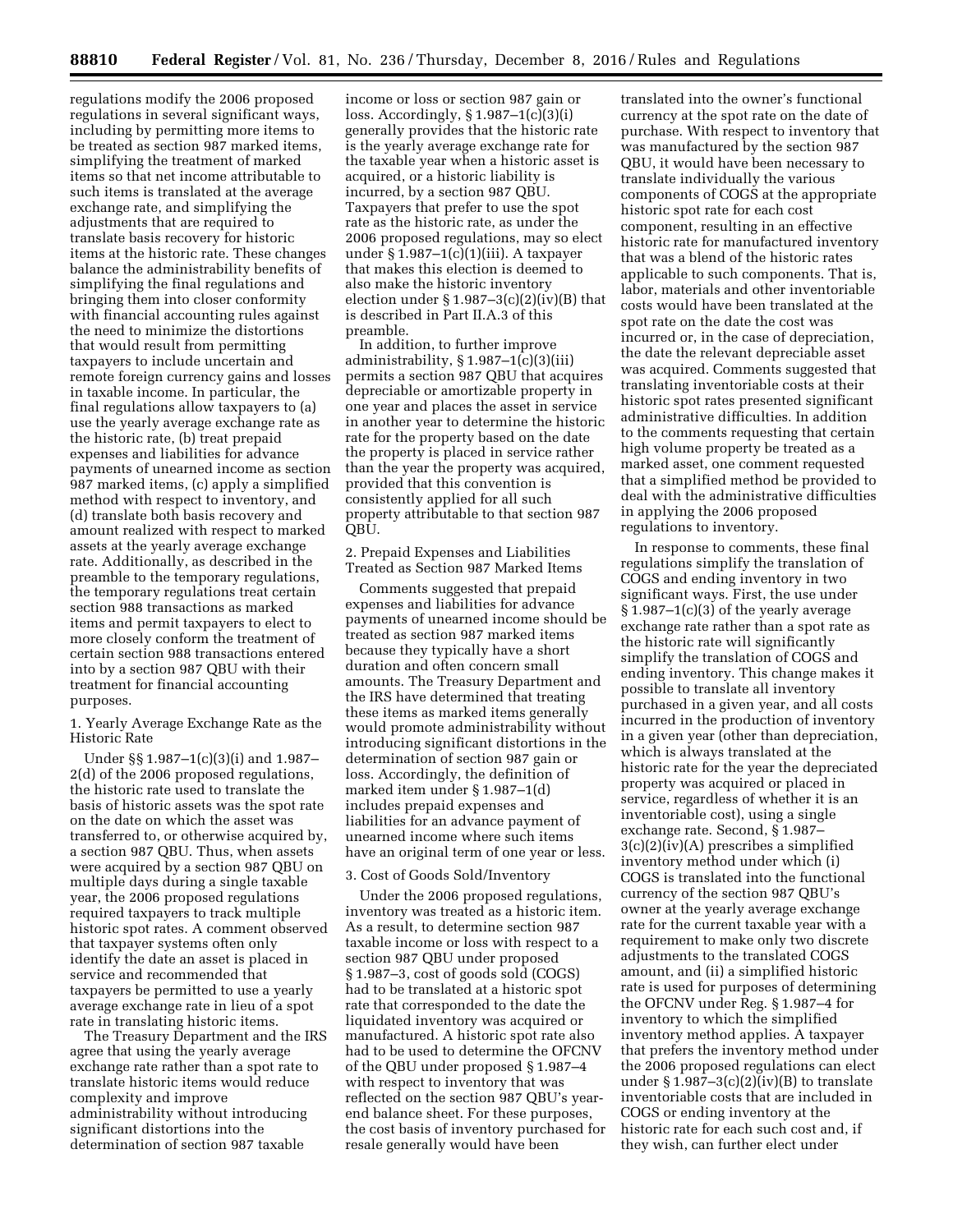regulations modify the 2006 proposed regulations in several significant ways, including by permitting more items to be treated as section 987 marked items, simplifying the treatment of marked items so that net income attributable to such items is translated at the average exchange rate, and simplifying the adjustments that are required to translate basis recovery for historic items at the historic rate. These changes balance the administrability benefits of simplifying the final regulations and bringing them into closer conformity with financial accounting rules against the need to minimize the distortions that would result from permitting taxpayers to include uncertain and remote foreign currency gains and losses in taxable income. In particular, the final regulations allow taxpayers to (a) use the yearly average exchange rate as the historic rate, (b) treat prepaid expenses and liabilities for advance payments of unearned income as section 987 marked items, (c) apply a simplified method with respect to inventory, and (d) translate both basis recovery and amount realized with respect to marked assets at the yearly average exchange rate. Additionally, as described in the preamble to the temporary regulations, the temporary regulations treat certain section 988 transactions as marked items and permit taxpayers to elect to more closely conform the treatment of certain section 988 transactions entered into by a section 987 QBU with their treatment for financial accounting purposes.

1. Yearly Average Exchange Rate as the Historic Rate

Under §§ 1.987–1(c)(3)(i) and 1.987–2(d) of the 2006 proposed regulations, the historic rate used to translate the basis of historic assets was the spot rate on the date on which the asset was transferred to, or otherwise acquired by, a section 987 QBU. Thus, when assets were acquired by a section 987 QBU on multiple days during a single taxable year, the 2006 proposed regulations required taxpayers to track multiple historic spot rates. A comment observed that taxpayer systems often only identify the date an asset is placed in service and recommended that taxpayers be permitted to use a yearly average exchange rate in lieu of a spot rate in translating historic items.

The Treasury Department and the IRS agree that using the yearly average exchange rate rather than a spot rate to translate historic items would reduce complexity and improve administrability without introducing significant distortions into the determination of section 987 taxable income or loss or section 987 gain or loss. Accordingly, § 1.987–1(c)(3)(i) generally provides that the historic rate is the yearly average exchange rate for the taxable year when a historic asset is acquired, or a historic liability is incurred, by a section 987 QBU. Taxpayers that prefer to use the spot rate as the historic rate, as under the 2006 proposed regulations, may so elect under § 1.987–1(c)(1)(iii). A taxpayer that makes this election is deemed to also make the historic inventory election under § 1.987–3(c)(2)(iv)(B) that is described in Part II.A.3 of this preamble.

In addition, to further improve administrability, § 1.987–1(c)(3)(iii) permits a section 987 QBU that acquires depreciable or amortizable property in one year and places the asset in service in another year to determine the historic rate for the property based on the date the property is placed in service rather than the year the property was acquired, provided that this convention is consistently applied for all such property attributable to that section 987 QBU.

2. Prepaid Expenses and Liabilities Treated as Section 987 Marked Items

Comments suggested that prepaid expenses and liabilities for advance payments of unearned income should be treated as section 987 marked items because they typically have a short duration and often concern small amounts. The Treasury Department and the IRS have determined that treating these items as marked items generally would promote administrability without introducing significant distortions in the determination of section 987 gain or loss. Accordingly, the definition of marked item under § 1.987–1(d) includes prepaid expenses and liabilities for an advance payment of unearned income where such items have an original term of one year or less.

3. Cost of Goods Sold/Inventory

Under the 2006 proposed regulations, inventory was treated as a historic item. As a result, to determine section 987 taxable income or loss with respect to a section 987 QBU under proposed § 1.987–3, cost of goods sold (COGS) had to be translated at a historic spot rate that corresponded to the date the liquidated inventory was acquired or manufactured. A historic spot rate also had to be used to determine the OFCNV of the QBU under proposed § 1.987–4 with respect to inventory that was reflected on the section 987 QBU's year-end balance sheet. For these purposes, the cost basis of inventory purchased for resale generally would have been translated into the owner's functional currency at the spot rate on the date of purchase. With respect to inventory that was manufactured by the section 987 QBU, it would have been necessary to translate individually the various components of COGS at the appropriate historic spot rate for each cost component, resulting in an effective historic rate for manufactured inventory that was a blend of the historic rates applicable to such components. That is, labor, materials and other inventoriable costs would have been translated at the spot rate on the date the cost was incurred or, in the case of depreciation, the date the relevant depreciable asset was acquired. Comments suggested that translating inventoriable costs at their historic spot rates presented significant administrative difficulties. In addition to the comments requesting that certain high volume property be treated as a marked asset, one comment requested that a simplified method be provided to deal with the administrative difficulties in applying the 2006 proposed regulations to inventory.

In response to comments, these final regulations simplify the translation of COGS and ending inventory in two significant ways. First, the use under § 1.987–1(c)(3) of the yearly average exchange rate rather than a spot rate as the historic rate will significantly simplify the translation of COGS and ending inventory. This change makes it possible to translate all inventory purchased in a given year, and all costs incurred in the production of inventory in a given year (other than depreciation, which is always translated at the historic rate for the year the depreciated property was acquired or placed in service, regardless of whether it is an inventoriable cost), using a single exchange rate. Second, § 1.987–3(c)(2)(iv)(A) prescribes a simplified inventory method under which (i) COGS is translated into the functional currency of the section 987 QBU's owner at the yearly average exchange rate for the current taxable year with a requirement to make only two discrete adjustments to the translated COGS amount, and (ii) a simplified historic rate is used for purposes of determining the OFCNV under Reg. § 1.987–4 for inventory to which the simplified inventory method applies. A taxpayer that prefers the inventory method under the 2006 proposed regulations can elect under § 1.987–3(c)(2)(iv)(B) to translate inventoriable costs that are included in COGS or ending inventory at the historic rate for each such cost and, if they wish, can further elect under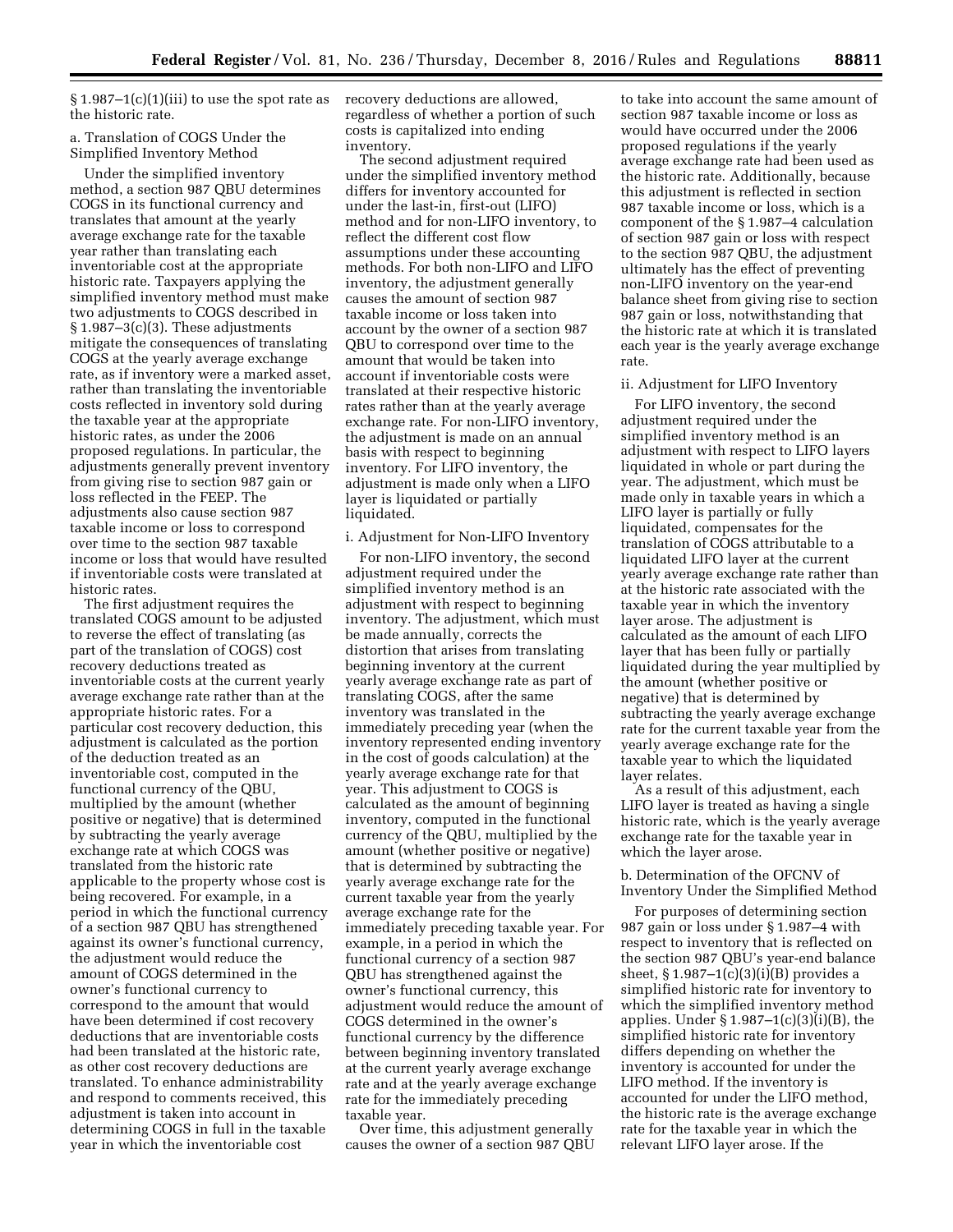§ 1.987–1(c)(1)(iii) to use the spot rate as the historic rate.

a. Translation of COGS Under the Simplified Inventory Method

Under the simplified inventory method, a section 987 QBU determines COGS in its functional currency and translates that amount at the yearly average exchange rate for the taxable year rather than translating each inventoriable cost at the appropriate historic rate. Taxpayers applying the simplified inventory method must make two adjustments to COGS described in § 1.987–3(c)(3). These adjustments mitigate the consequences of translating COGS at the yearly average exchange rate, as if inventory were a marked asset, rather than translating the inventoriable costs reflected in inventory sold during the taxable year at the appropriate historic rates, as under the 2006 proposed regulations. In particular, the adjustments generally prevent inventory from giving rise to section 987 gain or loss reflected in the FEEP. The adjustments also cause section 987 taxable income or loss to correspond over time to the section 987 taxable income or loss that would have resulted if inventoriable costs were translated at historic rates.

The first adjustment requires the translated COGS amount to be adjusted to reverse the effect of translating (as part of the translation of COGS) cost recovery deductions treated as inventoriable costs at the current yearly average exchange rate rather than at the appropriate historic rates. For a particular cost recovery deduction, this adjustment is calculated as the portion of the deduction treated as an inventoriable cost, computed in the functional currency of the QBU, multiplied by the amount (whether positive or negative) that is determined by subtracting the yearly average exchange rate at which COGS was translated from the historic rate applicable to the property whose cost is being recovered. For example, in a period in which the functional currency of a section 987 QBU has strengthened against its owner's functional currency, the adjustment would reduce the amount of COGS determined in the owner's functional currency to correspond to the amount that would have been determined if cost recovery deductions that are inventoriable costs had been translated at the historic rate, as other cost recovery deductions are translated. To enhance administrability and respond to comments received, this adjustment is taken into account in determining COGS in full in the taxable year in which the inventoriable cost recovery deductions are allowed, regardless of whether a portion of such costs is capitalized into ending inventory.

The second adjustment required under the simplified inventory method differs for inventory accounted for under the last-in, first-out (LIFO) method and for non-LIFO inventory, to reflect the different cost flow assumptions under these accounting methods. For both non-LIFO and LIFO inventory, the adjustment generally causes the amount of section 987 taxable income or loss taken into account by the owner of a section 987 QBU to correspond over time to the amount that would be taken into account if inventoriable costs were translated at their respective historic rates rather than at the yearly average exchange rate. For non-LIFO inventory, the adjustment is made on an annual basis with respect to beginning inventory. For LIFO inventory, the adjustment is made only when a LIFO layer is liquidated or partially liquidated.

i. Adjustment for Non-LIFO Inventory

For non-LIFO inventory, the second adjustment required under the simplified inventory method is an adjustment with respect to beginning inventory. The adjustment, which must be made annually, corrects the distortion that arises from translating beginning inventory at the current yearly average exchange rate as part of translating COGS, after the same inventory was translated in the immediately preceding year (when the inventory represented ending inventory in the cost of goods calculation) at the yearly average exchange rate for that year. This adjustment to COGS is calculated as the amount of beginning inventory, computed in the functional currency of the QBU, multiplied by the amount (whether positive or negative) that is determined by subtracting the yearly average exchange rate for the current taxable year from the yearly average exchange rate for the immediately preceding taxable year. For example, in a period in which the functional currency of a section 987 QBU has strengthened against the owner's functional currency, this adjustment would reduce the amount of COGS determined in the owner's functional currency by the difference between beginning inventory translated at the current yearly average exchange rate and at the yearly average exchange rate for the immediately preceding taxable year.

Over time, this adjustment generally causes the owner of a section 987 QBU to take into account the same amount of section 987 taxable income or loss as would have occurred under the 2006 proposed regulations if the yearly average exchange rate had been used as the historic rate. Additionally, because this adjustment is reflected in section 987 taxable income or loss, which is a component of the § 1.987–4 calculation of section 987 gain or loss with respect to the section 987 QBU, the adjustment ultimately has the effect of preventing non-LIFO inventory on the year-end balance sheet from giving rise to section 987 gain or loss, notwithstanding that the historic rate at which it is translated each year is the yearly average exchange rate.

ii. Adjustment for LIFO Inventory

For LIFO inventory, the second adjustment required under the simplified inventory method is an adjustment with respect to LIFO layers liquidated in whole or part during the year. The adjustment, which must be made only in taxable years in which a LIFO layer is partially or fully liquidated, compensates for the translation of COGS attributable to a liquidated LIFO layer at the current yearly average exchange rate rather than at the historic rate associated with the taxable year in which the inventory layer arose. The adjustment is calculated as the amount of each LIFO layer that has been fully or partially liquidated during the year multiplied by the amount (whether positive or negative) that is determined by subtracting the yearly average exchange rate for the current taxable year from the yearly average exchange rate for the taxable year to which the liquidated layer relates.

As a result of this adjustment, each LIFO layer is treated as having a single historic rate, which is the yearly average exchange rate for the taxable year in which the layer arose.

b. Determination of the OFCNV of Inventory Under the Simplified Method

For purposes of determining section 987 gain or loss under § 1.987–4 with respect to inventory that is reflected on the section 987 QBU's year-end balance sheet, § 1.987–1(c)(3)(i)(B) provides a simplified historic rate for inventory to which the simplified inventory method applies. Under § 1.987–1(c)(3)(i)(B), the simplified historic rate for inventory differs depending on whether the inventory is accounted for under the LIFO method. If the inventory is accounted for under the LIFO method, the historic rate is the average exchange rate for the taxable year in which the relevant LIFO layer arose. If the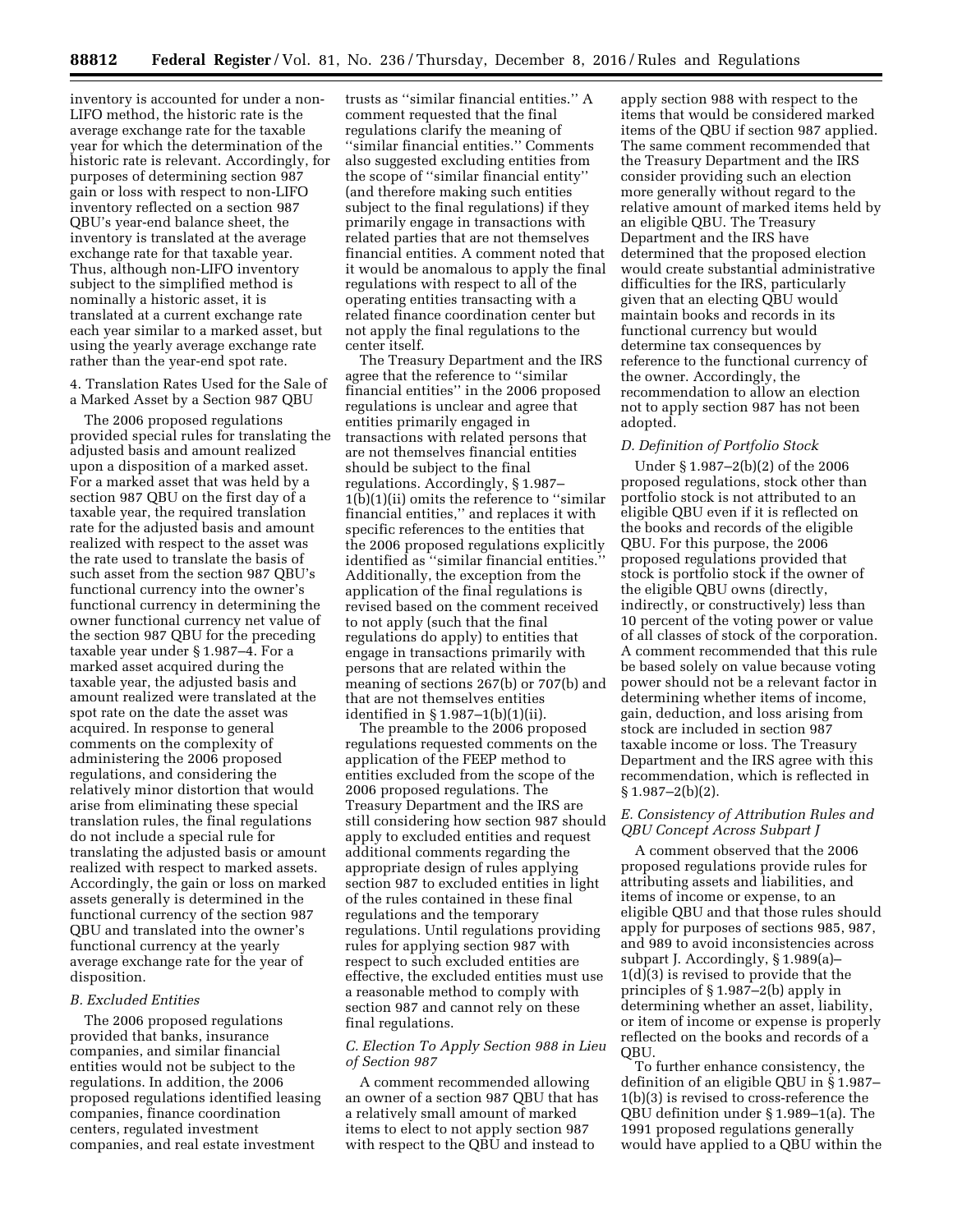inventory is accounted for under a non-LIFO method, the historic rate is the average exchange rate for the taxable year for which the determination of the historic rate is relevant. Accordingly, for purposes of determining section 987 gain or loss with respect to non-LIFO inventory reflected on a section 987 QBU's year-end balance sheet, the inventory is translated at the average exchange rate for that taxable year. Thus, although non-LIFO inventory subject to the simplified method is nominally a historic asset, it is translated at a current exchange rate each year similar to a marked asset, but using the yearly average exchange rate rather than the year-end spot rate.

4. Translation Rates Used for the Sale of a Marked Asset by a Section 987 QBU

The 2006 proposed regulations provided special rules for translating the adjusted basis and amount realized upon a disposition of a marked asset. For a marked asset that was held by a section 987 QBU on the first day of a taxable year, the required translation rate for the adjusted basis and amount realized with respect to the asset was the rate used to translate the basis of such asset from the section 987 QBU's functional currency into the owner's functional currency in determining the owner functional currency net value of the section 987 QBU for the preceding taxable year under § 1.987–4. For a marked asset acquired during the taxable year, the adjusted basis and amount realized were translated at the spot rate on the date the asset was acquired. In response to general comments on the complexity of administering the 2006 proposed regulations, and considering the relatively minor distortion that would arise from eliminating these special translation rules, the final regulations do not include a special rule for translating the adjusted basis or amount realized with respect to marked assets. Accordingly, the gain or loss on marked assets generally is determined in the functional currency of the section 987 QBU and translated into the owner's functional currency at the yearly average exchange rate for the year of disposition.

### *B. Excluded Entities*

The 2006 proposed regulations provided that banks, insurance companies, and similar financial entities would not be subject to the regulations. In addition, the 2006 proposed regulations identified leasing companies, finance coordination centers, regulated investment companies, and real estate investment trusts as ''similar financial entities.'' A comment requested that the final regulations clarify the meaning of ''similar financial entities.'' Comments also suggested excluding entities from the scope of ''similar financial entity'' (and therefore making such entities subject to the final regulations) if they primarily engage in transactions with related parties that are not themselves financial entities. A comment noted that it would be anomalous to apply the final regulations with respect to all of the operating entities transacting with a related finance coordination center but not apply the final regulations to the center itself.

The Treasury Department and the IRS agree that the reference to ''similar financial entities'' in the 2006 proposed regulations is unclear and agree that entities primarily engaged in transactions with related persons that are not themselves financial entities should be subject to the final regulations. Accordingly, § 1.987–1(b)(1)(ii) omits the reference to ''similar financial entities,'' and replaces it with specific references to the entities that the 2006 proposed regulations explicitly identified as ''similar financial entities.'' Additionally, the exception from the application of the final regulations is revised based on the comment received to not apply (such that the final regulations do apply) to entities that engage in transactions primarily with persons that are related within the meaning of sections 267(b) or 707(b) and that are not themselves entities identified in § 1.987–1(b)(1)(ii).

The preamble to the 2006 proposed regulations requested comments on the application of the FEEP method to entities excluded from the scope of the 2006 proposed regulations. The Treasury Department and the IRS are still considering how section 987 should apply to excluded entities and request additional comments regarding the appropriate design of rules applying section 987 to excluded entities in light of the rules contained in these final regulations and the temporary regulations. Until regulations providing rules for applying section 987 with respect to such excluded entities are effective, the excluded entities must use a reasonable method to comply with section 987 and cannot rely on these final regulations.

### *C. Election To Apply Section 988 in Lieu of Section 987*

A comment recommended allowing an owner of a section 987 QBU that has a relatively small amount of marked items to elect to not apply section 987 with respect to the QBU and instead to apply section 988 with respect to the items that would be considered marked items of the QBU if section 987 applied. The same comment recommended that the Treasury Department and the IRS consider providing such an election more generally without regard to the relative amount of marked items held by an eligible QBU. The Treasury Department and the IRS have determined that the proposed election would create substantial administrative difficulties for the IRS, particularly given that an electing QBU would maintain books and records in its functional currency but would determine tax consequences by reference to the functional currency of the owner. Accordingly, the recommendation to allow an election not to apply section 987 has not been adopted.

### *D. Definition of Portfolio Stock*

Under § 1.987–2(b)(2) of the 2006 proposed regulations, stock other than portfolio stock is not attributed to an eligible QBU even if it is reflected on the books and records of the eligible QBU. For this purpose, the 2006 proposed regulations provided that stock is portfolio stock if the owner of the eligible QBU owns (directly, indirectly, or constructively) less than 10 percent of the voting power or value of all classes of stock of the corporation. A comment recommended that this rule be based solely on value because voting power should not be a relevant factor in determining whether items of income, gain, deduction, and loss arising from stock are included in section 987 taxable income or loss. The Treasury Department and the IRS agree with this recommendation, which is reflected in § 1.987–2(b)(2).

### *E. Consistency of Attribution Rules and QBU Concept Across Subpart J*

A comment observed that the 2006 proposed regulations provide rules for attributing assets and liabilities, and items of income or expense, to an eligible QBU and that those rules should apply for purposes of sections 985, 987, and 989 to avoid inconsistencies across subpart J. Accordingly, § 1.989(a)–1(d)(3) is revised to provide that the principles of § 1.987–2(b) apply in determining whether an asset, liability, or item of income or expense is properly reflected on the books and records of a QBU.

To further enhance consistency, the definition of an eligible QBU in § 1.987–1(b)(3) is revised to cross-reference the QBU definition under § 1.989–1(a). The 1991 proposed regulations generally would have applied to a QBU within the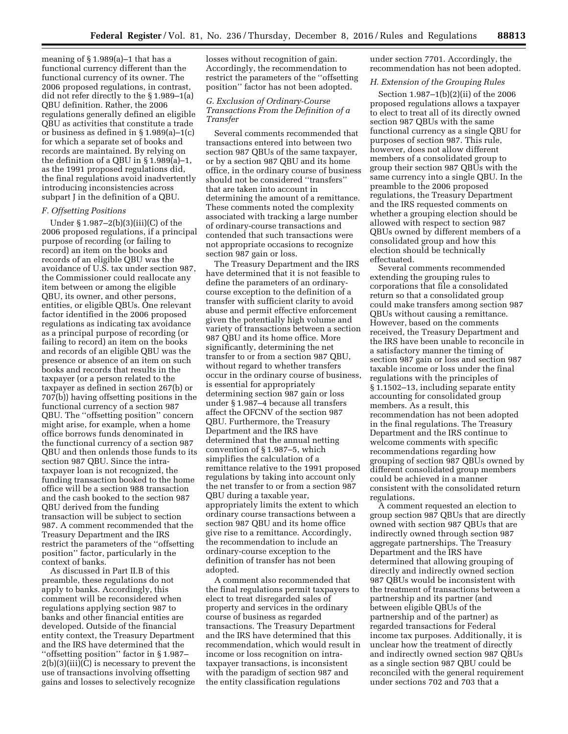meaning of § 1.989(a)–1 that has a functional currency different than the functional currency of its owner. The 2006 proposed regulations, in contrast, did not refer directly to the § 1.989–1(a) QBU definition. Rather, the 2006 regulations generally defined an eligible QBU as activities that constitute a trade or business as defined in § 1.989(a)–1(c) for which a separate set of books and records are maintained. By relying on the definition of a QBU in § 1.989(a)–1, as the 1991 proposed regulations did, the final regulations avoid inadvertently introducing inconsistencies across subpart J in the definition of a QBU.

*F. Offsetting Positions*

Under § 1.987–2(b)(3)(iii)(C) of the 2006 proposed regulations, if a principal purpose of recording (or failing to record) an item on the books and records of an eligible QBU was the avoidance of U.S. tax under section 987, the Commissioner could reallocate any item between or among the eligible QBU, its owner, and other persons, entities, or eligible QBUs. One relevant factor identified in the 2006 proposed regulations as indicating tax avoidance as a principal purpose of recording (or failing to record) an item on the books and records of an eligible QBU was the presence or absence of an item on such books and records that results in the taxpayer (or a person related to the taxpayer as defined in section 267(b) or 707(b)) having offsetting positions in the functional currency of a section 987 QBU. The ''offsetting position'' concern might arise, for example, when a home office borrows funds denominated in the functional currency of a section 987 QBU and then onlends those funds to its section 987 QBU. Since the intra-taxpayer loan is not recognized, the funding transaction booked to the home office will be a section 988 transaction and the cash booked to the section 987 QBU derived from the funding transaction will be subject to section 987. A comment recommended that the Treasury Department and the IRS restrict the parameters of the ''offsetting position'' factor, particularly in the context of banks.

As discussed in Part II.B of this preamble, these regulations do not apply to banks. Accordingly, this comment will be reconsidered when regulations applying section 987 to banks and other financial entities are developed. Outside of the financial entity context, the Treasury Department and the IRS have determined that the ''offsetting position'' factor in § 1.987–2(b)(3)(iii)(C) is necessary to prevent the use of transactions involving offsetting gains and losses to selectively recognize losses without recognition of gain. Accordingly, the recommendation to restrict the parameters of the ''offsetting position'' factor has not been adopted.

*G. Exclusion of Ordinary-Course Transactions From the Definition of a Transfer*

Several comments recommended that transactions entered into between two section 987 QBUs of the same taxpayer, or by a section 987 QBU and its home office, in the ordinary course of business should not be considered ''transfers'' that are taken into account in determining the amount of a remittance. These comments noted the complexity associated with tracking a large number of ordinary-course transactions and contended that such transactions were not appropriate occasions to recognize section 987 gain or loss.

The Treasury Department and the IRS have determined that it is not feasible to define the parameters of an ordinary-course exception to the definition of a transfer with sufficient clarity to avoid abuse and permit effective enforcement given the potentially high volume and variety of transactions between a section 987 QBU and its home office. More significantly, determining the net transfer to or from a section 987 QBU, without regard to whether transfers occur in the ordinary course of business, is essential for appropriately determining section 987 gain or loss under § 1.987–4 because all transfers affect the OFCNV of the section 987 QBU. Furthermore, the Treasury Department and the IRS have determined that the annual netting convention of § 1.987–5, which simplifies the calculation of a remittance relative to the 1991 proposed regulations by taking into account only the net transfer to or from a section 987 QBU during a taxable year, appropriately limits the extent to which ordinary course transactions between a section 987 QBU and its home office give rise to a remittance. Accordingly, the recommendation to include an ordinary-course exception to the definition of transfer has not been adopted.

A comment also recommended that the final regulations permit taxpayers to elect to treat disregarded sales of property and services in the ordinary course of business as regarded transactions. The Treasury Department and the IRS have determined that this recommendation, which would result in income or loss recognition on intra-taxpayer transactions, is inconsistent with the paradigm of section 987 and the entity classification regulations under section 7701. Accordingly, the recommendation has not been adopted.

*H. Extension of the Grouping Rules*

Section 1.987–1(b)(2)(ii) of the 2006 proposed regulations allows a taxpayer to elect to treat all of its directly owned section 987 QBUs with the same functional currency as a single QBU for purposes of section 987. This rule, however, does not allow different members of a consolidated group to group their section 987 QBUs with the same currency into a single QBU. In the preamble to the 2006 proposed regulations, the Treasury Department and the IRS requested comments on whether a grouping election should be allowed with respect to section 987 QBUs owned by different members of a consolidated group and how this election should be technically effectuated.

Several comments recommended extending the grouping rules to corporations that file a consolidated return so that a consolidated group could make transfers among section 987 QBUs without causing a remittance. However, based on the comments received, the Treasury Department and the IRS have been unable to reconcile in a satisfactory manner the timing of section 987 gain or loss and section 987 taxable income or loss under the final regulations with the principles of § 1.1502–13, including separate entity accounting for consolidated group members. As a result, this recommendation has not been adopted in the final regulations. The Treasury Department and the IRS continue to welcome comments with specific recommendations regarding how grouping of section 987 QBUs owned by different consolidated group members could be achieved in a manner consistent with the consolidated return regulations.

A comment requested an election to group section 987 QBUs that are directly owned with section 987 QBUs that are indirectly owned through section 987 aggregate partnerships. The Treasury Department and the IRS have determined that allowing grouping of directly and indirectly owned section 987 QBUs would be inconsistent with the treatment of transactions between a partnership and its partner (and between eligible QBUs of the partnership and of the partner) as regarded transactions for Federal income tax purposes. Additionally, it is unclear how the treatment of directly and indirectly owned section 987 QBUs as a single section 987 QBU could be reconciled with the general requirement under sections 702 and 703 that a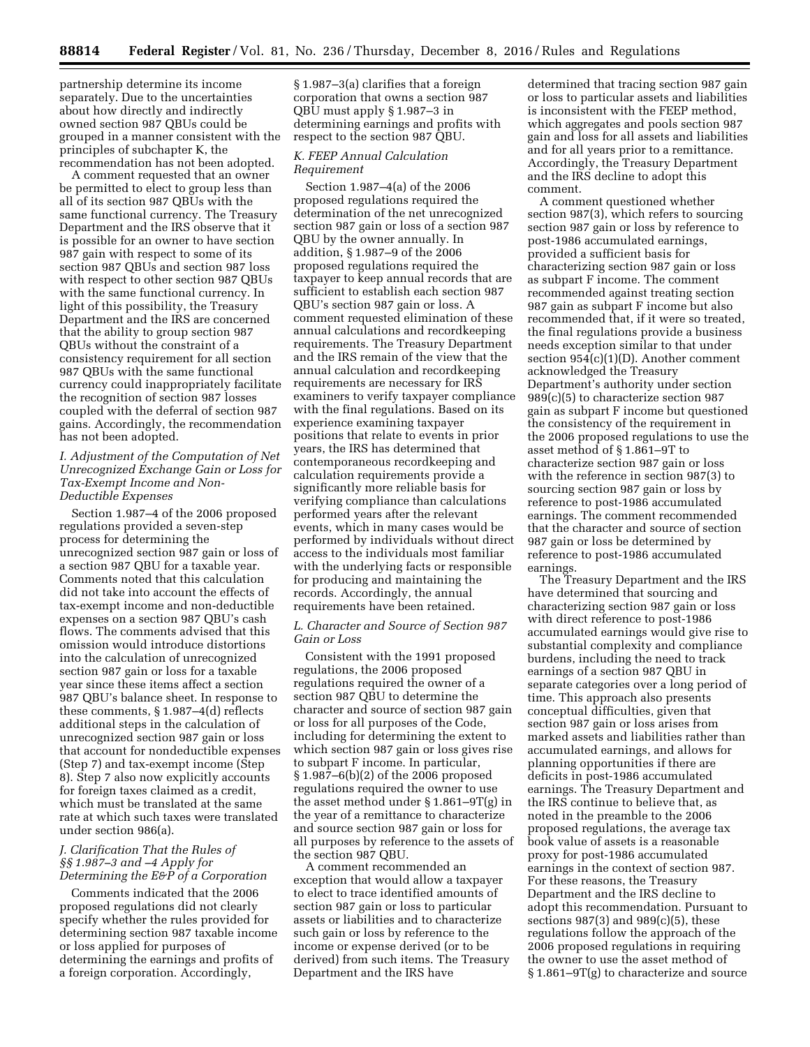partnership determine its income separately. Due to the uncertainties about how directly and indirectly owned section 987 QBUs could be grouped in a manner consistent with the principles of subchapter K, the recommendation has not been adopted.

A comment requested that an owner be permitted to elect to group less than all of its section 987 QBUs with the same functional currency. The Treasury Department and the IRS observe that it is possible for an owner to have section 987 gain with respect to some of its section 987 QBUs and section 987 loss with respect to other section 987 QBUs with the same functional currency. In light of this possibility, the Treasury Department and the IRS are concerned that the ability to group section 987 QBUs without the constraint of a consistency requirement for all section 987 QBUs with the same functional currency could inappropriately facilitate the recognition of section 987 losses coupled with the deferral of section 987 gains. Accordingly, the recommendation has not been adopted.

### *I. Adjustment of the Computation of Net Unrecognized Exchange Gain or Loss for Tax-Exempt Income and Non-Deductible Expenses*

Section 1.987–4 of the 2006 proposed regulations provided a seven-step process for determining the unrecognized section 987 gain or loss of a section 987 QBU for a taxable year. Comments noted that this calculation did not take into account the effects of tax-exempt income and non-deductible expenses on a section 987 QBU's cash flows. The comments advised that this omission would introduce distortions into the calculation of unrecognized section 987 gain or loss for a taxable year since these items affect a section 987 QBU's balance sheet. In response to these comments, § 1.987–4(d) reflects additional steps in the calculation of unrecognized section 987 gain or loss that account for nondeductible expenses (Step 7) and tax-exempt income (Step 8). Step 7 also now explicitly accounts for foreign taxes claimed as a credit, which must be translated at the same rate at which such taxes were translated under section 986(a).

### *J. Clarification That the Rules of §§ 1.987–3 and –4 Apply for Determining the E&P of a Corporation*

Comments indicated that the 2006 proposed regulations did not clearly specify whether the rules provided for determining section 987 taxable income or loss applied for purposes of determining the earnings and profits of a foreign corporation. Accordingly, § 1.987–3(a) clarifies that a foreign corporation that owns a section 987 QBU must apply § 1.987–3 in determining earnings and profits with respect to the section 987 QBU.

### *K. FEEP Annual Calculation Requirement*

Section 1.987–4(a) of the 2006 proposed regulations required the determination of the net unrecognized section 987 gain or loss of a section 987 QBU by the owner annually. In addition, § 1.987–9 of the 2006 proposed regulations required the taxpayer to keep annual records that are sufficient to establish each section 987 QBU's section 987 gain or loss. A comment requested elimination of these annual calculations and recordkeeping requirements. The Treasury Department and the IRS remain of the view that the annual calculation and recordkeeping requirements are necessary for IRS examiners to verify taxpayer compliance with the final regulations. Based on its experience examining taxpayer positions that relate to events in prior years, the IRS has determined that contemporaneous recordkeeping and calculation requirements provide a significantly more reliable basis for verifying compliance than calculations performed years after the relevant events, which in many cases would be performed by individuals without direct access to the individuals most familiar with the underlying facts or responsible for producing and maintaining the records. Accordingly, the annual requirements have been retained.

### *L. Character and Source of Section 987 Gain or Loss*

Consistent with the 1991 proposed regulations, the 2006 proposed regulations required the owner of a section 987 QBU to determine the character and source of section 987 gain or loss for all purposes of the Code, including for determining the extent to which section 987 gain or loss gives rise to subpart F income. In particular, § 1.987–6(b)(2) of the 2006 proposed regulations required the owner to use the asset method under § 1.861–9T(g) in the year of a remittance to characterize and source section 987 gain or loss for all purposes by reference to the assets of the section 987 QBU.

A comment recommended an exception that would allow a taxpayer to elect to trace identified amounts of section 987 gain or loss to particular assets or liabilities and to characterize such gain or loss by reference to the income or expense derived (or to be derived) from such items. The Treasury Department and the IRS have determined that tracing section 987 gain or loss to particular assets and liabilities is inconsistent with the FEEP method, which aggregates and pools section 987 gain and loss for all assets and liabilities and for all years prior to a remittance. Accordingly, the Treasury Department and the IRS decline to adopt this comment.

A comment questioned whether section 987(3), which refers to sourcing section 987 gain or loss by reference to post-1986 accumulated earnings, provided a sufficient basis for characterizing section 987 gain or loss as subpart F income. The comment recommended against treating section 987 gain as subpart F income but also recommended that, if it were so treated, the final regulations provide a business needs exception similar to that under section 954(c)(1)(D). Another comment acknowledged the Treasury Department's authority under section 989(c)(5) to characterize section 987 gain as subpart F income but questioned the consistency of the requirement in the 2006 proposed regulations to use the asset method of § 1.861–9T to characterize section 987 gain or loss with the reference in section 987(3) to sourcing section 987 gain or loss by reference to post-1986 accumulated earnings. The comment recommended that the character and source of section 987 gain or loss be determined by reference to post-1986 accumulated earnings.

The Treasury Department and the IRS have determined that sourcing and characterizing section 987 gain or loss with direct reference to post-1986 accumulated earnings would give rise to substantial complexity and compliance burdens, including the need to track earnings of a section 987 QBU in separate categories over a long period of time. This approach also presents conceptual difficulties, given that section 987 gain or loss arises from marked assets and liabilities rather than accumulated earnings, and allows for planning opportunities if there are deficits in post-1986 accumulated earnings. The Treasury Department and the IRS continue to believe that, as noted in the preamble to the 2006 proposed regulations, the average tax book value of assets is a reasonable proxy for post-1986 accumulated earnings in the context of section 987. For these reasons, the Treasury Department and the IRS decline to adopt this recommendation. Pursuant to sections 987(3) and 989(c)(5), these regulations follow the approach of the 2006 proposed regulations in requiring the owner to use the asset method of § 1.861–9T(g) to characterize and source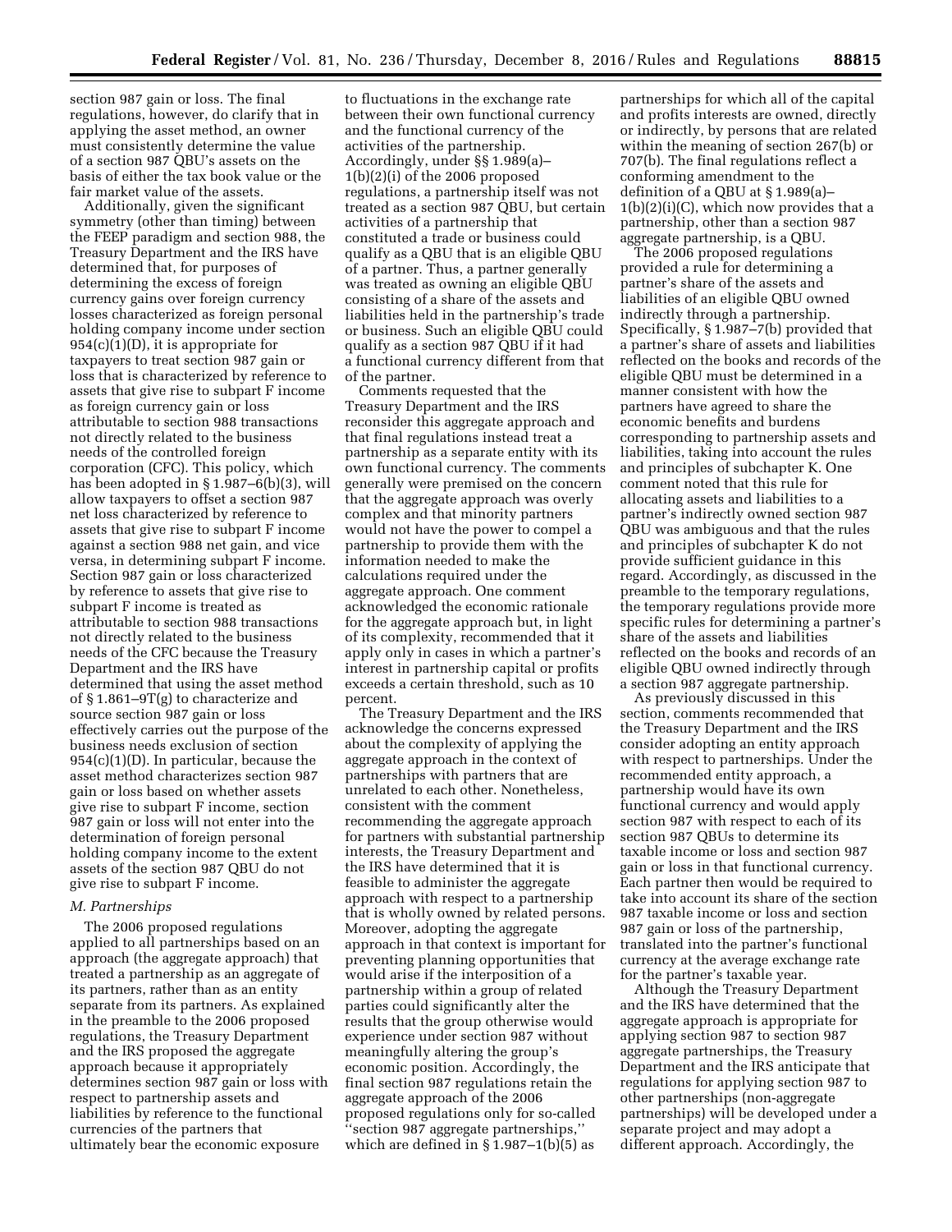section 987 gain or loss. The final regulations, however, do clarify that in applying the asset method, an owner must consistently determine the value of a section 987 QBU's assets on the basis of either the tax book value or the fair market value of the assets.

Additionally, given the significant symmetry (other than timing) between the FEEP paradigm and section 988, the Treasury Department and the IRS have determined that, for purposes of determining the excess of foreign currency gains over foreign currency losses characterized as foreign personal holding company income under section 954(c)(1)(D), it is appropriate for taxpayers to treat section 987 gain or loss that is characterized by reference to assets that give rise to subpart F income as foreign currency gain or loss attributable to section 988 transactions not directly related to the business needs of the controlled foreign corporation (CFC). This policy, which has been adopted in § 1.987–6(b)(3), will allow taxpayers to offset a section 987 net loss characterized by reference to assets that give rise to subpart F income against a section 988 net gain, and vice versa, in determining subpart F income. Section 987 gain or loss characterized by reference to assets that give rise to subpart F income is treated as attributable to section 988 transactions not directly related to the business needs of the CFC because the Treasury Department and the IRS have determined that using the asset method of § 1.861–9T(g) to characterize and source section 987 gain or loss effectively carries out the purpose of the business needs exclusion of section 954(c)(1)(D). In particular, because the asset method characterizes section 987 gain or loss based on whether assets give rise to subpart F income, section 987 gain or loss will not enter into the determination of foreign personal holding company income to the extent assets of the section 987 QBU do not give rise to subpart F income.

*M. Partnerships*

The 2006 proposed regulations applied to all partnerships based on an approach (the aggregate approach) that treated a partnership as an aggregate of its partners, rather than as an entity separate from its partners. As explained in the preamble to the 2006 proposed regulations, the Treasury Department and the IRS proposed the aggregate approach because it appropriately determines section 987 gain or loss with respect to partnership assets and liabilities by reference to the functional currencies of the partners that ultimately bear the economic exposure to fluctuations in the exchange rate between their own functional currency and the functional currency of the activities of the partnership. Accordingly, under §§ 1.989(a)–1(b)(2)(i) of the 2006 proposed regulations, a partnership itself was not treated as a section 987 QBU, but certain activities of a partnership that constituted a trade or business could qualify as a QBU that is an eligible QBU of a partner. Thus, a partner generally was treated as owning an eligible QBU consisting of a share of the assets and liabilities held in the partnership's trade or business. Such an eligible QBU could qualify as a section 987 QBU if it had a functional currency different from that of the partner.

Comments requested that the Treasury Department and the IRS reconsider this aggregate approach and that final regulations instead treat a partnership as a separate entity with its own functional currency. The comments generally were premised on the concern that the aggregate approach was overly complex and that minority partners would not have the power to compel a partnership to provide them with the information needed to make the calculations required under the aggregate approach. One comment acknowledged the economic rationale for the aggregate approach but, in light of its complexity, recommended that it apply only in cases in which a partner's interest in partnership capital or profits exceeds a certain threshold, such as 10 percent.

The Treasury Department and the IRS acknowledge the concerns expressed about the complexity of applying the aggregate approach in the context of partnerships with partners that are unrelated to each other. Nonetheless, consistent with the comment recommending the aggregate approach for partners with substantial partnership interests, the Treasury Department and the IRS have determined that it is feasible to administer the aggregate approach with respect to a partnership that is wholly owned by related persons. Moreover, adopting the aggregate approach in that context is important for preventing planning opportunities that would arise if the interposition of a partnership within a group of related parties could significantly alter the results that the group otherwise would experience under section 987 without meaningfully altering the group's economic position. Accordingly, the final section 987 regulations retain the aggregate approach of the 2006 proposed regulations only for so-called "section 987 aggregate partnerships," which are defined in § 1.987–1(b)(5) as partnerships for which all of the capital and profits interests are owned, directly or indirectly, by persons that are related within the meaning of section 267(b) or 707(b). The final regulations reflect a conforming amendment to the definition of a QBU at § 1.989(a)–1(b)(2)(i)(C), which now provides that a partnership, other than a section 987 aggregate partnership, is a QBU.

The 2006 proposed regulations provided a rule for determining a partner's share of the assets and liabilities of an eligible QBU owned indirectly through a partnership. Specifically, § 1.987–7(b) provided that a partner's share of assets and liabilities reflected on the books and records of the eligible QBU must be determined in a manner consistent with how the partners have agreed to share the economic benefits and burdens corresponding to partnership assets and liabilities, taking into account the rules and principles of subchapter K. One comment noted that this rule for allocating assets and liabilities to a partner's indirectly owned section 987 QBU was ambiguous and that the rules and principles of subchapter K do not provide sufficient guidance in this regard. Accordingly, as discussed in the preamble to the temporary regulations, the temporary regulations provide more specific rules for determining a partner's share of the assets and liabilities reflected on the books and records of an eligible QBU owned indirectly through a section 987 aggregate partnership.

As previously discussed in this section, comments recommended that the Treasury Department and the IRS consider adopting an entity approach with respect to partnerships. Under the recommended entity approach, a partnership would have its own functional currency and would apply section 987 with respect to each of its section 987 QBUs to determine its taxable income or loss and section 987 gain or loss in that functional currency. Each partner then would be required to take into account its share of the section 987 taxable income or loss and section 987 gain or loss of the partnership, translated into the partner's functional currency at the average exchange rate for the partner's taxable year.

Although the Treasury Department and the IRS have determined that the aggregate approach is appropriate for applying section 987 to section 987 aggregate partnerships, the Treasury Department and the IRS anticipate that regulations for applying section 987 to other partnerships (non-aggregate partnerships) will be developed under a separate project and may adopt a different approach. Accordingly, the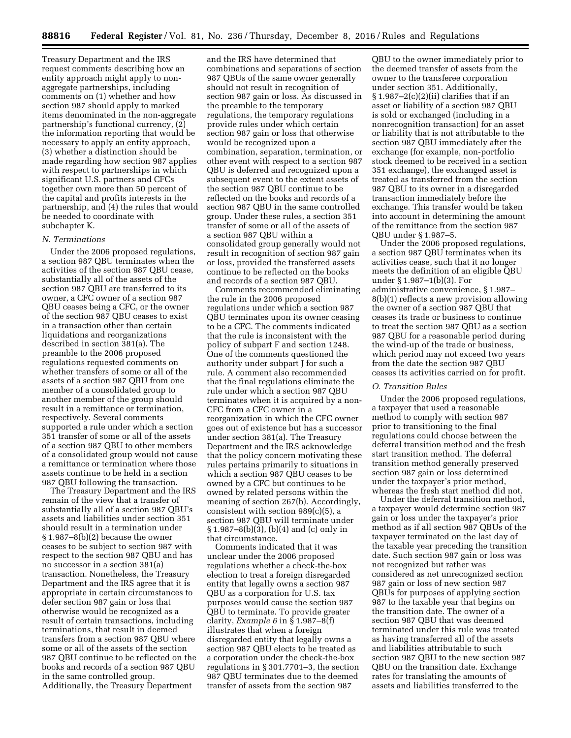Treasury Department and the IRS request comments describing how an entity approach might apply to non-aggregate partnerships, including comments on (1) whether and how section 987 should apply to marked items denominated in the non-aggregate partnership's functional currency, (2) the information reporting that would be necessary to apply an entity approach, (3) whether a distinction should be made regarding how section 987 applies with respect to partnerships in which significant U.S. partners and CFCs together own more than 50 percent of the capital and profits interests in the partnership, and (4) the rules that would be needed to coordinate with subchapter K.

### N. Terminations

Under the 2006 proposed regulations, a section 987 QBU terminates when the activities of the section 987 QBU cease, substantially all of the assets of the section 987 QBU are transferred to its owner, a CFC owner of a section 987 QBU ceases being a CFC, or the owner of the section 987 QBU ceases to exist in a transaction other than certain liquidations and reorganizations described in section 381(a). The preamble to the 2006 proposed regulations requested comments on whether transfers of some or all of the assets of a section 987 QBU from one member of a consolidated group to another member of the group should result in a remittance or termination, respectively. Several comments supported a rule under which a section 351 transfer of some or all of the assets of a section 987 QBU to other members of a consolidated group would not cause a remittance or termination where those assets continue to be held in a section 987 QBU following the transaction.

The Treasury Department and the IRS remain of the view that a transfer of substantially all of a section 987 QBU's assets and liabilities under section 351 should result in a termination under § 1.987–8(b)(2) because the owner ceases to be subject to section 987 with respect to the section 987 QBU and has no successor in a section 381(a) transaction. Nonetheless, the Treasury Department and the IRS agree that it is appropriate in certain circumstances to defer section 987 gain or loss that otherwise would be recognized as a result of certain transactions, including terminations, that result in deemed transfers from a section 987 QBU where some or all of the assets of the section 987 QBU continue to be reflected on the books and records of a section 987 QBU in the same controlled group. Additionally, the Treasury Department and the IRS have determined that combinations and separations of section 987 QBUs of the same owner generally should not result in recognition of section 987 gain or loss. As discussed in the preamble to the temporary regulations, the temporary regulations provide rules under which certain section 987 gain or loss that otherwise would be recognized upon a combination, separation, termination, or other event with respect to a section 987 QBU is deferred and recognized upon a subsequent event to the extent assets of the section 987 QBU continue to be reflected on the books and records of a section 987 QBU in the same controlled group. Under these rules, a section 351 transfer of some or all of the assets of a section 987 QBU within a consolidated group generally would not result in recognition of section 987 gain or loss, provided the transferred assets continue to be reflected on the books and records of a section 987 QBU.

Comments recommended eliminating the rule in the 2006 proposed regulations under which a section 987 QBU terminates upon its owner ceasing to be a CFC. The comments indicated that the rule is inconsistent with the policy of subpart F and section 1248. One of the comments questioned the authority under subpart J for such a rule. A comment also recommended that the final regulations eliminate the rule under which a section 987 QBU terminates when it is acquired by a non-CFC from a CFC owner in a reorganization in which the CFC owner goes out of existence but has a successor under section 381(a). The Treasury Department and the IRS acknowledge that the policy concern motivating these rules pertains primarily to situations in which a section 987 QBU ceases to be owned by a CFC but continues to be owned by related persons within the meaning of section 267(b). Accordingly, consistent with section 989(c)(5), a section 987 QBU will terminate under § 1.987–8(b)(3), (b)(4) and (c) only in that circumstance.

Comments indicated that it was unclear under the 2006 proposed regulations whether a check-the-box election to treat a foreign disregarded entity that legally owns a section 987 QBU as a corporation for U.S. tax purposes would cause the section 987 QBU to terminate. To provide greater clarity, *Example 6* in § 1.987–8(f) illustrates that when a foreign disregarded entity that legally owns a section 987 QBU elects to be treated as a corporation under the check-the-box regulations in § 301.7701–3, the section 987 QBU terminates due to the deemed transfer of assets from the section 987 QBU to the owner immediately prior to the deemed transfer of assets from the owner to the transferee corporation under section 351. Additionally, § 1.987–2(c)(2)(ii) clarifies that if an asset or liability of a section 987 QBU is sold or exchanged (including in a nonrecognition transaction) for an asset or liability that is not attributable to the section 987 QBU immediately after the exchange (for example, non-portfolio stock deemed to be received in a section 351 exchange), the exchanged asset is treated as transferred from the section 987 QBU to its owner in a disregarded transaction immediately before the exchange. This transfer would be taken into account in determining the amount of the remittance from the section 987 QBU under § 1.987–5.

Under the 2006 proposed regulations, a section 987 QBU terminates when its activities cease, such that it no longer meets the definition of an eligible QBU under § 1.987–1(b)(3). For administrative convenience, § 1.987–8(b)(1) reflects a new provision allowing the owner of a section 987 QBU that ceases its trade or business to continue to treat the section 987 QBU as a section 987 QBU for a reasonable period during the wind-up of the trade or business, which period may not exceed two years from the date the section 987 QBU ceases its activities carried on for profit.

### O. Transition Rules

Under the 2006 proposed regulations, a taxpayer that used a reasonable method to comply with section 987 prior to transitioning to the final regulations could choose between the deferral transition method and the fresh start transition method. The deferral transition method generally preserved section 987 gain or loss determined under the taxpayer's prior method, whereas the fresh start method did not.

Under the deferral transition method, a taxpayer would determine section 987 gain or loss under the taxpayer's prior method as if all section 987 QBUs of the taxpayer terminated on the last day of the taxable year preceding the transition date. Such section 987 gain or loss was not recognized but rather was considered as net unrecognized section 987 gain or loss of new section 987 QBUs for purposes of applying section 987 to the taxable year that begins on the transition date. The owner of a section 987 QBU that was deemed terminated under this rule was treated as having transferred all of the assets and liabilities attributable to such section 987 QBU to the new section 987 QBU on the transition date. Exchange rates for translating the amounts of assets and liabilities transferred to the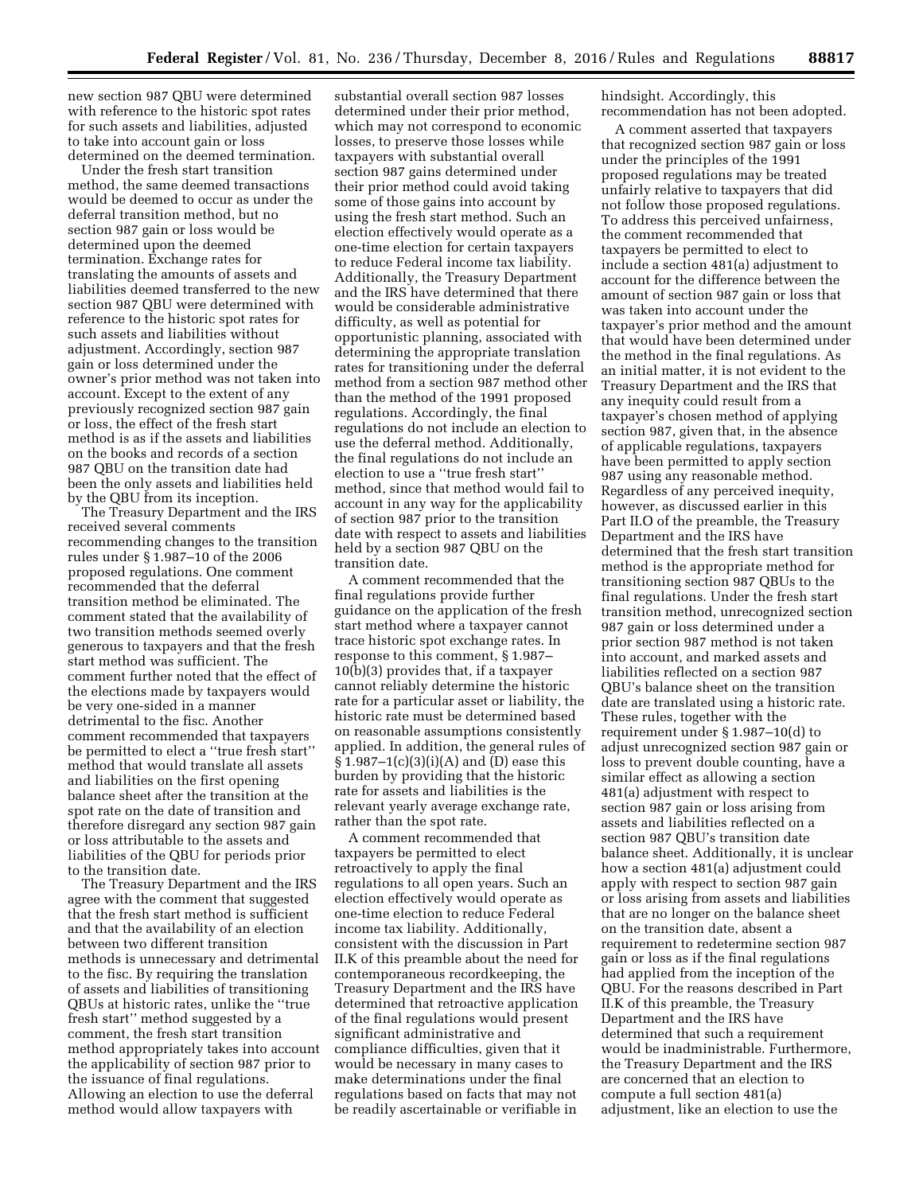new section 987 QBU were determined with reference to the historic spot rates for such assets and liabilities, adjusted to take into account gain or loss determined on the deemed termination.

Under the fresh start transition method, the same deemed transactions would be deemed to occur as under the deferral transition method, but no section 987 gain or loss would be determined upon the deemed termination. Exchange rates for translating the amounts of assets and liabilities deemed transferred to the new section 987 QBU were determined with reference to the historic spot rates for such assets and liabilities without adjustment. Accordingly, section 987 gain or loss determined under the owner's prior method was not taken into account. Except to the extent of any previously recognized section 987 gain or loss, the effect of the fresh start method is as if the assets and liabilities on the books and records of a section 987 QBU on the transition date had been the only assets and liabilities held by the QBU from its inception.

The Treasury Department and the IRS received several comments recommending changes to the transition rules under § 1.987–10 of the 2006 proposed regulations. One comment recommended that the deferral transition method be eliminated. The comment stated that the availability of two transition methods seemed overly generous to taxpayers and that the fresh start method was sufficient. The comment further noted that the effect of the elections made by taxpayers would be very one-sided in a manner detrimental to the fisc. Another comment recommended that taxpayers be permitted to elect a ''true fresh start'' method that would translate all assets and liabilities on the first opening balance sheet after the transition at the spot rate on the date of transition and therefore disregard any section 987 gain or loss attributable to the assets and liabilities of the QBU for periods prior to the transition date.

The Treasury Department and the IRS agree with the comment that suggested that the fresh start method is sufficient and that the availability of an election between two different transition methods is unnecessary and detrimental to the fisc. By requiring the translation of assets and liabilities of transitioning QBUs at historic rates, unlike the ''true fresh start'' method suggested by a comment, the fresh start transition method appropriately takes into account the applicability of section 987 prior to the issuance of final regulations. Allowing an election to use the deferral method would allow taxpayers with substantial overall section 987 losses determined under their prior method, which may not correspond to economic losses, to preserve those losses while taxpayers with substantial overall section 987 gains determined under their prior method could avoid taking some of those gains into account by using the fresh start method. Such an election effectively would operate as a one-time election for certain taxpayers to reduce Federal income tax liability. Additionally, the Treasury Department and the IRS have determined that there would be considerable administrative difficulty, as well as potential for opportunistic planning, associated with determining the appropriate translation rates for transitioning under the deferral method from a section 987 method other than the method of the 1991 proposed regulations. Accordingly, the final regulations do not include an election to use the deferral method. Additionally, the final regulations do not include an election to use a ''true fresh start'' method, since that method would fail to account in any way for the applicability of section 987 prior to the transition date with respect to assets and liabilities held by a section 987 QBU on the transition date.

A comment recommended that the final regulations provide further guidance on the application of the fresh start method where a taxpayer cannot trace historic spot exchange rates. In response to this comment, § 1.987–10(b)(3) provides that, if a taxpayer cannot reliably determine the historic rate for a particular asset or liability, the historic rate must be determined based on reasonable assumptions consistently applied. In addition, the general rules of § 1.987–1(c)(3)(i)(A) and (D) ease this burden by providing that the historic rate for assets and liabilities is the relevant yearly average exchange rate, rather than the spot rate.

A comment recommended that taxpayers be permitted to elect retroactively to apply the final regulations to all open years. Such an election effectively would operate as one-time election to reduce Federal income tax liability. Additionally, consistent with the discussion in Part II.K of this preamble about the need for contemporaneous recordkeeping, the Treasury Department and the IRS have determined that retroactive application of the final regulations would present significant administrative and compliance difficulties, given that it would be necessary in many cases to make determinations under the final regulations based on facts that may not be readily ascertainable or verifiable in hindsight. Accordingly, this recommendation has not been adopted.

A comment asserted that taxpayers that recognized section 987 gain or loss under the principles of the 1991 proposed regulations may be treated unfairly relative to taxpayers that did not follow those proposed regulations. To address this perceived unfairness, the comment recommended that taxpayers be permitted to elect to include a section 481(a) adjustment to account for the difference between the amount of section 987 gain or loss that was taken into account under the taxpayer's prior method and the amount that would have been determined under the method in the final regulations. As an initial matter, it is not evident to the Treasury Department and the IRS that any inequity could result from a taxpayer's chosen method of applying section 987, given that, in the absence of applicable regulations, taxpayers have been permitted to apply section 987 using any reasonable method. Regardless of any perceived inequity, however, as discussed earlier in this Part II.O of the preamble, the Treasury Department and the IRS have determined that the fresh start transition method is the appropriate method for transitioning section 987 QBUs to the final regulations. Under the fresh start transition method, unrecognized section 987 gain or loss determined under a prior section 987 method is not taken into account, and marked assets and liabilities reflected on a section 987 QBU's balance sheet on the transition date are translated using a historic rate. These rules, together with the requirement under § 1.987–10(d) to adjust unrecognized section 987 gain or loss to prevent double counting, have a similar effect as allowing a section 481(a) adjustment with respect to section 987 gain or loss arising from assets and liabilities reflected on a section 987 QBU's transition date balance sheet. Additionally, it is unclear how a section 481(a) adjustment could apply with respect to section 987 gain or loss arising from assets and liabilities that are no longer on the balance sheet on the transition date, absent a requirement to redetermine section 987 gain or loss as if the final regulations had applied from the inception of the QBU. For the reasons described in Part II.K of this preamble, the Treasury Department and the IRS have determined that such a requirement would be inadministrable. Furthermore, the Treasury Department and the IRS are concerned that an election to compute a full section 481(a) adjustment, like an election to use the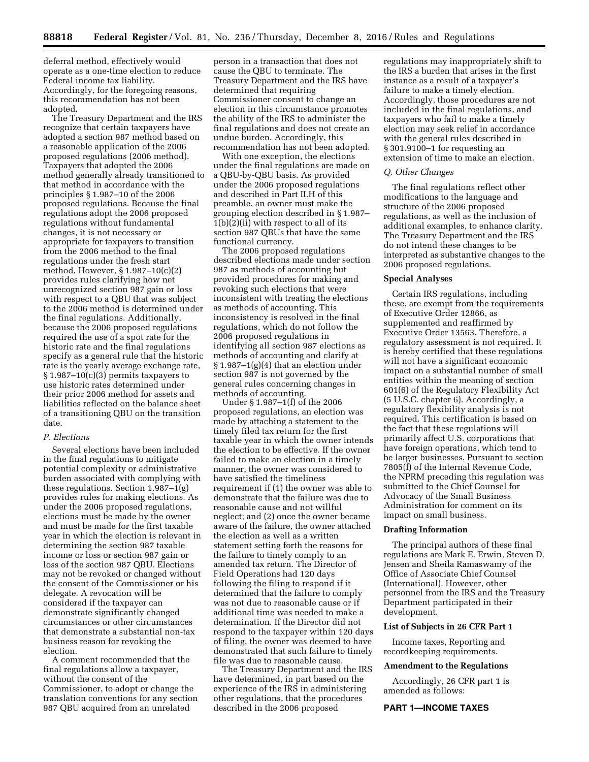deferral method, effectively would operate as a one-time election to reduce Federal income tax liability. Accordingly, for the foregoing reasons, this recommendation has not been adopted.

The Treasury Department and the IRS recognize that certain taxpayers have adopted a section 987 method based on a reasonable application of the 2006 proposed regulations (2006 method). Taxpayers that adopted the 2006 method generally already transitioned to that method in accordance with the principles § 1.987–10 of the 2006 proposed regulations. Because the final regulations adopt the 2006 proposed regulations without fundamental changes, it is not necessary or appropriate for taxpayers to transition from the 2006 method to the final regulations under the fresh start method. However, § 1.987–10(c)(2) provides rules clarifying how net unrecognized section 987 gain or loss with respect to a QBU that was subject to the 2006 method is determined under the final regulations. Additionally, because the 2006 proposed regulations required the use of a spot rate for the historic rate and the final regulations specify as a general rule that the historic rate is the yearly average exchange rate, § 1.987–10(c)(3) permits taxpayers to use historic rates determined under their prior 2006 method for assets and liabilities reflected on the balance sheet of a transitioning QBU on the transition date.

*P. Elections*

Several elections have been included in the final regulations to mitigate potential complexity or administrative burden associated with complying with these regulations. Section 1.987–1(g) provides rules for making elections. As under the 2006 proposed regulations, elections must be made by the owner and must be made for the first taxable year in which the election is relevant in determining the section 987 taxable income or loss or section 987 gain or loss of the section 987 QBU. Elections may not be revoked or changed without the consent of the Commissioner or his delegate. A revocation will be considered if the taxpayer can demonstrate significantly changed circumstances or other circumstances that demonstrate a substantial non-tax business reason for revoking the election.

A comment recommended that the final regulations allow a taxpayer, without the consent of the Commissioner, to adopt or change the translation conventions for any section 987 QBU acquired from an unrelated person in a transaction that does not cause the QBU to terminate. The Treasury Department and the IRS have determined that requiring Commissioner consent to change an election in this circumstance promotes the ability of the IRS to administer the final regulations and does not create an undue burden. Accordingly, this recommendation has not been adopted.

With one exception, the elections under the final regulations are made on a QBU-by-QBU basis. As provided under the 2006 proposed regulations and described in Part II.H of this preamble, an owner must make the grouping election described in § 1.987–1(b)(2)(ii) with respect to all of its section 987 QBUs that have the same functional currency.

The 2006 proposed regulations described elections made under section 987 as methods of accounting but provided procedures for making and revoking such elections that were inconsistent with treating the elections as methods of accounting. This inconsistency is resolved in the final regulations, which do not follow the 2006 proposed regulations in identifying all section 987 elections as methods of accounting and clarify at § 1.987–1(g)(4) that an election under section 987 is not governed by the general rules concerning changes in methods of accounting.

Under § 1.987–1(f) of the 2006 proposed regulations, an election was made by attaching a statement to the timely filed tax return for the first taxable year in which the owner intends the election to be effective. If the owner failed to make an election in a timely manner, the owner was considered to have satisfied the timeliness requirement if (1) the owner was able to demonstrate that the failure was due to reasonable cause and not willful neglect; and (2) once the owner became aware of the failure, the owner attached the election as well as a written statement setting forth the reasons for the failure to timely comply to an amended tax return. The Director of Field Operations had 120 days following the filing to respond if it determined that the failure to comply was not due to reasonable cause or if additional time was needed to make a determination. If the Director did not respond to the taxpayer within 120 days of filing, the owner was deemed to have demonstrated that such failure to timely file was due to reasonable cause.

The Treasury Department and the IRS have determined, in part based on the experience of the IRS in administering other regulations, that the procedures described in the 2006 proposed regulations may inappropriately shift to the IRS a burden that arises in the first instance as a result of a taxpayer's failure to make a timely election. Accordingly, those procedures are not included in the final regulations, and taxpayers who fail to make a timely election may seek relief in accordance with the general rules described in § 301.9100–1 for requesting an extension of time to make an election.

*Q. Other Changes*

The final regulations reflect other modifications to the language and structure of the 2006 proposed regulations, as well as the inclusion of additional examples, to enhance clarity. The Treasury Department and the IRS do not intend these changes to be interpreted as substantive changes to the 2006 proposed regulations.

## Special Analyses

Certain IRS regulations, including these, are exempt from the requirements of Executive Order 12866, as supplemented and reaffirmed by Executive Order 13563. Therefore, a regulatory assessment is not required. It is hereby certified that these regulations will not have a significant economic impact on a substantial number of small entities within the meaning of section 601(6) of the Regulatory Flexibility Act (5 U.S.C. chapter 6). Accordingly, a regulatory flexibility analysis is not required. This certification is based on the fact that these regulations will primarily affect U.S. corporations that have foreign operations, which tend to be larger businesses. Pursuant to section 7805(f) of the Internal Revenue Code, the NPRM preceding this regulation was submitted to the Chief Counsel for Advocacy of the Small Business Administration for comment on its impact on small business.

## Drafting Information

The principal authors of these final regulations are Mark E. Erwin, Steven D. Jensen and Sheila Ramaswamy of the Office of Associate Chief Counsel (International). However, other personnel from the IRS and the Treasury Department participated in their development.

## List of Subjects in 26 CFR Part 1

Income taxes, Reporting and recordkeeping requirements.

## Amendment to the Regulations

Accordingly, 26 CFR part 1 is amended as follows:

## PART 1—INCOME TAXES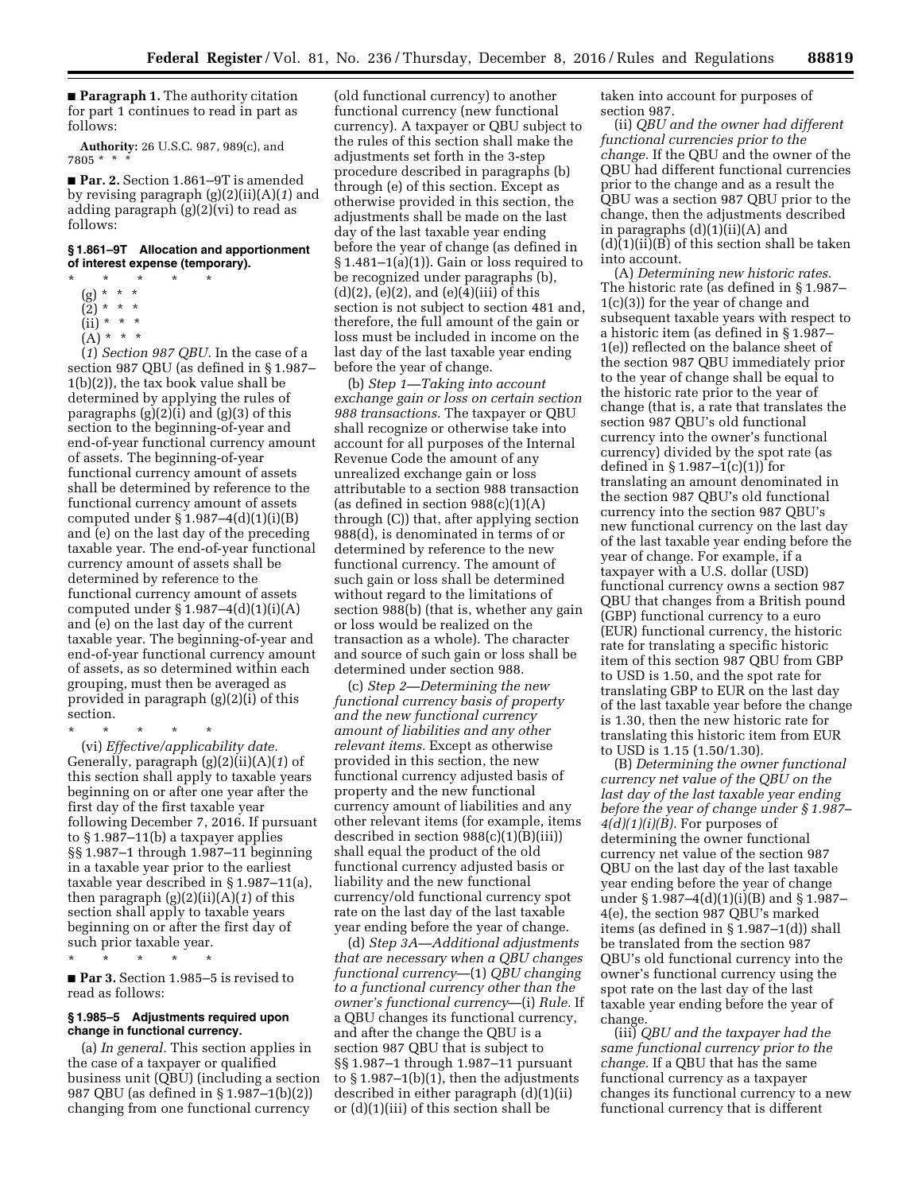■ **Paragraph 1.** The authority citation for part 1 continues to read in part as follows:

**Authority:** 26 U.S.C. 987, 989(c), and 7805 * * *

■ **Par. 2.** Section 1.861–9T is amended by revising paragraph (g)(2)(ii)(A)(*1*) and adding paragraph (g)(2)(vi) to read as follows:

**§ 1.861–9T Allocation and apportionment of interest expense (temporary).**

\* \* \* \* \*

(g) * * *

(2) * * *

(ii) * * *

(A) * * *

(*1*) *Section 987 QBU.* In the case of a section 987 QBU (as defined in § 1.987–1(b)(2)), the tax book value shall be determined by applying the rules of paragraphs (g)(2)(i) and (g)(3) of this section to the beginning-of-year and end-of-year functional currency amount of assets. The beginning-of-year functional currency amount of assets shall be determined by reference to the functional currency amount of assets computed under § 1.987–4(d)(1)(i)(B) and (e) on the last day of the preceding taxable year. The end-of-year functional currency amount of assets shall be determined by reference to the functional currency amount of assets computed under § 1.987–4(d)(1)(i)(A) and (e) on the last day of the current taxable year. The beginning-of-year and end-of-year functional currency amount of assets, as so determined within each grouping, must then be averaged as provided in paragraph (g)(2)(i) of this section.

\* \* \* \* \*

(vi) *Effective/applicability date.* Generally, paragraph (g)(2)(ii)(A)(*1*) of this section shall apply to taxable years beginning on or after one year after the first day of the first taxable year following December 7, 2016. If pursuant to § 1.987–11(b) a taxpayer applies §§ 1.987–1 through 1.987–11 beginning in a taxable year prior to the earliest taxable year described in § 1.987–11(a), then paragraph (g)(2)(ii)(A)(*1*) of this section shall apply to taxable years beginning on or after the first day of such prior taxable year.

\* \* \* \* \*

■ **Par 3.** Section 1.985–5 is revised to read as follows:

**§ 1.985–5 Adjustments required upon change in functional currency.**

(a) *In general.* This section applies in the case of a taxpayer or qualified business unit (QBU) (including a section 987 QBU (as defined in § 1.987–1(b)(2)) changing from one functional currency (old functional currency) to another functional currency (new functional currency). A taxpayer or QBU subject to the rules of this section shall make the adjustments set forth in the 3-step procedure described in paragraphs (b) through (e) of this section. Except as otherwise provided in this section, the adjustments shall be made on the last day of the last taxable year ending before the year of change (as defined in § 1.481–1(a)(1)). Gain or loss required to be recognized under paragraphs (b), (d)(2), (e)(2), and (e)(4)(iii) of this section is not subject to section 481 and, therefore, the full amount of the gain or loss must be included in income on the last day of the last taxable year ending before the year of change.

(b) *Step 1—Taking into account exchange gain or loss on certain section 988 transactions.* The taxpayer or QBU shall recognize or otherwise take into account for all purposes of the Internal Revenue Code the amount of any unrealized exchange gain or loss attributable to a section 988 transaction (as defined in section 988(c)(1)(A) through (C)) that, after applying section 988(d), is denominated in terms of or determined by reference to the new functional currency. The amount of such gain or loss shall be determined without regard to the limitations of section 988(b) (that is, whether any gain or loss would be realized on the transaction as a whole). The character and source of such gain or loss shall be determined under section 988.

(c) *Step 2—Determining the new functional currency basis of property and the new functional currency amount of liabilities and any other relevant items.* Except as otherwise provided in this section, the new functional currency adjusted basis of property and the new functional currency amount of liabilities and any other relevant items (for example, items described in section 988(c)(1)(B)(iii)) shall equal the product of the old functional currency adjusted basis or liability and the new functional currency/old functional currency spot rate on the last day of the last taxable year ending before the year of change.

(d) *Step 3A—Additional adjustments that are necessary when a QBU changes functional currency*—(1) *QBU changing to a functional currency other than the owner's functional currency*—(i) *Rule.* If a QBU changes its functional currency, and after the change the QBU is a section 987 QBU that is subject to §§ 1.987–1 through 1.987–11 pursuant to § 1.987–1(b)(1), then the adjustments described in either paragraph (d)(1)(ii) or (d)(1)(iii) of this section shall be taken into account for purposes of section 987.

(ii) *QBU and the owner had different functional currencies prior to the change.* If the QBU and the owner of the QBU had different functional currencies prior to the change and as a result the QBU was a section 987 QBU prior to the change, then the adjustments described in paragraphs (d)(1)(ii)(A) and (d)(1)(ii)(B) of this section shall be taken into account.

(A) *Determining new historic rates.* The historic rate (as defined in § 1.987–1(c)(3)) for the year of change and subsequent taxable years with respect to a historic item (as defined in § 1.987–1(e)) reflected on the balance sheet of the section 987 QBU immediately prior to the year of change shall be equal to the historic rate prior to the year of change (that is, a rate that translates the section 987 QBU's old functional currency into the owner's functional currency) divided by the spot rate (as defined in § 1.987–1(c)(1)) for translating an amount denominated in the section 987 QBU's old functional currency into the section 987 QBU's new functional currency on the last day of the last taxable year ending before the year of change. For example, if a taxpayer with a U.S. dollar (USD) functional currency owns a section 987 QBU that changes from a British pound (GBP) functional currency to a euro (EUR) functional currency, the historic rate for translating a specific historic item of this section 987 QBU from GBP to USD is 1.50, and the spot rate for translating GBP to EUR on the last day of the last taxable year before the change is 1.30, then the new historic rate for translating this historic item from EUR to USD is 1.15 (1.50/1.30).

(B) *Determining the owner functional currency net value of the QBU on the last day of the last taxable year ending before the year of change under § 1.987–4(d)(1)(i)(B).* For purposes of determining the owner functional currency net value of the section 987 QBU on the last day of the last taxable year ending before the year of change under § 1.987–4(d)(1)(i)(B) and § 1.987–4(e), the section 987 QBU's marked items (as defined in § 1.987–1(d)) shall be translated from the section 987 QBU's old functional currency into the owner's functional currency using the spot rate on the last day of the last taxable year ending before the year of change.

(iii) *QBU and the taxpayer had the same functional currency prior to the change.* If a QBU that has the same functional currency as a taxpayer changes its functional currency to a new functional currency that is different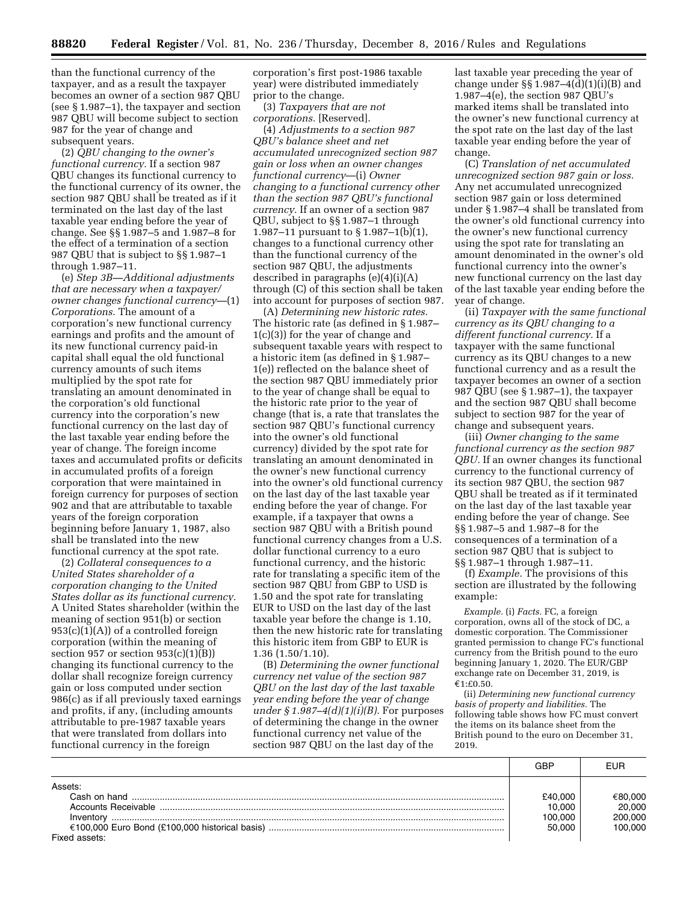than the functional currency of the taxpayer, and as a result the taxpayer becomes an owner of a section 987 QBU (see § 1.987–1), the taxpayer and section 987 QBU will become subject to section 987 for the year of change and subsequent years.

(2) *QBU changing to the owner's functional currency.* If a section 987 QBU changes its functional currency to the functional currency of its owner, the section 987 QBU shall be treated as if it terminated on the last day of the last taxable year ending before the year of change. See §§ 1.987–5 and 1.987–8 for the effect of a termination of a section 987 QBU that is subject to §§ 1.987–1 through 1.987–11.

(e) *Step 3B—Additional adjustments that are necessary when a taxpayer/owner changes functional currency*—(1) *Corporations.* The amount of a corporation's new functional currency earnings and profits and the amount of its new functional currency paid-in capital shall equal the old functional currency amounts of such items multiplied by the spot rate for translating an amount denominated in the corporation's old functional currency into the corporation's new functional currency on the last day of the last taxable year ending before the year of change. The foreign income taxes and accumulated profits or deficits in accumulated profits of a foreign corporation that were maintained in foreign currency for purposes of section 902 and that are attributable to taxable years of the foreign corporation beginning before January 1, 1987, also shall be translated into the new functional currency at the spot rate.

(2) *Collateral consequences to a United States shareholder of a corporation changing to the United States dollar as its functional currency.* A United States shareholder (within the meaning of section 951(b) or section 953(c)(1)(A)) of a controlled foreign corporation (within the meaning of section 957 or section 953(c)(1)(B)) changing its functional currency to the dollar shall recognize foreign currency gain or loss computed under section 986(c) as if all previously taxed earnings and profits, if any, (including amounts attributable to pre-1987 taxable years that were translated from dollars into functional currency in the foreign corporation's first post-1986 taxable year) were distributed immediately prior to the change.

(3) *Taxpayers that are not corporations.* [Reserved].

(4) *Adjustments to a section 987 QBU's balance sheet and net accumulated unrecognized section 987 gain or loss when an owner changes functional currency*—(i) *Owner changing to a functional currency other than the section 987 QBU's functional currency.* If an owner of a section 987 QBU, subject to §§ 1.987–1 through 1.987–11 pursuant to § 1.987–1(b)(1), changes to a functional currency other than the functional currency of the section 987 QBU, the adjustments described in paragraphs (e)(4)(i)(A) through (C) of this section shall be taken into account for purposes of section 987.

(A) *Determining new historic rates.* The historic rate (as defined in § 1.987–1(c)(3)) for the year of change and subsequent taxable years with respect to a historic item (as defined in § 1.987–1(e)) reflected on the balance sheet of the section 987 QBU immediately prior to the year of change shall be equal to the historic rate prior to the year of change (that is, a rate that translates the section 987 QBU's functional currency into the owner's old functional currency) divided by the spot rate for translating an amount denominated in the owner's new functional currency into the owner's old functional currency on the last day of the last taxable year ending before the year of change. For example, if a taxpayer that owns a section 987 QBU with a British pound functional currency changes from a U.S. dollar functional currency to a euro functional currency, and the historic rate for translating a specific item of the section 987 QBU from GBP to USD is 1.50 and the spot rate for translating EUR to USD on the last day of the last taxable year before the change is 1.10, then the new historic rate for translating this historic item from GBP to EUR is 1.36 (1.50/1.10).

(B) *Determining the owner functional currency net value of the section 987 QBU on the last day of the last taxable year ending before the year of change under § 1.987–4(d)(1)(i)(B).* For purposes of determining the change in the owner functional currency net value of the section 987 QBU on the last day of the last taxable year preceding the year of change under §§ 1.987–4(d)(1)(i)(B) and 1.987–4(e), the section 987 QBU's marked items shall be translated into the owner's new functional currency at the spot rate on the last day of the last taxable year ending before the year of change.

(C) *Translation of net accumulated unrecognized section 987 gain or loss.* Any net accumulated unrecognized section 987 gain or loss determined under § 1.987–4 shall be translated from the owner's old functional currency into the owner's new functional currency using the spot rate for translating an amount denominated in the owner's old functional currency into the owner's new functional currency on the last day of the last taxable year ending before the year of change.

(ii) *Taxpayer with the same functional currency as its QBU changing to a different functional currency.* If a taxpayer with the same functional currency as its QBU changes to a new functional currency and as a result the taxpayer becomes an owner of a section 987 QBU (see § 1.987–1), the taxpayer and the section 987 QBU shall become subject to section 987 for the year of change and subsequent years.

(iii) *Owner changing to the same functional currency as the section 987 QBU.* If an owner changes its functional currency to the functional currency of its section 987 QBU, the section 987 QBU shall be treated as if it terminated on the last day of the last taxable year ending before the year of change. See §§ 1.987–5 and 1.987–8 for the consequences of a termination of a section 987 QBU that is subject to §§ 1.987–1 through 1.987–11.

(f) *Example.* The provisions of this section are illustrated by the following example:

*Example.* (i) *Facts.* FC, a foreign corporation, owns all of the stock of DC, a domestic corporation. The Commissioner granted permission to change FC's functional currency from the British pound to the euro beginning January 1, 2020. The EUR/GBP exchange rate on December 31, 2019, is €1:£0.50.

(ii) *Determining new functional currency basis of property and liabilities.* The following table shows how FC must convert the items on its balance sheet from the British pound to the euro on December 31, 2019.

| | GBP | EUR |
|---|---|---|
| Assets: | | |
| Cash on hand | £40,000 | €80,000 |
| Accounts Receivable | 10,000 | 20,000 |
| Inventory | 100,000 | 200,000 |
| €100,000 Euro Bond (£100,000 historical basis) | 50,000 | 100,000 |
| Fixed assets: | | |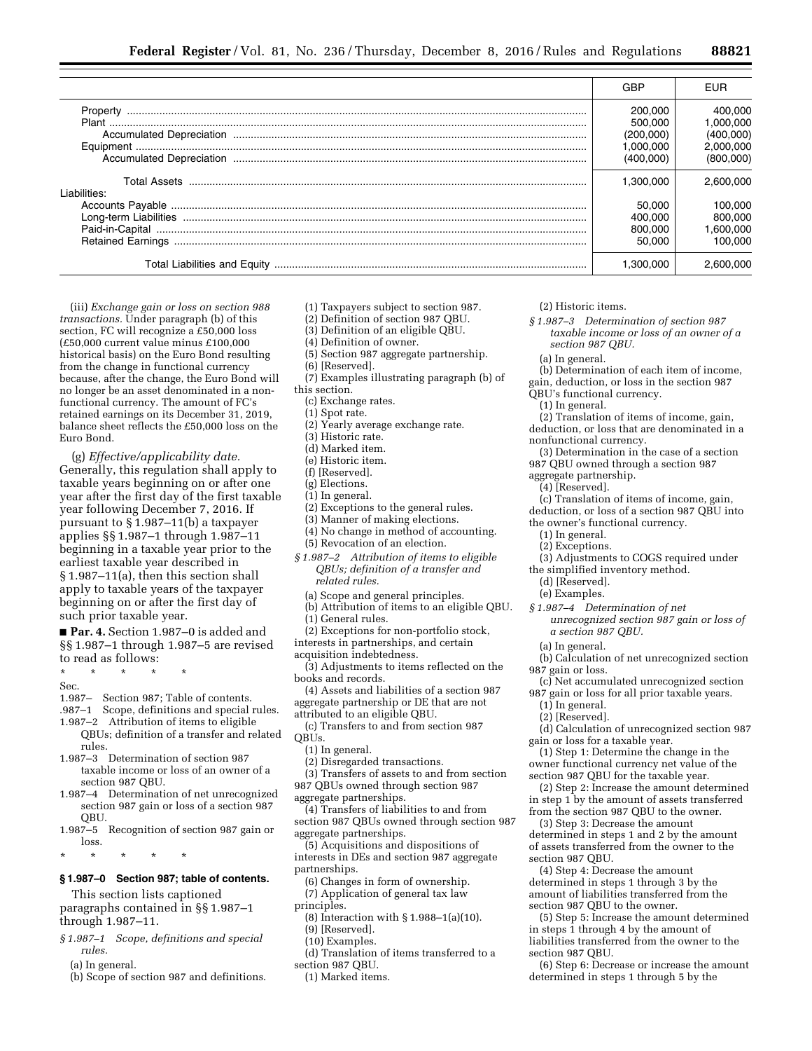| | GBP | EUR |
|---|---|---|
| Property | 200,000 | 400,000 |
| Plant | 500,000 | 1,000,000 |
| Accumulated Depreciation | (200,000) | (400,000) |
| Equipment | 1,000,000 | 2,000,000 |
| Accumulated Depreciation | (400,000) | (800,000) |
| Total Assets | 1,300,000 | 2,600,000 |
| Liabilities: | | |
| Accounts Payable | 50,000 | 100,000 |
| Long-term Liabilities | 400,000 | 800,000 |
| Paid-in-Capital | 800,000 | 1,600,000 |
| Retained Earnings | 50,000 | 100,000 |
| Total Liabilities and Equity | 1,300,000 | 2,600,000 |

(iii) *Exchange gain or loss on section 988 transactions.* Under paragraph (b) of this section, FC will recognize a £50,000 loss (£50,000 current value minus £100,000 historical basis) on the Euro Bond resulting from the change in functional currency because, after the change, the Euro Bond will no longer be an asset denominated in a non-functional currency. The amount of FC's retained earnings on its December 31, 2019, balance sheet reflects the £50,000 loss on the Euro Bond.

(g) *Effective/applicability date.* Generally, this regulation shall apply to taxable years beginning on or after one year after the first day of the first taxable year following December 7, 2016. If pursuant to § 1.987–11(b) a taxpayer applies §§ 1.987–1 through 1.987–11 beginning in a taxable year prior to the earliest taxable year described in § 1.987–11(a), then this section shall apply to taxable years of the taxpayer beginning on or after the first day of such prior taxable year.

■ **Par. 4.** Section 1.987–0 is added and §§ 1.987–1 through 1.987–5 are revised to read as follows:

\* \* \* \* \*

Sec.
1.987– Section 987; Table of contents.
.987–1 Scope, definitions and special rules.
1.987–2 Attribution of items to eligible QBUs; definition of a transfer and related rules.
1.987–3 Determination of section 987 taxable income or loss of an owner of a section 987 QBU.
1.987–4 Determination of net unrecognized section 987 gain or loss of a section 987 QBU.
1.987–5 Recognition of section 987 gain or loss.

\* \* \* \* \*

## § 1.987–0 Section 987; table of contents.

This section lists captioned paragraphs contained in §§ 1.987–1 through 1.987–11.

*§ 1.987–1 Scope, definitions and special rules.*

(a) In general.
(b) Scope of section 987 and definitions.
(1) Taxpayers subject to section 987.
(2) Definition of section 987 QBU.
(3) Definition of an eligible QBU.
(4) Definition of owner.
(5) Section 987 aggregate partnership.
(6) [Reserved].
(7) Examples illustrating paragraph (b) of this section.
(c) Exchange rates.
(1) Spot rate.
(2) Yearly average exchange rate.
(3) Historic rate.
(d) Marked item.
(e) Historic item.
(f) [Reserved].
(g) Elections.
(1) In general.
(2) Exceptions to the general rules.
(3) Manner of making elections.
(4) No change in method of accounting.
(5) Revocation of an election.

*§ 1.987–2 Attribution of items to eligible QBUs; definition of a transfer and related rules.*

(a) Scope and general principles.
(b) Attribution of items to an eligible QBU.
(1) General rules.
(2) Exceptions for non-portfolio stock, interests in partnerships, and certain acquisition indebtedness.
(3) Adjustments to items reflected on the books and records.
(4) Assets and liabilities of a section 987 aggregate partnership or DE that are not attributed to an eligible QBU.
(c) Transfers to and from section 987 QBUs.
(1) In general.
(2) Disregarded transactions.
(3) Transfers of assets to and from section 987 QBUs owned through section 987 aggregate partnerships.
(4) Transfers of liabilities to and from section 987 QBUs owned through section 987 aggregate partnerships.
(5) Acquisitions and dispositions of interests in DEs and section 987 aggregate partnerships.
(6) Changes in form of ownership.
(7) Application of general tax law principles.
(8) Interaction with § 1.988–1(a)(10).
(9) [Reserved].
(10) Examples.
(d) Translation of items transferred to a section 987 QBU.
(1) Marked items.
(2) Historic items.

*§ 1.987–3 Determination of section 987 taxable income or loss of an owner of a section 987 QBU.*

(a) In general.
(b) Determination of each item of income, gain, deduction, or loss in the section 987 QBU's functional currency.
(1) In general.
(2) Translation of items of income, gain, deduction, or loss that are denominated in a nonfunctional currency.
(3) Determination in the case of a section 987 QBU owned through a section 987 aggregate partnership.
(4) [Reserved].
(c) Translation of items of income, gain, deduction, or loss of a section 987 QBU into the owner's functional currency.
(1) In general.
(2) Exceptions.
(3) Adjustments to COGS required under the simplified inventory method.
(d) [Reserved].
(e) Examples.

*§ 1.987–4 Determination of net unrecognized section 987 gain or loss of a section 987 QBU.*

(a) In general.
(b) Calculation of net unrecognized section 987 gain or loss.
(c) Net accumulated unrecognized section 987 gain or loss for all prior taxable years.
(1) In general.
(2) [Reserved].
(d) Calculation of unrecognized section 987 gain or loss for a taxable year.
(1) Step 1: Determine the change in the owner functional currency net value of the section 987 QBU for the taxable year.
(2) Step 2: Increase the amount determined in step 1 by the amount of assets transferred from the section 987 QBU to the owner.
(3) Step 3: Decrease the amount determined in steps 1 and 2 by the amount of assets transferred from the owner to the section 987 QBU.
(4) Step 4: Decrease the amount determined in steps 1 through 3 by the amount of liabilities transferred from the section 987 QBU to the owner.
(5) Step 5: Increase the amount determined in steps 1 through 4 by the amount of liabilities transferred from the owner to the section 987 QBU.
(6) Step 6: Decrease or increase the amount determined in steps 1 through 5 by the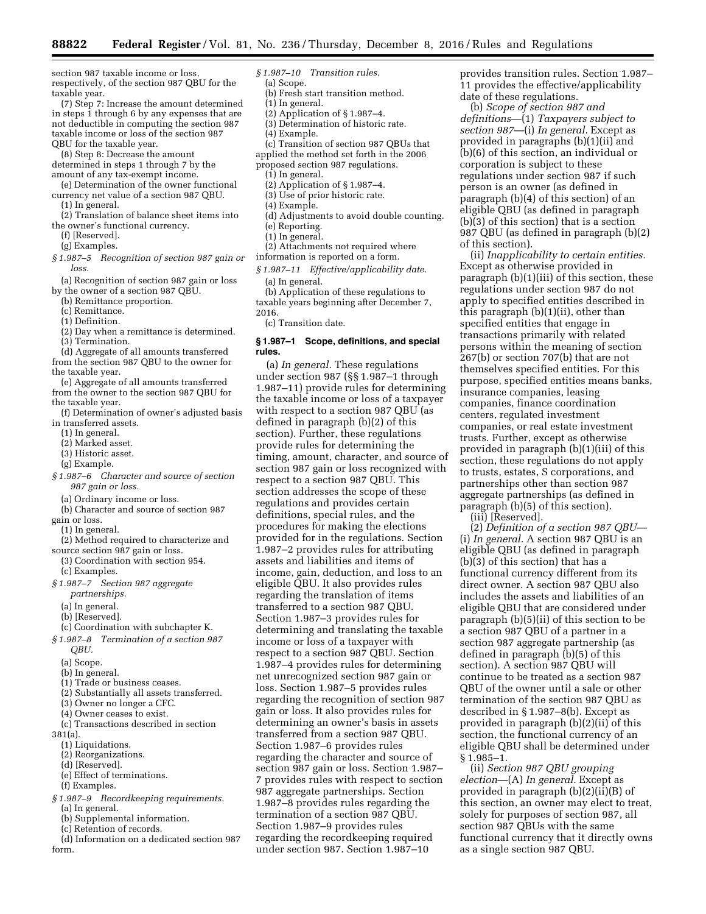section 987 taxable income or loss, respectively, of the section 987 QBU for the taxable year.

(7) Step 7: Increase the amount determined in steps 1 through 6 by any expenses that are not deductible in computing the section 987 taxable income or loss of the section 987 QBU for the taxable year.

(8) Step 8: Decrease the amount determined in steps 1 through 7 by the amount of any tax-exempt income.

(e) Determination of the owner functional currency net value of a section 987 QBU.

(1) In general.

(2) Translation of balance sheet items into the owner's functional currency.

(f) [Reserved].

(g) Examples.

*§ 1.987–5 Recognition of section 987 gain or loss.*

(a) Recognition of section 987 gain or loss by the owner of a section 987 QBU.

(b) Remittance proportion.

(c) Remittance.

(1) Definition.

(2) Day when a remittance is determined.

(3) Termination.

(d) Aggregate of all amounts transferred from the section 987 QBU to the owner for the taxable year.

(e) Aggregate of all amounts transferred from the owner to the section 987 QBU for the taxable year.

(f) Determination of owner's adjusted basis in transferred assets.

(1) In general.

(2) Marked asset.

(3) Historic asset.

(g) Example.

*§ 1.987–6 Character and source of section 987 gain or loss.*

(a) Ordinary income or loss.

(b) Character and source of section 987 gain or loss.

(1) In general.

(2) Method required to characterize and source section 987 gain or loss.

(3) Coordination with section 954.

(c) Examples.

*§ 1.987–7 Section 987 aggregate partnerships.*

(a) In general.

(b) [Reserved].

(c) Coordination with subchapter K.

*§ 1.987–8 Termination of a section 987 QBU.*

(a) Scope.

(b) In general.

(1) Trade or business ceases.

(2) Substantially all assets transferred.

(3) Owner no longer a CFC.

(4) Owner ceases to exist.

(c) Transactions described in section 381(a).

(1) Liquidations.

(2) Reorganizations.

(d) [Reserved].

(e) Effect of terminations.

(f) Examples.

*§ 1.987–9 Recordkeeping requirements.*

(a) In general.

(b) Supplemental information.

(c) Retention of records.

(d) Information on a dedicated section 987 form.

*§ 1.987–10 Transition rules.*

(a) Scope.

(b) Fresh start transition method.

(1) In general.

(2) Application of § 1.987–4.

(3) Determination of historic rate.

(4) Example.

(c) Transition of section 987 QBUs that applied the method set forth in the 2006 proposed section 987 regulations.

(1) In general.

(2) Application of § 1.987–4.

(3) Use of prior historic rate.

(4) Example.

(d) Adjustments to avoid double counting.

(e) Reporting.

(1) In general.

(2) Attachments not required where information is reported on a form.

*§ 1.987–11 Effective/applicability date.*

(a) In general.

(b) Application of these regulations to taxable years beginning after December 7, 2016.

(c) Transition date.

### § 1.987–1 Scope, definitions, and special rules.

(a) *In general.* These regulations under section 987 (§§ 1.987–1 through 1.987–11) provide rules for determining the taxable income or loss of a taxpayer with respect to a section 987 QBU (as defined in paragraph (b)(2) of this section). Further, these regulations provide rules for determining the timing, amount, character, and source of section 987 gain or loss recognized with respect to a section 987 QBU. This section addresses the scope of these regulations and provides certain definitions, special rules, and the procedures for making the elections provided for in the regulations. Section 1.987–2 provides rules for attributing assets and liabilities and items of income, gain, deduction, and loss to an eligible QBU. It also provides rules regarding the translation of items transferred to a section 987 QBU. Section 1.987–3 provides rules for determining and translating the taxable income or loss of a taxpayer with respect to a section 987 QBU. Section 1.987–4 provides rules for determining net unrecognized section 987 gain or loss. Section 1.987–5 provides rules regarding the recognition of section 987 gain or loss. It also provides rules for determining an owner's basis in assets transferred from a section 987 QBU. Section 1.987–6 provides rules regarding the character and source of section 987 gain or loss. Section 1.987–7 provides rules with respect to section 987 aggregate partnerships. Section 1.987–8 provides rules regarding the termination of a section 987 QBU. Section 1.987–9 provides rules regarding the recordkeeping required under section 987. Section 1.987–10 provides transition rules. Section 1.987–11 provides the effective/applicability date of these regulations.

(b) *Scope of section 987 and definitions*—(1) *Taxpayers subject to section 987*—(i) *In general.* Except as provided in paragraphs (b)(1)(ii) and (b)(6) of this section, an individual or corporation is subject to these regulations under section 987 if such person is an owner (as defined in paragraph (b)(4) of this section) of an eligible QBU (as defined in paragraph (b)(3) of this section) that is a section 987 QBU (as defined in paragraph (b)(2) of this section).

(ii) *Inapplicability to certain entities.* Except as otherwise provided in paragraph (b)(1)(iii) of this section, these regulations under section 987 do not apply to specified entities described in this paragraph (b)(1)(ii), other than specified entities that engage in transactions primarily with related persons within the meaning of section 267(b) or section 707(b) that are not themselves specified entities. For this purpose, specified entities means banks, insurance companies, leasing companies, finance coordination centers, regulated investment companies, or real estate investment trusts. Further, except as otherwise provided in paragraph (b)(1)(iii) of this section, these regulations do not apply to trusts, estates, S corporations, and partnerships other than section 987 aggregate partnerships (as defined in paragraph (b)(5) of this section).

(iii) [Reserved].

(2) *Definition of a section 987 QBU*—(i) *In general.* A section 987 QBU is an eligible QBU (as defined in paragraph (b)(3) of this section) that has a functional currency different from its direct owner. A section 987 QBU also includes the assets and liabilities of an eligible QBU that are considered under paragraph (b)(5)(ii) of this section to be a section 987 QBU of a partner in a section 987 aggregate partnership (as defined in paragraph (b)(5) of this section). A section 987 QBU will continue to be treated as a section 987 QBU of the owner until a sale or other termination of the section 987 QBU as described in § 1.987–8(b). Except as provided in paragraph (b)(2)(ii) of this section, the functional currency of an eligible QBU shall be determined under § 1.985–1.

(ii) *Section 987 QBU grouping election*—(A) *In general.* Except as provided in paragraph (b)(2)(ii)(B) of this section, an owner may elect to treat, solely for purposes of section 987, all section 987 QBUs with the same functional currency that it directly owns as a single section 987 QBU.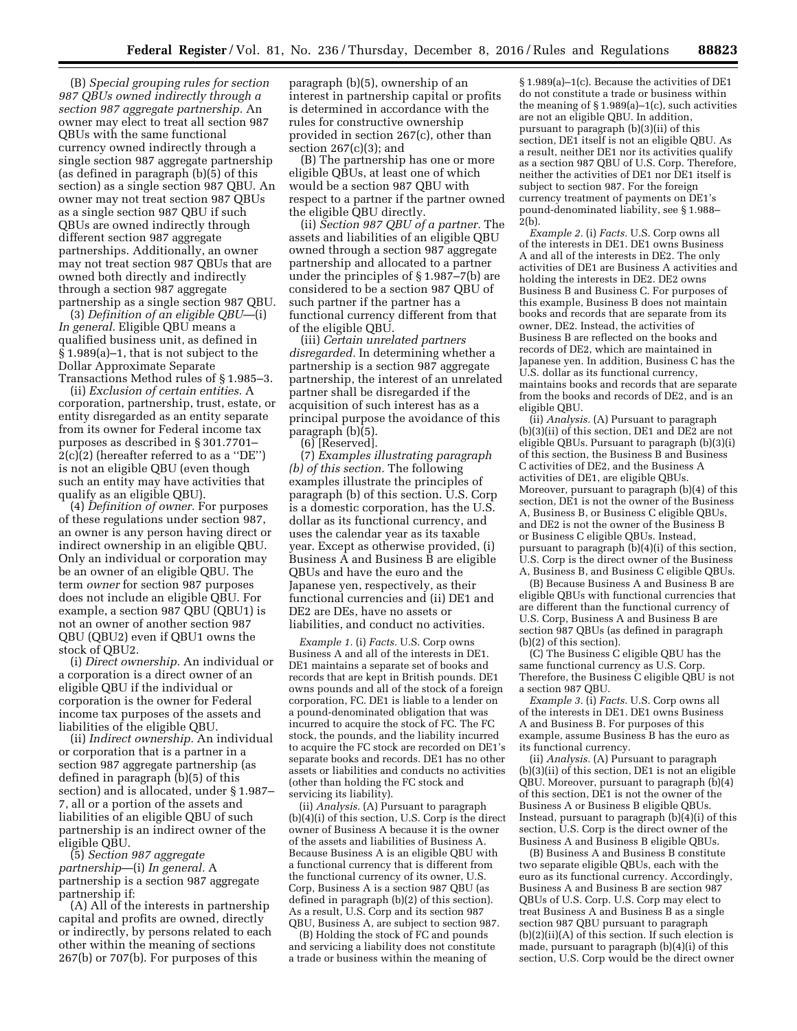(B) *Special grouping rules for section 987 QBUs owned indirectly through a section 987 aggregate partnership.* An owner may elect to treat all section 987 QBUs with the same functional currency owned indirectly through a single section 987 aggregate partnership (as defined in paragraph (b)(5) of this section) as a single section 987 QBU. An owner may not treat section 987 QBUs as a single section 987 QBU if such QBUs are owned indirectly through different section 987 aggregate partnerships. Additionally, an owner may not treat section 987 QBUs that are owned both directly and indirectly through a section 987 aggregate partnership as a single section 987 QBU.

(3) *Definition of an eligible QBU*—(i) *In general.* Eligible QBU means a qualified business unit, as defined in § 1.989(a)–1, that is not subject to the Dollar Approximate Separate Transactions Method rules of § 1.985–3.

(ii) *Exclusion of certain entities.* A corporation, partnership, trust, estate, or entity disregarded as an entity separate from its owner for Federal income tax purposes as described in § 301.7701–2(c)(2) (hereafter referred to as a ''DE'') is not an eligible QBU (even though such an entity may have activities that qualify as an eligible QBU).

(4) *Definition of owner.* For purposes of these regulations under section 987, an owner is any person having direct or indirect ownership in an eligible QBU. Only an individual or corporation may be an owner of an eligible QBU. The term *owner* for section 987 purposes does not include an eligible QBU. For example, a section 987 QBU (QBU1) is not an owner of another section 987 QBU (QBU2) even if QBU1 owns the stock of QBU2.

(i) *Direct ownership.* An individual or a corporation is a direct owner of an eligible QBU if the individual or corporation is the owner for Federal income tax purposes of the assets and liabilities of the eligible QBU.

(ii) *Indirect ownership.* An individual or corporation that is a partner in a section 987 aggregate partnership (as defined in paragraph (b)(5) of this section) and is allocated, under § 1.987–7, all or a portion of the assets and liabilities of an eligible QBU of such partnership is an indirect owner of the eligible QBU.

(5) *Section 987 aggregate partnership*—(i) *In general.* A partnership is a section 987 aggregate partnership if:

(A) All of the interests in partnership capital and profits are owned, directly or indirectly, by persons related to each other within the meaning of sections 267(b) or 707(b). For purposes of this paragraph (b)(5), ownership of an interest in partnership capital or profits is determined in accordance with the rules for constructive ownership provided in section 267(c), other than section 267(c)(3); and

(B) The partnership has one or more eligible QBUs, at least one of which would be a section 987 QBU with respect to a partner if the partner owned the eligible QBU directly.

(ii) *Section 987 QBU of a partner.* The assets and liabilities of an eligible QBU owned through a section 987 aggregate partnership and allocated to a partner under the principles of § 1.987–7(b) are considered to be a section 987 QBU of such partner if the partner has a functional currency different from that of the eligible QBU.

(iii) *Certain unrelated partners disregarded.* In determining whether a partnership is a section 987 aggregate partnership, the interest of an unrelated partner shall be disregarded if the acquisition of such interest has as a principal purpose the avoidance of this paragraph (b)(5).

(6) [Reserved].

(7) *Examples illustrating paragraph (b) of this section.* The following examples illustrate the principles of paragraph (b) of this section. U.S. Corp is a domestic corporation, has the U.S. dollar as its functional currency, and uses the calendar year as its taxable year. Except as otherwise provided, (i) Business A and Business B are eligible QBUs and have the euro and the Japanese yen, respectively, as their functional currencies and (ii) DE1 and DE2 are DEs, have no assets or liabilities, and conduct no activities.

*Example 1.* (i) *Facts.* U.S. Corp owns Business A and all of the interests in DE1. DE1 maintains a separate set of books and records that are kept in British pounds. DE1 owns pounds and all of the stock of a foreign corporation, FC. DE1 is liable to a lender on a pound-denominated obligation that was incurred to acquire the stock of FC. The FC stock, the pounds, and the liability incurred to acquire the FC stock are recorded on DE1's separate books and records. DE1 has no other assets or liabilities and conducts no activities (other than holding the FC stock and servicing its liability).

(ii) *Analysis.* (A) Pursuant to paragraph (b)(4)(i) of this section, U.S. Corp is the direct owner of Business A because it is the owner of the assets and liabilities of Business A. Because Business A is an eligible QBU with a functional currency that is different from the functional currency of its owner, U.S. Corp, Business A is a section 987 QBU (as defined in paragraph (b)(2) of this section). As a result, U.S. Corp and its section 987 QBU, Business A, are subject to section 987.

(B) Holding the stock of FC and pounds and servicing a liability does not constitute a trade or business within the meaning of § 1.989(a)–1(c). Because the activities of DE1 do not constitute a trade or business within the meaning of § 1.989(a)–1(c), such activities are not an eligible QBU. In addition, pursuant to paragraph (b)(3)(ii) of this section, DE1 itself is not an eligible QBU. As a result, neither DE1 nor its activities qualify as a section 987 QBU of U.S. Corp. Therefore, neither the activities of DE1 nor DE1 itself is subject to section 987. For the foreign currency treatment of payments on DE1's pound-denominated liability, see § 1.988–2(b).

*Example 2.* (i) *Facts.* U.S. Corp owns all of the interests in DE1. DE1 owns Business A and all of the interests in DE2. The only activities of DE1 are Business A activities and holding the interests in DE2. DE2 owns Business B and Business C. For purposes of this example, Business B does not maintain books and records that are separate from its owner, DE2. Instead, the activities of Business B are reflected on the books and records of DE2, which are maintained in Japanese yen. In addition, Business C has the U.S. dollar as its functional currency, maintains books and records that are separate from the books and records of DE2, and is an eligible QBU.

(ii) *Analysis.* (A) Pursuant to paragraph (b)(3)(ii) of this section, DE1 and DE2 are not eligible QBUs. Pursuant to paragraph (b)(3)(i) of this section, the Business B and Business C activities of DE2, and the Business A activities of DE1, are eligible QBUs. Moreover, pursuant to paragraph (b)(4) of this section, DE1 is not the owner of the Business A, Business B, or Business C eligible QBUs, and DE2 is not the owner of the Business B or Business C eligible QBUs. Instead, pursuant to paragraph (b)(4)(i) of this section, U.S. Corp is the direct owner of the Business A, Business B, and Business C eligible QBUs.

(B) Because Business A and Business B are eligible QBUs with functional currencies that are different than the functional currency of U.S. Corp, Business A and Business B are section 987 QBUs (as defined in paragraph (b)(2) of this section).

(C) The Business C eligible QBU has the same functional currency as U.S. Corp. Therefore, the Business C eligible QBU is not a section 987 QBU.

*Example 3.* (i) *Facts.* U.S. Corp owns all of the interests in DE1. DE1 owns Business A and Business B. For purposes of this example, assume Business B has the euro as its functional currency.

(ii) *Analysis.* (A) Pursuant to paragraph (b)(3)(ii) of this section, DE1 is not an eligible QBU. Moreover, pursuant to paragraph (b)(4) of this section, DE1 is not the owner of the Business A or Business B eligible QBUs. Instead, pursuant to paragraph (b)(4)(i) of this section, U.S. Corp is the direct owner of the Business A and Business B eligible QBUs.

(B) Business A and Business B constitute two separate eligible QBUs, each with the euro as its functional currency. Accordingly, Business A and Business B are section 987 QBUs of U.S. Corp. U.S Corp may elect to treat Business A and Business B as a single section 987 QBU pursuant to paragraph (b)(2)(ii)(A) of this section. If such election is made, pursuant to paragraph (b)(4)(i) of this section, U.S. Corp would be the direct owner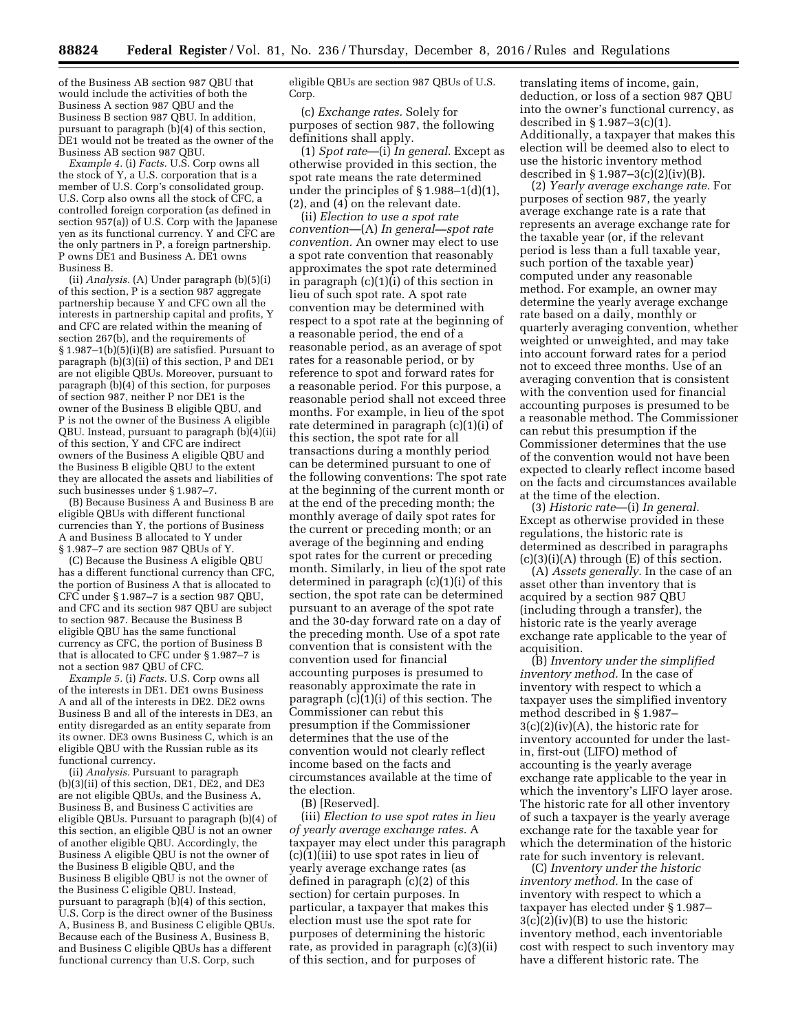of the Business AB section 987 QBU that would include the activities of both the Business A section 987 QBU and the Business B section 987 QBU. In addition, pursuant to paragraph (b)(4) of this section, DE1 would not be treated as the owner of the Business AB section 987 QBU.

*Example 4.* (i) *Facts.* U.S. Corp owns all the stock of Y, a U.S. corporation that is a member of U.S. Corp's consolidated group. U.S. Corp also owns all the stock of CFC, a controlled foreign corporation (as defined in section 957(a)) of U.S. Corp with the Japanese yen as its functional currency. Y and CFC are the only partners in P, a foreign partnership. P owns DE1 and Business A. DE1 owns Business B.

(ii) *Analysis.* (A) Under paragraph (b)(5)(i) of this section, P is a section 987 aggregate partnership because Y and CFC own all the interests in partnership capital and profits, Y and CFC are related within the meaning of section 267(b), and the requirements of § 1.987–1(b)(5)(i)(B) are satisfied. Pursuant to paragraph (b)(3)(ii) of this section, P and DE1 are not eligible QBUs. Moreover, pursuant to paragraph (b)(4) of this section, for purposes of section 987, neither P nor DE1 is the owner of the Business B eligible QBU, and P is not the owner of the Business A eligible QBU. Instead, pursuant to paragraph (b)(4)(ii) of this section, Y and CFC are indirect owners of the Business A eligible QBU and the Business B eligible QBU to the extent they are allocated the assets and liabilities of such businesses under § 1.987–7.

(B) Because Business A and Business B are eligible QBUs with different functional currencies than Y, the portions of Business A and Business B allocated to Y under § 1.987–7 are section 987 QBUs of Y.

(C) Because the Business A eligible QBU has a different functional currency than CFC, the portion of Business A that is allocated to CFC under § 1.987–7 is a section 987 QBU, and CFC and its section 987 QBU are subject to section 987. Because the Business B eligible QBU has the same functional currency as CFC, the portion of Business B that is allocated to CFC under § 1.987–7 is not a section 987 QBU of CFC.

*Example 5.* (i) *Facts.* U.S. Corp owns all of the interests in DE1. DE1 owns Business A and all of the interests in DE2. DE2 owns Business B and all of the interests in DE3, an entity disregarded as an entity separate from its owner. DE3 owns Business C, which is an eligible QBU with the Russian ruble as its functional currency.

(ii) *Analysis.* Pursuant to paragraph (b)(3)(ii) of this section, DE1, DE2, and DE3 are not eligible QBUs, and the Business A, Business B, and Business C activities are eligible QBUs. Pursuant to paragraph (b)(4) of this section, an eligible QBU is not an owner of another eligible QBU. Accordingly, the Business A eligible QBU is not the owner of the Business B eligible QBU, and the Business B eligible QBU is not the owner of the Business C eligible QBU. Instead, pursuant to paragraph (b)(4) of this section, U.S. Corp is the direct owner of the Business A, Business B, and Business C eligible QBUs. Because each of the Business A, Business B, and Business C eligible QBUs has a different functional currency than U.S. Corp, such eligible QBUs are section 987 QBUs of U.S. Corp.

(c) *Exchange rates.* Solely for purposes of section 987, the following definitions shall apply.

(1) *Spot rate*—(i) *In general.* Except as otherwise provided in this section, the spot rate means the rate determined under the principles of § 1.988–1(d)(1), (2), and (4) on the relevant date.

(ii) *Election to use a spot rate convention*—(A) *In general—spot rate convention.* An owner may elect to use a spot rate convention that reasonably approximates the spot rate determined in paragraph (c)(1)(i) of this section in lieu of such spot rate. A spot rate convention may be determined with respect to a spot rate at the beginning of a reasonable period, the end of a reasonable period, as an average of spot rates for a reasonable period, or by reference to spot and forward rates for a reasonable period. For this purpose, a reasonable period shall not exceed three months. For example, in lieu of the spot rate determined in paragraph (c)(1)(i) of this section, the spot rate for all transactions during a monthly period can be determined pursuant to one of the following conventions: The spot rate at the beginning of the current month or at the end of the preceding month; the monthly average of daily spot rates for the current or preceding month; or an average of the beginning and ending spot rates for the current or preceding month. Similarly, in lieu of the spot rate determined in paragraph (c)(1)(i) of this section, the spot rate can be determined pursuant to an average of the spot rate and the 30-day forward rate on a day of the preceding month. Use of a spot rate convention that is consistent with the convention used for financial accounting purposes is presumed to reasonably approximate the rate in paragraph (c)(1)(i) of this section. The Commissioner can rebut this presumption if the Commissioner determines that the use of the convention would not clearly reflect income based on the facts and circumstances available at the time of the election.

(B) [Reserved].

(iii) *Election to use spot rates in lieu of yearly average exchange rates.* A taxpayer may elect under this paragraph (c)(1)(iii) to use spot rates in lieu of yearly average exchange rates (as defined in paragraph (c)(2) of this section) for certain purposes. In particular, a taxpayer that makes this election must use the spot rate for purposes of determining the historic rate, as provided in paragraph (c)(3)(ii) of this section, and for purposes of translating items of income, gain, deduction, or loss of a section 987 QBU into the owner's functional currency, as described in § 1.987–3(c)(1). Additionally, a taxpayer that makes this election will be deemed also to elect to use the historic inventory method described in § 1.987–3(c)(2)(iv)(B).

(2) *Yearly average exchange rate.* For purposes of section 987, the yearly average exchange rate is a rate that represents an average exchange rate for the taxable year (or, if the relevant period is less than a full taxable year, such portion of the taxable year) computed under any reasonable method. For example, an owner may determine the yearly average exchange rate based on a daily, monthly or quarterly averaging convention, whether weighted or unweighted, and may take into account forward rates for a period not to exceed three months. Use of an averaging convention that is consistent with the convention used for financial accounting purposes is presumed to be a reasonable method. The Commissioner can rebut this presumption if the Commissioner determines that the use of the convention would not have been expected to clearly reflect income based on the facts and circumstances available at the time of the election.

(3) *Historic rate*—(i) *In general.* Except as otherwise provided in these regulations, the historic rate is determined as described in paragraphs (c)(3)(i)(A) through (E) of this section.

(A) *Assets generally.* In the case of an asset other than inventory that is acquired by a section 987 QBU (including through a transfer), the historic rate is the yearly average exchange rate applicable to the year of acquisition.

(B) *Inventory under the simplified inventory method.* In the case of inventory with respect to which a taxpayer uses the simplified inventory method described in § 1.987–3(c)(2)(iv)(A), the historic rate for inventory accounted for under the last-in, first-out (LIFO) method of accounting is the yearly average exchange rate applicable to the year in which the inventory's LIFO layer arose. The historic rate for all other inventory of such a taxpayer is the yearly average exchange rate for the taxable year for which the determination of the historic rate for such inventory is relevant.

(C) *Inventory under the historic inventory method.* In the case of inventory with respect to which a taxpayer has elected under § 1.987–3(c)(2)(iv)(B) to use the historic inventory method, each inventoriable cost with respect to such inventory may have a different historic rate. The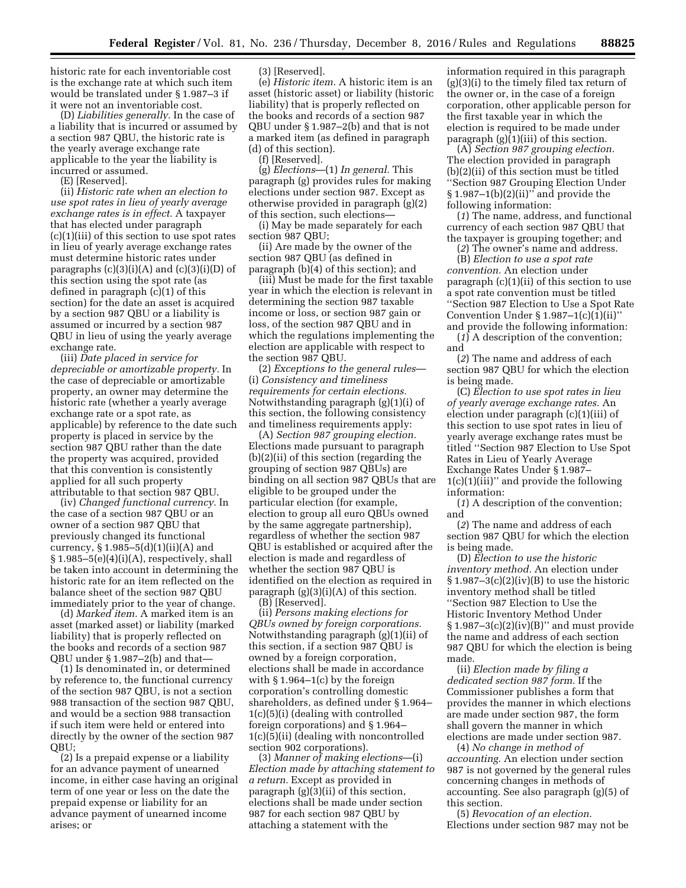historic rate for each inventoriable cost is the exchange rate at which such item would be translated under § 1.987–3 if it were not an inventoriable cost.

(D) *Liabilities generally.* In the case of a liability that is incurred or assumed by a section 987 QBU, the historic rate is the yearly average exchange rate applicable to the year the liability is incurred or assumed.

(E) [Reserved].

(ii) *Historic rate when an election to use spot rates in lieu of yearly average exchange rates is in effect.* A taxpayer that has elected under paragraph (c)(1)(iii) of this section to use spot rates in lieu of yearly average exchange rates must determine historic rates under paragraphs (c)(3)(i)(A) and (c)(3)(i)(D) of this section using the spot rate (as defined in paragraph (c)(1) of this section) for the date an asset is acquired by a section 987 QBU or a liability is assumed or incurred by a section 987 QBU in lieu of using the yearly average exchange rate.

(iii) *Date placed in service for depreciable or amortizable property.* In the case of depreciable or amortizable property, an owner may determine the historic rate (whether a yearly average exchange rate or a spot rate, as applicable) by reference to the date such property is placed in service by the section 987 QBU rather than the date the property was acquired, provided that this convention is consistently applied for all such property attributable to that section 987 QBU.

(iv) *Changed functional currency.* In the case of a section 987 QBU or an owner of a section 987 QBU that previously changed its functional currency, § 1.985–5(d)(1)(ii)(A) and § 1.985–5(e)(4)(i)(A), respectively, shall be taken into account in determining the historic rate for an item reflected on the balance sheet of the section 987 QBU immediately prior to the year of change.

(d) *Marked item.* A marked item is an asset (marked asset) or liability (marked liability) that is properly reflected on the books and records of a section 987 QBU under § 1.987–2(b) and that—

(1) Is denominated in, or determined by reference to, the functional currency of the section 987 QBU, is not a section 988 transaction of the section 987 QBU, and would be a section 988 transaction if such item were held or entered into directly by the owner of the section 987 QBU;

(2) Is a prepaid expense or a liability for an advance payment of unearned income, in either case having an original term of one year or less on the date the prepaid expense or liability for an advance payment of unearned income arises; or

(3) [Reserved].

(e) *Historic item.* A historic item is an asset (historic asset) or liability (historic liability) that is properly reflected on the books and records of a section 987 QBU under § 1.987–2(b) and that is not a marked item (as defined in paragraph (d) of this section).

(f) [Reserved].

(g) *Elections*—(1) *In general.* This paragraph (g) provides rules for making elections under section 987. Except as otherwise provided in paragraph (g)(2) of this section, such elections—

(i) May be made separately for each section 987 QBU;

(ii) Are made by the owner of the section 987 QBU (as defined in paragraph (b)(4) of this section); and

(iii) Must be made for the first taxable year in which the election is relevant in determining the section 987 taxable income or loss, or section 987 gain or loss, of the section 987 QBU and in which the regulations implementing the election are applicable with respect to the section 987 QBU.

(2) *Exceptions to the general rules*—(i) *Consistency and timeliness requirements for certain elections.* Notwithstanding paragraph (g)(1)(i) of this section, the following consistency and timeliness requirements apply:

(A) *Section 987 grouping election.* Elections made pursuant to paragraph (b)(2)(ii) of this section (regarding the grouping of section 987 QBUs) are binding on all section 987 QBUs that are eligible to be grouped under the particular election (for example, election to group all euro QBUs owned by the same aggregate partnership), regardless of whether the section 987 QBU is established or acquired after the election is made and regardless of whether the section 987 QBU is identified on the election as required in paragraph (g)(3)(i)(A) of this section.

(B) [Reserved].

(ii) *Persons making elections for QBUs owned by foreign corporations.* Notwithstanding paragraph (g)(1)(ii) of this section, if a section 987 QBU is owned by a foreign corporation, elections shall be made in accordance with § 1.964–1(c) by the foreign corporation's controlling domestic shareholders, as defined under § 1.964–1(c)(5)(i) (dealing with controlled foreign corporations) and § 1.964–1(c)(5)(ii) (dealing with noncontrolled section 902 corporations).

(3) *Manner of making elections*—(i) *Election made by attaching statement to a return.* Except as provided in paragraph (g)(3)(ii) of this section, elections shall be made under section 987 for each section 987 QBU by attaching a statement with the information required in this paragraph (g)(3)(i) to the timely filed tax return of the owner or, in the case of a foreign corporation, other applicable person for the first taxable year in which the election is required to be made under paragraph (g)(1)(iii) of this section.

(A) *Section 987 grouping election.* The election provided in paragraph (b)(2)(ii) of this section must be titled ''Section 987 Grouping Election Under § 1.987–1(b)(2)(ii)'' and provide the following information:

(*1*) The name, address, and functional currency of each section 987 QBU that the taxpayer is grouping together; and

(*2*) The owner's name and address.

(B) *Election to use a spot rate convention.* An election under paragraph (c)(1)(ii) of this section to use a spot rate convention must be titled ''Section 987 Election to Use a Spot Rate Convention Under § 1.987–1(c)(1)(ii)'' and provide the following information:

(*1*) A description of the convention; and

(*2*) The name and address of each section 987 QBU for which the election is being made.

(C) *Election to use spot rates in lieu of yearly average exchange rates.* An election under paragraph (c)(1)(iii) of this section to use spot rates in lieu of yearly average exchange rates must be titled ''Section 987 Election to Use Spot Rates in Lieu of Yearly Average Exchange Rates Under § 1.987–1(c)(1)(iii)'' and provide the following information:

(*1*) A description of the convention; and

(*2*) The name and address of each section 987 QBU for which the election is being made.

(D) *Election to use the historic inventory method.* An election under § 1.987–3(c)(2)(iv)(B) to use the historic inventory method shall be titled ''Section 987 Election to Use the Historic Inventory Method Under § 1.987–3(c)(2)(iv)(B)'' and must provide the name and address of each section 987 QBU for which the election is being made.

(ii) *Election made by filing a dedicated section 987 form.* If the Commissioner publishes a form that provides the manner in which elections are made under section 987, the form shall govern the manner in which elections are made under section 987.

(4) *No change in method of accounting.* An election under section 987 is not governed by the general rules concerning changes in methods of accounting. See also paragraph (g)(5) of this section.

(5) *Revocation of an election.* Elections under section 987 may not be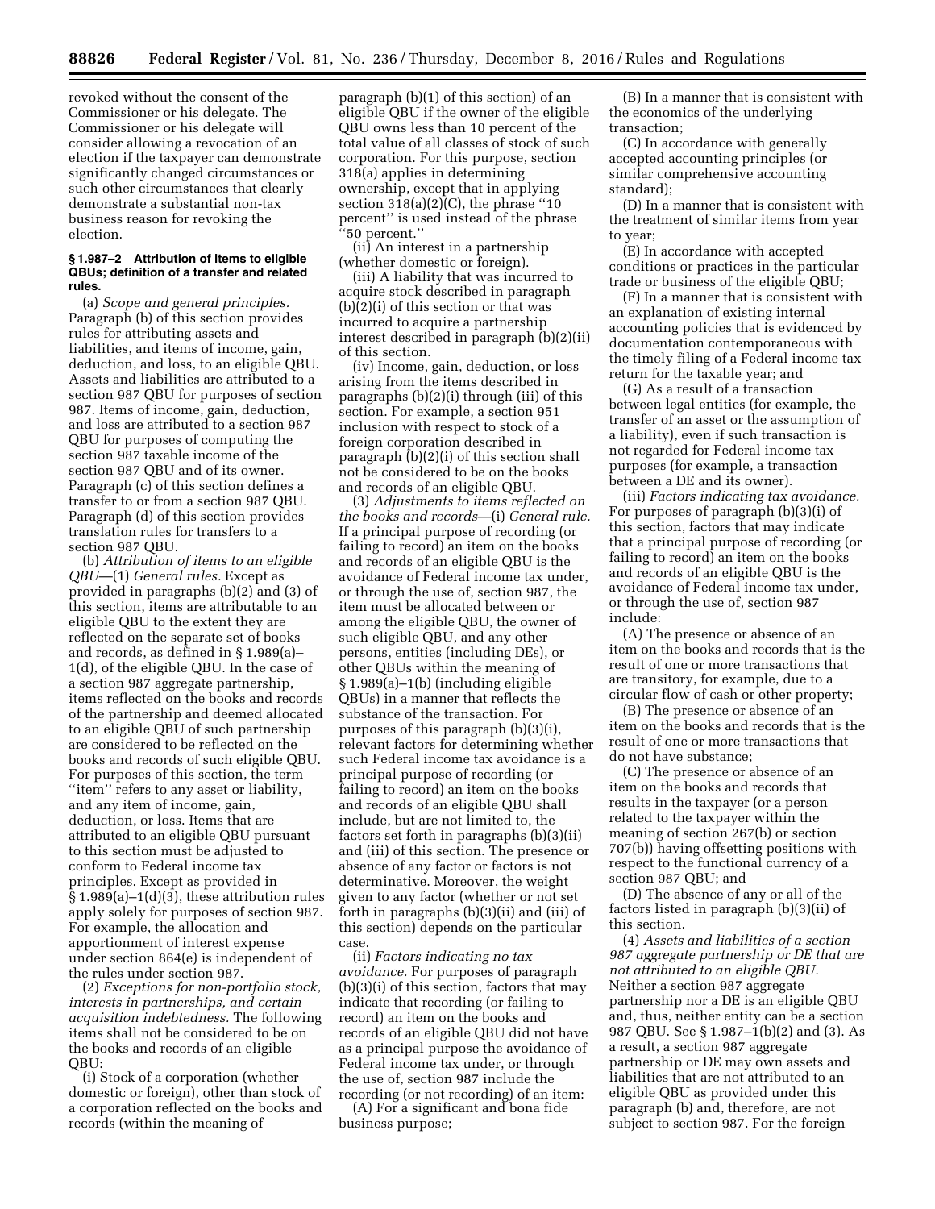revoked without the consent of the Commissioner or his delegate. The Commissioner or his delegate will consider allowing a revocation of an election if the taxpayer can demonstrate significantly changed circumstances or such other circumstances that clearly demonstrate a substantial non-tax business reason for revoking the election.

**§ 1.987–2 Attribution of items to eligible QBUs; definition of a transfer and related rules.**

(a) *Scope and general principles.* Paragraph (b) of this section provides rules for attributing assets and liabilities, and items of income, gain, deduction, and loss, to an eligible QBU. Assets and liabilities are attributed to a section 987 QBU for purposes of section 987. Items of income, gain, deduction, and loss are attributed to a section 987 QBU for purposes of computing the section 987 taxable income of the section 987 QBU and of its owner. Paragraph (c) of this section defines a transfer to or from a section 987 QBU. Paragraph (d) of this section provides translation rules for transfers to a section 987 QBU.

(b) *Attribution of items to an eligible QBU*—(1) *General rules.* Except as provided in paragraphs (b)(2) and (3) of this section, items are attributable to an eligible QBU to the extent they are reflected on the separate set of books and records, as defined in § 1.989(a)–1(d), of the eligible QBU. In the case of a section 987 aggregate partnership, items reflected on the books and records of the partnership and deemed allocated to an eligible QBU of such partnership are considered to be reflected on the books and records of such eligible QBU. For purposes of this section, the term ''item'' refers to any asset or liability, and any item of income, gain, deduction, or loss. Items that are attributed to an eligible QBU pursuant to this section must be adjusted to conform to Federal income tax principles. Except as provided in § 1.989(a)–1(d)(3), these attribution rules apply solely for purposes of section 987. For example, the allocation and apportionment of interest expense under section 864(e) is independent of the rules under section 987.

(2) *Exceptions for non-portfolio stock, interests in partnerships, and certain acquisition indebtedness.* The following items shall not be considered to be on the books and records of an eligible QBU:

(i) Stock of a corporation (whether domestic or foreign), other than stock of a corporation reflected on the books and records (within the meaning of paragraph (b)(1) of this section) of an eligible QBU if the owner of the eligible QBU owns less than 10 percent of the total value of all classes of stock of such corporation. For this purpose, section 318(a) applies in determining ownership, except that in applying section 318(a)(2)(C), the phrase ''10 percent'' is used instead of the phrase ''50 percent.''

(ii) An interest in a partnership (whether domestic or foreign).

(iii) A liability that was incurred to acquire stock described in paragraph (b)(2)(i) of this section or that was incurred to acquire a partnership interest described in paragraph (b)(2)(ii) of this section.

(iv) Income, gain, deduction, or loss arising from the items described in paragraphs (b)(2)(i) through (iii) of this section. For example, a section 951 inclusion with respect to stock of a foreign corporation described in paragraph (b)(2)(i) of this section shall not be considered to be on the books and records of an eligible QBU.

(3) *Adjustments to items reflected on the books and records*—(i) *General rule.* If a principal purpose of recording (or failing to record) an item on the books and records of an eligible QBU is the avoidance of Federal income tax under, or through the use of, section 987, the item must be allocated between or among the eligible QBU, the owner of such eligible QBU, and any other persons, entities (including DEs), or other QBUs within the meaning of § 1.989(a)–1(b) (including eligible QBUs) in a manner that reflects the substance of the transaction. For purposes of this paragraph (b)(3)(i), relevant factors for determining whether such Federal income tax avoidance is a principal purpose of recording (or failing to record) an item on the books and records of an eligible QBU shall include, but are not limited to, the factors set forth in paragraphs (b)(3)(ii) and (iii) of this section. The presence or absence of any factor or factors is not determinative. Moreover, the weight given to any factor (whether or not set forth in paragraphs (b)(3)(ii) and (iii) of this section) depends on the particular case.

(ii) *Factors indicating no tax avoidance.* For purposes of paragraph (b)(3)(i) of this section, factors that may indicate that recording (or failing to record) an item on the books and records of an eligible QBU did not have as a principal purpose the avoidance of Federal income tax under, or through the use of, section 987 include the recording (or not recording) of an item:

(A) For a significant and bona fide business purpose;

(B) In a manner that is consistent with the economics of the underlying transaction;

(C) In accordance with generally accepted accounting principles (or similar comprehensive accounting standard);

(D) In a manner that is consistent with the treatment of similar items from year to year;

(E) In accordance with accepted conditions or practices in the particular trade or business of the eligible QBU;

(F) In a manner that is consistent with an explanation of existing internal accounting policies that is evidenced by documentation contemporaneous with the timely filing of a Federal income tax return for the taxable year; and

(G) As a result of a transaction between legal entities (for example, the transfer of an asset or the assumption of a liability), even if such transaction is not regarded for Federal income tax purposes (for example, a transaction between a DE and its owner).

(iii) *Factors indicating tax avoidance.* For purposes of paragraph (b)(3)(i) of this section, factors that may indicate that a principal purpose of recording (or failing to record) an item on the books and records of an eligible QBU is the avoidance of Federal income tax under, or through the use of, section 987 include:

(A) The presence or absence of an item on the books and records that is the result of one or more transactions that are transitory, for example, due to a circular flow of cash or other property;

(B) The presence or absence of an item on the books and records that is the result of one or more transactions that do not have substance;

(C) The presence or absence of an item on the books and records that results in the taxpayer (or a person related to the taxpayer within the meaning of section 267(b) or section 707(b)) having offsetting positions with respect to the functional currency of a section 987 QBU; and

(D) The absence of any or all of the factors listed in paragraph (b)(3)(ii) of this section.

(4) *Assets and liabilities of a section 987 aggregate partnership or DE that are not attributed to an eligible QBU.* Neither a section 987 aggregate partnership nor a DE is an eligible QBU and, thus, neither entity can be a section 987 QBU. See § 1.987–1(b)(2) and (3). As a result, a section 987 aggregate partnership or DE may own assets and liabilities that are not attributed to an eligible QBU as provided under this paragraph (b) and, therefore, are not subject to section 987. For the foreign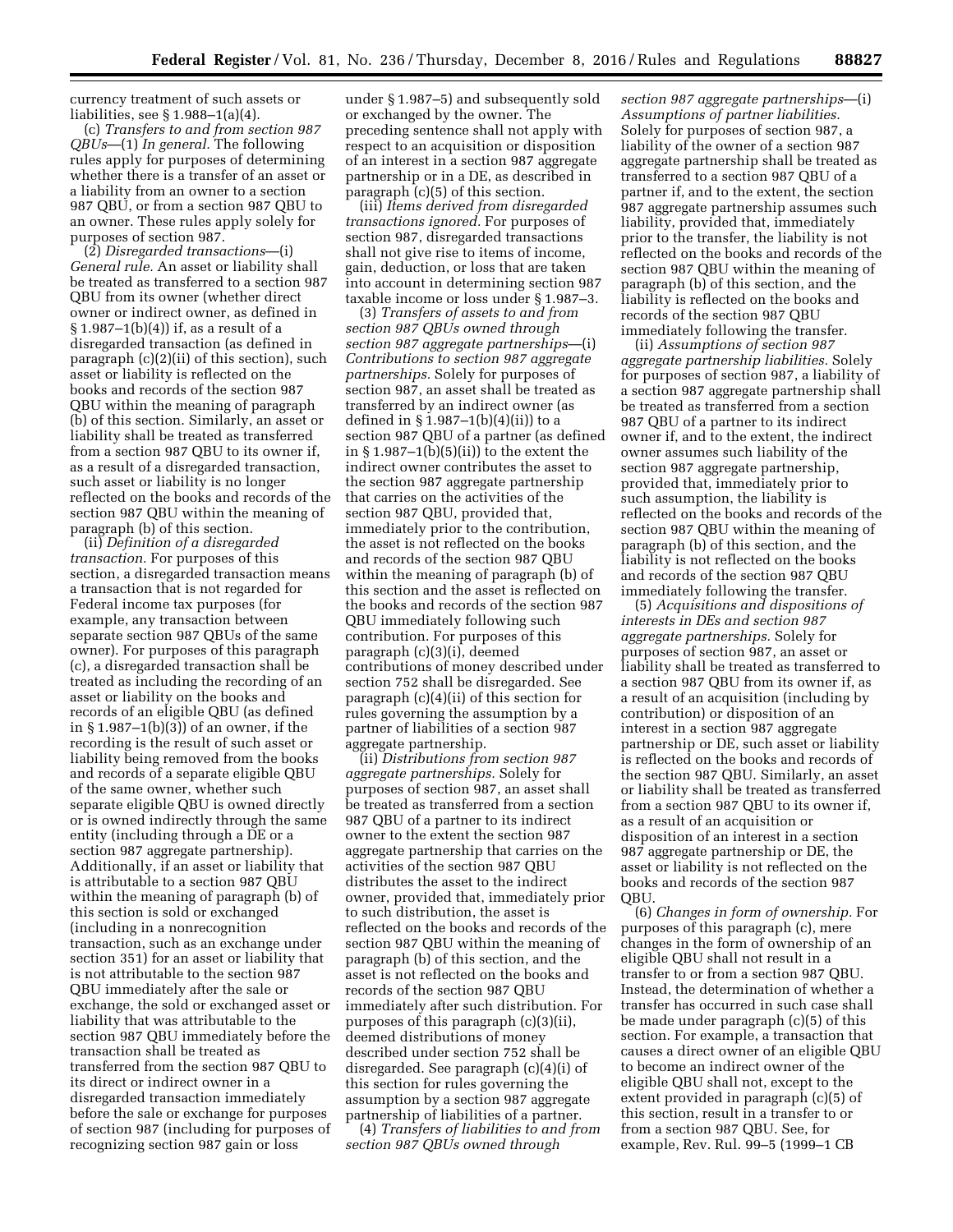currency treatment of such assets or liabilities, see § 1.988–1(a)(4).

(c) *Transfers to and from section 987 QBUs*—(1) *In general.* The following rules apply for purposes of determining whether there is a transfer of an asset or a liability from an owner to a section 987 QBU, or from a section 987 QBU to an owner. These rules apply solely for purposes of section 987.

(2) *Disregarded transactions*—(i) *General rule.* An asset or liability shall be treated as transferred to a section 987 QBU from its owner (whether direct owner or indirect owner, as defined in § 1.987–1(b)(4)) if, as a result of a disregarded transaction (as defined in paragraph (c)(2)(ii) of this section), such asset or liability is reflected on the books and records of the section 987 QBU within the meaning of paragraph (b) of this section. Similarly, an asset or liability shall be treated as transferred from a section 987 QBU to its owner if, as a result of a disregarded transaction, such asset or liability is no longer reflected on the books and records of the section 987 QBU within the meaning of paragraph (b) of this section.

(ii) *Definition of a disregarded transaction.* For purposes of this section, a disregarded transaction means a transaction that is not regarded for Federal income tax purposes (for example, any transaction between separate section 987 QBUs of the same owner). For purposes of this paragraph (c), a disregarded transaction shall be treated as including the recording of an asset or liability on the books and records of an eligible QBU (as defined in § 1.987–1(b)(3)) of an owner, if the recording is the result of such asset or liability being removed from the books and records of a separate eligible QBU of the same owner, whether such separate eligible QBU is owned directly or is owned indirectly through the same entity (including through a DE or a section 987 aggregate partnership). Additionally, if an asset or liability that is attributable to a section 987 QBU within the meaning of paragraph (b) of this section is sold or exchanged (including in a nonrecognition transaction, such as an exchange under section 351) for an asset or liability that is not attributable to the section 987 QBU immediately after the sale or exchange, the sold or exchanged asset or liability that was attributable to the section 987 QBU immediately before the transaction shall be treated as transferred from the section 987 QBU to its direct or indirect owner in a disregarded transaction immediately before the sale or exchange for purposes of section 987 (including for purposes of recognizing section 987 gain or loss under § 1.987–5) and subsequently sold or exchanged by the owner. The preceding sentence shall not apply with respect to an acquisition or disposition of an interest in a section 987 aggregate partnership or in a DE, as described in paragraph (c)(5) of this section.

(iii) *Items derived from disregarded transactions ignored.* For purposes of section 987, disregarded transactions shall not give rise to items of income, gain, deduction, or loss that are taken into account in determining section 987 taxable income or loss under § 1.987–3.

(3) *Transfers of assets to and from section 987 QBUs owned through section 987 aggregate partnerships*—(i) *Contributions to section 987 aggregate partnerships.* Solely for purposes of section 987, an asset shall be treated as transferred by an indirect owner (as defined in § 1.987–1(b)(4)(ii)) to a section 987 QBU of a partner (as defined in § 1.987–1(b)(5)(ii)) to the extent the indirect owner contributes the asset to the section 987 aggregate partnership that carries on the activities of the section 987 QBU, provided that, immediately prior to the contribution, the asset is not reflected on the books and records of the section 987 QBU within the meaning of paragraph (b) of this section and the asset is reflected on the books and records of the section 987 QBU immediately following such contribution. For purposes of this paragraph (c)(3)(i), deemed contributions of money described under section 752 shall be disregarded. See paragraph (c)(4)(ii) of this section for rules governing the assumption by a partner of liabilities of a section 987 aggregate partnership.

(ii) *Distributions from section 987 aggregate partnerships.* Solely for purposes of section 987, an asset shall be treated as transferred from a section 987 QBU of a partner to its indirect owner to the extent the section 987 aggregate partnership that carries on the activities of the section 987 QBU distributes the asset to the indirect owner, provided that, immediately prior to such distribution, the asset is reflected on the books and records of the section 987 QBU within the meaning of paragraph (b) of this section, and the asset is not reflected on the books and records of the section 987 QBU immediately after such distribution. For purposes of this paragraph (c)(3)(ii), deemed distributions of money described under section 752 shall be disregarded. See paragraph (c)(4)(i) of this section for rules governing the assumption by a section 987 aggregate partnership of liabilities of a partner.

(4) *Transfers of liabilities to and from section 987 QBUs owned through section 987 aggregate partnerships*—(i) *Assumptions of partner liabilities.* Solely for purposes of section 987, a liability of the owner of a section 987 aggregate partnership shall be treated as transferred to a section 987 QBU of a partner if, and to the extent, the section 987 aggregate partnership assumes such liability, provided that, immediately prior to the transfer, the liability is not reflected on the books and records of the section 987 QBU within the meaning of paragraph (b) of this section, and the liability is reflected on the books and records of the section 987 QBU immediately following the transfer.

(ii) *Assumptions of section 987 aggregate partnership liabilities.* Solely for purposes of section 987, a liability of a section 987 aggregate partnership shall be treated as transferred from a section 987 QBU of a partner to its indirect owner if, and to the extent, the indirect owner assumes such liability of the section 987 aggregate partnership, provided that, immediately prior to such assumption, the liability is reflected on the books and records of the section 987 QBU within the meaning of paragraph (b) of this section, and the liability is not reflected on the books and records of the section 987 QBU immediately following the transfer.

(5) *Acquisitions and dispositions of interests in DEs and section 987 aggregate partnerships.* Solely for purposes of section 987, an asset or liability shall be treated as transferred to a section 987 QBU from its owner if, as a result of an acquisition (including by contribution) or disposition of an interest in a section 987 aggregate partnership or DE, such asset or liability is reflected on the books and records of the section 987 QBU. Similarly, an asset or liability shall be treated as transferred from a section 987 QBU to its owner if, as a result of an acquisition or disposition of an interest in a section 987 aggregate partnership or DE, the asset or liability is not reflected on the books and records of the section 987 QBU.

(6) *Changes in form of ownership.* For purposes of this paragraph (c), mere changes in the form of ownership of an eligible QBU shall not result in a transfer to or from a section 987 QBU. Instead, the determination of whether a transfer has occurred in such case shall be made under paragraph (c)(5) of this section. For example, a transaction that causes a direct owner of an eligible QBU to become an indirect owner of the eligible QBU shall not, except to the extent provided in paragraph (c)(5) of this section, result in a transfer to or from a section 987 QBU. See, for example, Rev. Rul. 99–5 (1999–1 CB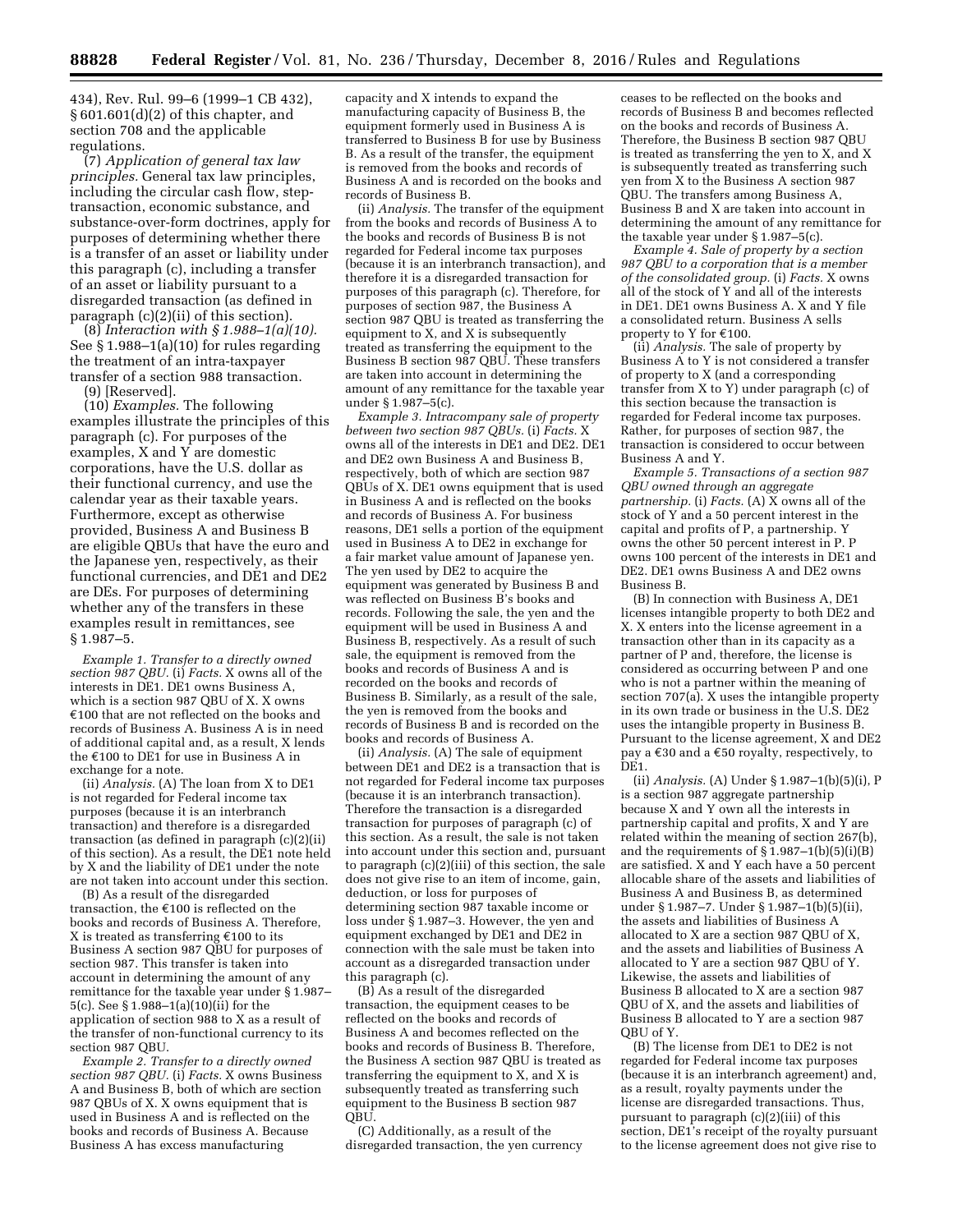434), Rev. Rul. 99–6 (1999–1 CB 432), § 601.601(d)(2) of this chapter, and section 708 and the applicable regulations.

(7) *Application of general tax law principles.* General tax law principles, including the circular cash flow, step-transaction, economic substance, and substance-over-form doctrines, apply for purposes of determining whether there is a transfer of an asset or liability under this paragraph (c), including a transfer of an asset or liability pursuant to a disregarded transaction (as defined in paragraph (c)(2)(ii) of this section).

(8) *Interaction with § 1.988–1(a)(10).* See § 1.988–1(a)(10) for rules regarding the treatment of an intra-taxpayer transfer of a section 988 transaction.

(9) [Reserved].

(10) *Examples.* The following examples illustrate the principles of this paragraph (c). For purposes of the examples, X and Y are domestic corporations, have the U.S. dollar as their functional currency, and use the calendar year as their taxable years. Furthermore, except as otherwise provided, Business A and Business B are eligible QBUs that have the euro and the Japanese yen, respectively, as their functional currencies, and DE1 and DE2 are DEs. For purposes of determining whether any of the transfers in these examples result in remittances, see § 1.987–5.

*Example 1. Transfer to a directly owned section 987 QBU.* (i) *Facts.* X owns all of the interests in DE1. DE1 owns Business A, which is a section 987 QBU of X. X owns €100 that are not reflected on the books and records of Business A. Business A is in need of additional capital and, as a result, X lends the €100 to DE1 for use in Business A in exchange for a note.

(ii) *Analysis.* (A) The loan from X to DE1 is not regarded for Federal income tax purposes (because it is an interbranch transaction) and therefore is a disregarded transaction (as defined in paragraph (c)(2)(ii) of this section). As a result, the DE1 note held by X and the liability of DE1 under the note are not taken into account under this section.

(B) As a result of the disregarded transaction, the €100 is reflected on the books and records of Business A. Therefore, X is treated as transferring €100 to its Business A section 987 QBU for purposes of section 987. This transfer is taken into account in determining the amount of any remittance for the taxable year under § 1.987–5(c). See § 1.988–1(a)(10)(ii) for the application of section 988 to X as a result of the transfer of non-functional currency to its section 987 QBU.

*Example 2. Transfer to a directly owned section 987 QBU.* (i) *Facts.* X owns Business A and Business B, both of which are section 987 QBUs of X. X owns equipment that is used in Business A and is reflected on the books and records of Business A. Because Business A has excess manufacturing capacity and X intends to expand the manufacturing capacity of Business B, the equipment formerly used in Business A is transferred to Business B for use by Business B. As a result of the transfer, the equipment is removed from the books and records of Business A and is recorded on the books and records of Business B.

(ii) *Analysis.* The transfer of the equipment from the books and records of Business A to the books and records of Business B is not regarded for Federal income tax purposes (because it is an interbranch transaction), and therefore it is a disregarded transaction for purposes of this paragraph (c). Therefore, for purposes of section 987, the Business A section 987 QBU is treated as transferring the equipment to X, and X is subsequently treated as transferring the equipment to the Business B section 987 QBU. These transfers are taken into account in determining the amount of any remittance for the taxable year under § 1.987–5(c).

*Example 3. Intracompany sale of property between two section 987 QBUs.* (i) *Facts.* X owns all of the interests in DE1 and DE2. DE1 and DE2 own Business A and Business B, respectively, both of which are section 987 QBUs of X. DE1 owns equipment that is used in Business A and is reflected on the books and records of Business A. For business reasons, DE1 sells a portion of the equipment used in Business A to DE2 in exchange for a fair market value amount of Japanese yen. The yen used by DE2 to acquire the equipment was generated by Business B and was reflected on Business B's books and records. Following the sale, the yen and the equipment will be used in Business A and Business B, respectively. As a result of such sale, the equipment is removed from the books and records of Business A and is recorded on the books and records of Business B. Similarly, as a result of the sale, the yen is removed from the books and records of Business B and is recorded on the books and records of Business A.

(ii) *Analysis.* (A) The sale of equipment between DE1 and DE2 is a transaction that is not regarded for Federal income tax purposes (because it is an interbranch transaction). Therefore the transaction is a disregarded transaction for purposes of paragraph (c) of this section. As a result, the sale is not taken into account under this section and, pursuant to paragraph (c)(2)(iii) of this section, the sale does not give rise to an item of income, gain, deduction, or loss for purposes of determining section 987 taxable income or loss under § 1.987–3. However, the yen and equipment exchanged by DE1 and DE2 in connection with the sale must be taken into account as a disregarded transaction under this paragraph (c).

(B) As a result of the disregarded transaction, the equipment ceases to be reflected on the books and records of Business A and becomes reflected on the books and records of Business B. Therefore, the Business A section 987 QBU is treated as transferring the equipment to X, and X is subsequently treated as transferring such equipment to the Business B section 987 QBU.

(C) Additionally, as a result of the disregarded transaction, the yen currency ceases to be reflected on the books and records of Business B and becomes reflected on the books and records of Business A. Therefore, the Business B section 987 QBU is treated as transferring the yen to X, and X is subsequently treated as transferring such yen from X to the Business A section 987 QBU. The transfers among Business A, Business B and X are taken into account in determining the amount of any remittance for the taxable year under § 1.987–5(c).

*Example 4. Sale of property by a section 987 QBU to a corporation that is a member of the consolidated group.* (i) *Facts.* X owns all of the stock of Y and all of the interests in DE1. DE1 owns Business A. X and Y file a consolidated return. Business A sells property to Y for €100.

(ii) *Analysis.* The sale of property by Business A to Y is not considered a transfer of property to X (and a corresponding transfer from X to Y) under paragraph (c) of this section because the transaction is regarded for Federal income tax purposes. Rather, for purposes of section 987, the transaction is considered to occur between Business A and Y.

*Example 5. Transactions of a section 987 QBU owned through an aggregate partnership.* (i) *Facts.* (A) X owns all of the stock of Y and a 50 percent interest in the capital and profits of P, a partnership. Y owns the other 50 percent interest in P. P owns 100 percent of the interests in DE1 and DE2. DE1 owns Business A and DE2 owns Business B.

(B) In connection with Business A, DE1 licenses intangible property to both DE2 and X. X enters into the license agreement in a transaction other than in its capacity as a partner of P and, therefore, the license is considered as occurring between P and one who is not a partner within the meaning of section 707(a). X uses the intangible property in its own trade or business in the U.S. DE2 uses the intangible property in Business B. Pursuant to the license agreement, X and DE2 pay a €30 and a €50 royalty, respectively, to DE1.

(ii) *Analysis.* (A) Under § 1.987–1(b)(5)(i), P is a section 987 aggregate partnership because X and Y own all the interests in partnership capital and profits, X and Y are related within the meaning of section 267(b), and the requirements of § 1.987–1(b)(5)(i)(B) are satisfied. X and Y each have a 50 percent allocable share of the assets and liabilities of Business A and Business B, as determined under § 1.987–7. Under § 1.987–1(b)(5)(ii), the assets and liabilities of Business A allocated to X are a section 987 QBU of X, and the assets and liabilities of Business A allocated to Y are a section 987 QBU of Y. Likewise, the assets and liabilities of Business B allocated to X are a section 987 QBU of X, and the assets and liabilities of Business B allocated to Y are a section 987 QBU of Y.

(B) The license from DE1 to DE2 is not regarded for Federal income tax purposes (because it is an interbranch agreement) and, as a result, royalty payments under the license are disregarded transactions. Thus, pursuant to paragraph (c)(2)(iii) of this section, DE1's receipt of the royalty pursuant to the license agreement does not give rise to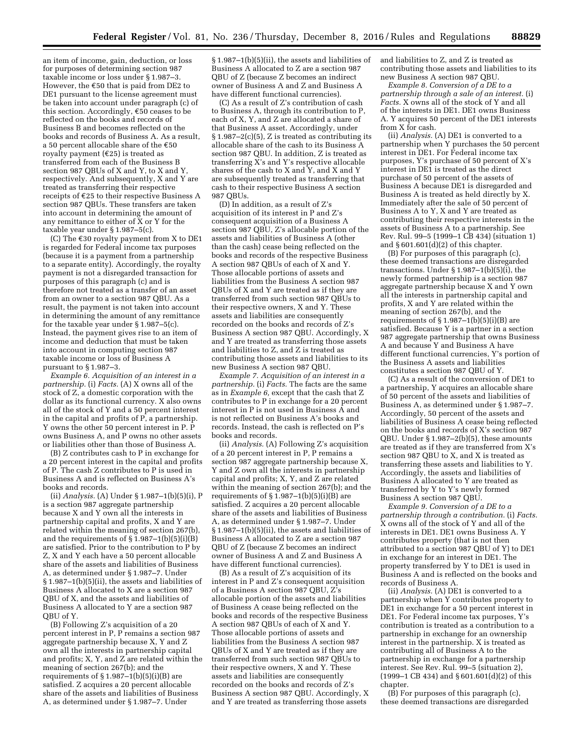an item of income, gain, deduction, or loss for purposes of determining section 987 taxable income or loss under § 1.987–3. However, the €50 that is paid from DE2 to DE1 pursuant to the license agreement must be taken into account under paragraph (c) of this section. Accordingly, €50 ceases to be reflected on the books and records of Business B and becomes reflected on the books and records of Business A. As a result, a 50 percent allocable share of the €50 royalty payment (€25) is treated as transferred from each of the Business B section 987 QBUs of X and Y, to X and Y, respectively. And subsequently, X and Y are treated as transferring their respective receipts of €25 to their respective Business A section 987 QBUs. These transfers are taken into account in determining the amount of any remittance to either of X or Y for the taxable year under § 1.987–5(c).

(C) The €30 royalty payment from X to DE1 is regarded for Federal income tax purposes (because it is a payment from a partnership to a separate entity). Accordingly, the royalty payment is not a disregarded transaction for purposes of this paragraph (c) and is therefore not treated as a transfer of an asset from an owner to a section 987 QBU. As a result, the payment is not taken into account in determining the amount of any remittance for the taxable year under § 1.987–5(c). Instead, the payment gives rise to an item of income and deduction that must be taken into account in computing section 987 taxable income or loss of Business A pursuant to § 1.987–3.

*Example 6. Acquisition of an interest in a partnership.* (i) *Facts.* (A) X owns all of the stock of Z, a domestic corporation with the dollar as its functional currency. X also owns all of the stock of Y and a 50 percent interest in the capital and profits of P, a partnership. Y owns the other 50 percent interest in P. P owns Business A, and P owns no other assets or liabilities other than those of Business A.

(B) Z contributes cash to P in exchange for a 20 percent interest in the capital and profits of P. The cash Z contributes to P is used in Business A and is reflected on Business A's books and records.

(ii) *Analysis.* (A) Under § 1.987–1(b)(5)(i), P is a section 987 aggregate partnership because X and Y own all the interests in partnership capital and profits, X and Y are related within the meaning of section 267(b), and the requirements of § 1.987–1(b)(5)(i)(B) are satisfied. Prior to the contribution to P by Z, X and Y each have a 50 percent allocable share of the assets and liabilities of Business A, as determined under § 1.987–7. Under § 1.987–1(b)(5)(ii), the assets and liabilities of Business A allocated to X are a section 987 QBU of X, and the assets and liabilities of Business A allocated to Y are a section 987 QBU of Y.

(B) Following Z's acquisition of a 20 percent interest in P, P remains a section 987 aggregate partnership because X, Y and Z own all the interests in partnership capital and profits; X, Y, and Z are related within the meaning of section 267(b); and the requirements of § 1.987–1(b)(5)(i)(B) are satisfied. Z acquires a 20 percent allocable share of the assets and liabilities of Business A, as determined under § 1.987–7. Under § 1.987–1(b)(5)(ii), the assets and liabilities of Business A allocated to Z are a section 987 QBU of Z (because Z becomes an indirect owner of Business A and Z and Business A have different functional currencies).

(C) As a result of Z's contribution of cash to Business A, through its contribution to P, each of X, Y, and Z are allocated a share of that Business A asset. Accordingly, under § 1.987–2(c)(5), Z is treated as contributing its allocable share of the cash to its Business A section 987 QBU. In addition, Z is treated as transferring X's and Y's respective allocable shares of the cash to X and Y, and X and Y are subsequently treated as transferring that cash to their respective Business A section 987 QBUs.

(D) In addition, as a result of Z's acquisition of its interest in P and Z's consequent acquisition of a Business A section 987 QBU, Z's allocable portion of the assets and liabilities of Business A (other than the cash) cease being reflected on the books and records of the respective Business A section 987 QBUs of each of X and Y. Those allocable portions of assets and liabilities from the Business A section 987 QBUs of X and Y are treated as if they are transferred from such section 987 QBUs to their respective owners, X and Y. These assets and liabilities are consequently recorded on the books and records of Z's Business A section 987 QBU. Accordingly, X and Y are treated as transferring those assets and liabilities to Z, and Z is treated as contributing those assets and liabilities to its new Business A section 987 QBU.

*Example 7. Acquisition of an interest in a partnership.* (i) *Facts.* The facts are the same as in *Example 6,* except that the cash that Z contributes to P in exchange for a 20 percent interest in P is not used in Business A and is not reflected on Business A's books and records. Instead, the cash is reflected on P's books and records.

(ii) *Analysis.* (A) Following Z's acquisition of a 20 percent interest in P, P remains a section 987 aggregate partnership because X, Y and Z own all the interests in partnership capital and profits; X, Y, and Z are related within the meaning of section 267(b); and the requirements of § 1.987–1(b)(5)(i)(B) are satisfied. Z acquires a 20 percent allocable share of the assets and liabilities of Business A, as determined under § 1.987–7. Under § 1.987–1(b)(5)(ii), the assets and liabilities of Business A allocated to Z are a section 987 QBU of Z (because Z becomes an indirect owner of Business A and Z and Business A have different functional currencies).

(B) As a result of Z's acquisition of its interest in P and Z's consequent acquisition of a Business A section 987 QBU, Z's allocable portion of the assets and liabilities of Business A cease being reflected on the books and records of the respective Business A section 987 QBUs of each of X and Y. Those allocable portions of assets and liabilities from the Business A section 987 QBUs of X and Y are treated as if they are transferred from such section 987 QBUs to their respective owners, X and Y. These assets and liabilities are consequently recorded on the books and records of Z's Business A section 987 QBU. Accordingly, X and Y are treated as transferring those assets and liabilities to Z, and Z is treated as contributing those assets and liabilities to its new Business A section 987 QBU.

*Example 8. Conversion of a DE to a partnership through a sale of an interest.* (i) *Facts.* X owns all of the stock of Y and all of the interests in DE1. DE1 owns Business A. Y acquires 50 percent of the DE1 interests from X for cash.

(ii) *Analysis.* (A) DE1 is converted to a partnership when Y purchases the 50 percent interest in DE1. For Federal income tax purposes, Y's purchase of 50 percent of X's interest in DE1 is treated as the direct purchase of 50 percent of the assets of Business A because DE1 is disregarded and Business A is treated as held directly by X. Immediately after the sale of 50 percent of Business A to Y, X and Y are treated as contributing their respective interests in the assets of Business A to a partnership. See Rev. Rul. 99–5 (1999–1 CB 434) (situation 1) and § 601.601(d)(2) of this chapter.

(B) For purposes of this paragraph (c), these deemed transactions are disregarded transactions. Under § 1.987–1(b)(5)(i), the newly formed partnership is a section 987 aggregate partnership because X and Y own all the interests in partnership capital and profits, X and Y are related within the meaning of section 267(b), and the requirements of § 1.987–1(b)(5)(i)(B) are satisfied. Because Y is a partner in a section 987 aggregate partnership that owns Business A and because Y and Business A have different functional currencies, Y's portion of the Business A assets and liabilities constitutes a section 987 QBU of Y.

(C) As a result of the conversion of DE1 to a partnership, Y acquires an allocable share of 50 percent of the assets and liabilities of Business A, as determined under § 1.987–7. Accordingly, 50 percent of the assets and liabilities of Business A cease being reflected on the books and records of X's section 987 QBU. Under § 1.987–2(b)(5), these amounts are treated as if they are transferred from X's section 987 QBU to X, and X is treated as transferring these assets and liabilities to Y. Accordingly, the assets and liabilities of Business A allocated to Y are treated as transferred by Y to Y's newly formed Business A section 987 QBU.

*Example 9. Conversion of a DE to a partnership through a contribution.* (i) *Facts.* X owns all of the stock of Y and all of the interests in DE1. DE1 owns Business A. Y contributes property (that is not then attributed to a section 987 QBU of Y) to DE1 in exchange for an interest in DE1. The property transferred by Y to DE1 is used in Business A and is reflected on the books and records of Business A.

(ii) *Analysis.* (A) DE1 is converted to a partnership when Y contributes property to DE1 in exchange for a 50 percent interest in DE1. For Federal income tax purposes, Y's contribution is treated as a contribution to a partnership in exchange for an ownership interest in the partnership. X is treated as contributing all of Business A to the partnership in exchange for a partnership interest. See Rev. Rul. 99–5 (situation 2), (1999–1 CB 434) and § 601.601(d)(2) of this chapter.

(B) For purposes of this paragraph (c), these deemed transactions are disregarded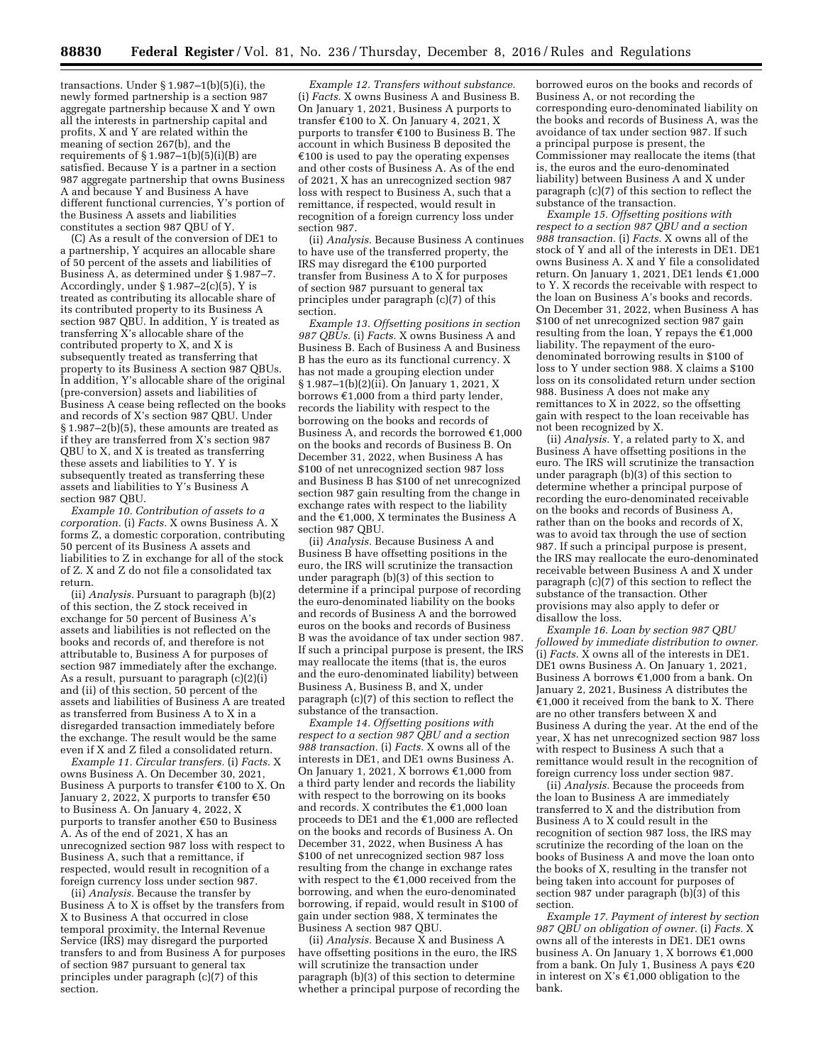transactions. Under § 1.987–1(b)(5)(i), the newly formed partnership is a section 987 aggregate partnership because X and Y own all the interests in partnership capital and profits, X and Y are related within the meaning of section 267(b), and the requirements of § 1.987–1(b)(5)(i)(B) are satisfied. Because Y is a partner in a section 987 aggregate partnership that owns Business A and because Y and Business A have different functional currencies, Y's portion of the Business A assets and liabilities constitutes a section 987 QBU of Y.

(C) As a result of the conversion of DE1 to a partnership, Y acquires an allocable share of 50 percent of the assets and liabilities of Business A, as determined under § 1.987–7. Accordingly, under § 1.987–2(c)(5), Y is treated as contributing its allocable share of its contributed property to its Business A section 987 QBU. In addition, Y is treated as transferring X's allocable share of the contributed property to X, and X is subsequently treated as transferring that property to its Business A section 987 QBUs. In addition, Y's allocable share of the original (pre-conversion) assets and liabilities of Business A cease being reflected on the books and records of X's section 987 QBU. Under § 1.987–2(b)(5), these amounts are treated as if they are transferred from X's section 987 QBU to X, and X is treated as transferring these assets and liabilities to Y. Y is subsequently treated as transferring these assets and liabilities to Y's Business A section 987 QBU.

*Example 10. Contribution of assets to a corporation.* (i) *Facts.* X owns Business A. X forms Z, a domestic corporation, contributing 50 percent of its Business A assets and liabilities to Z in exchange for all of the stock of Z. X and Z do not file a consolidated tax return.

(ii) *Analysis.* Pursuant to paragraph (b)(2) of this section, the Z stock received in exchange for 50 percent of Business A's assets and liabilities is not reflected on the books and records of, and therefore is not attributable to, Business A for purposes of section 987 immediately after the exchange. As a result, pursuant to paragraph (c)(2)(i) and (ii) of this section, 50 percent of the assets and liabilities of Business A are treated as transferred from Business A to X in a disregarded transaction immediately before the exchange. The result would be the same even if X and Z filed a consolidated return.

*Example 11. Circular transfers.* (i) *Facts.* X owns Business A. On December 30, 2021, Business A purports to transfer €100 to X. On January 2, 2022, X purports to transfer €50 to Business A. On January 4, 2022, X purports to transfer another €50 to Business A. As of the end of 2021, X has an unrecognized section 987 loss with respect to Business A, such that a remittance, if respected, would result in recognition of a foreign currency loss under section 987.

(ii) *Analysis.* Because the transfer by Business A to X is offset by the transfers from X to Business A that occurred in close temporal proximity, the Internal Revenue Service (IRS) may disregard the purported transfers to and from Business A for purposes of section 987 pursuant to general tax principles under paragraph (c)(7) of this section.

*Example 12. Transfers without substance.* (i) *Facts.* X owns Business A and Business B. On January 1, 2021, Business A purports to transfer €100 to X. On January 4, 2021, X purports to transfer €100 to Business B. The account in which Business B deposited the €100 is used to pay the operating expenses and other costs of Business A. As of the end of 2021, X has an unrecognized section 987 loss with respect to Business A, such that a remittance, if respected, would result in recognition of a foreign currency loss under section 987.

(ii) *Analysis.* Because Business A continues to have use of the transferred property, the IRS may disregard the €100 purported transfer from Business A to X for purposes of section 987 pursuant to general tax principles under paragraph (c)(7) of this section.

*Example 13. Offsetting positions in section 987 QBUs.* (i) *Facts.* X owns Business A and Business B. Each of Business A and Business B has the euro as its functional currency. X has not made a grouping election under § 1.987–1(b)(2)(ii). On January 1, 2021, X borrows €1,000 from a third party lender, records the liability with respect to the borrowing on the books and records of Business A, and records the borrowed €1,000 on the books and records of Business B. On December 31, 2022, when Business A has $100 of net unrecognized section 987 loss and Business B has $100 of net unrecognized section 987 gain resulting from the change in exchange rates with respect to the liability and the €1,000, X terminates the Business A section 987 QBU.

(ii) *Analysis.* Because Business A and Business B have offsetting positions in the euro, the IRS will scrutinize the transaction under paragraph (b)(3) of this section to determine if a principal purpose of recording the euro-denominated liability on the books and records of Business A and the borrowed euros on the books and records of Business B was the avoidance of tax under section 987. If such a principal purpose is present, the IRS may reallocate the items (that is, the euros and the euro-denominated liability) between Business A, Business B, and X, under paragraph (c)(7) of this section to reflect the substance of the transaction.

*Example 14. Offsetting positions with respect to a section 987 QBU and a section 988 transaction.* (i) *Facts.* X owns all of the interests in DE1, and DE1 owns Business A. On January 1, 2021, X borrows €1,000 from a third party lender and records the liability with respect to the borrowing on its books and records. X contributes the €1,000 loan proceeds to DE1 and the €1,000 are reflected on the books and records of Business A. On December 31, 2022, when Business A has $100 of net unrecognized section 987 loss resulting from the change in exchange rates with respect to the €1,000 received from the borrowing, and when the euro-denominated borrowing, if repaid, would result in $100 of gain under section 988, X terminates the Business A section 987 QBU.

(ii) *Analysis.* Because X and Business A have offsetting positions in the euro, the IRS will scrutinize the transaction under paragraph (b)(3) of this section to determine whether a principal purpose of recording the borrowed euros on the books and records of Business A, or not recording the corresponding euro-denominated liability on the books and records of Business A, was the avoidance of tax under section 987. If such a principal purpose is present, the Commissioner may reallocate the items (that is, the euros and the euro-denominated liability) between Business A and X under paragraph (c)(7) of this section to reflect the substance of the transaction.

*Example 15. Offsetting positions with respect to a section 987 QBU and a section 988 transaction.* (i) *Facts.* X owns all of the stock of Y and all of the interests in DE1. DE1 owns Business A. X and Y file a consolidated return. On January 1, 2021, DE1 lends €1,000 to Y. X records the receivable with respect to the loan on Business A's books and records. On December 31, 2022, when Business A has $100 of net unrecognized section 987 gain resulting from the loan, Y repays the €1,000 liability. The repayment of the euro-denominated borrowing results in $100 of loss to Y under section 988. X claims a $100 loss on its consolidated return under section 988. Business A does not make any remittances to X in 2022, so the offsetting gain with respect to the loan receivable has not been recognized by X.

(ii) *Analysis.* Y, a related party to X, and Business A have offsetting positions in the euro. The IRS will scrutinize the transaction under paragraph (b)(3) of this section to determine whether a principal purpose of recording the euro-denominated receivable on the books and records of Business A, rather than on the books and records of X, was to avoid tax through the use of section 987. If such a principal purpose is present, the IRS may reallocate the euro-denominated receivable between Business A and X under paragraph (c)(7) of this section to reflect the substance of the transaction. Other provisions may also apply to defer or disallow the loss.

*Example 16. Loan by section 987 QBU followed by immediate distribution to owner.* (i) *Facts.* X owns all of the interests in DE1. DE1 owns Business A. On January 1, 2021, Business A borrows €1,000 from a bank. On January 2, 2021, Business A distributes the €1,000 it received from the bank to X. There are no other transfers between X and Business A during the year. At the end of the year, X has net unrecognized section 987 loss with respect to Business A such that a remittance would result in the recognition of foreign currency loss under section 987.

(ii) *Analysis.* Because the proceeds from the loan to Business A are immediately transferred to X and the distribution from Business A to X could result in the recognition of section 987 loss, the IRS may scrutinize the recording of the loan on the books of Business A and move the loan onto the books of X, resulting in the transfer not being taken into account for purposes of section 987 under paragraph (b)(3) of this section.

*Example 17. Payment of interest by section 987 QBU on obligation of owner.* (i) *Facts.* X owns all of the interests in DE1. DE1 owns business A. On January 1, X borrows €1,000 from a bank. On July 1, Business A pays €20 in interest on X's €1,000 obligation to the bank.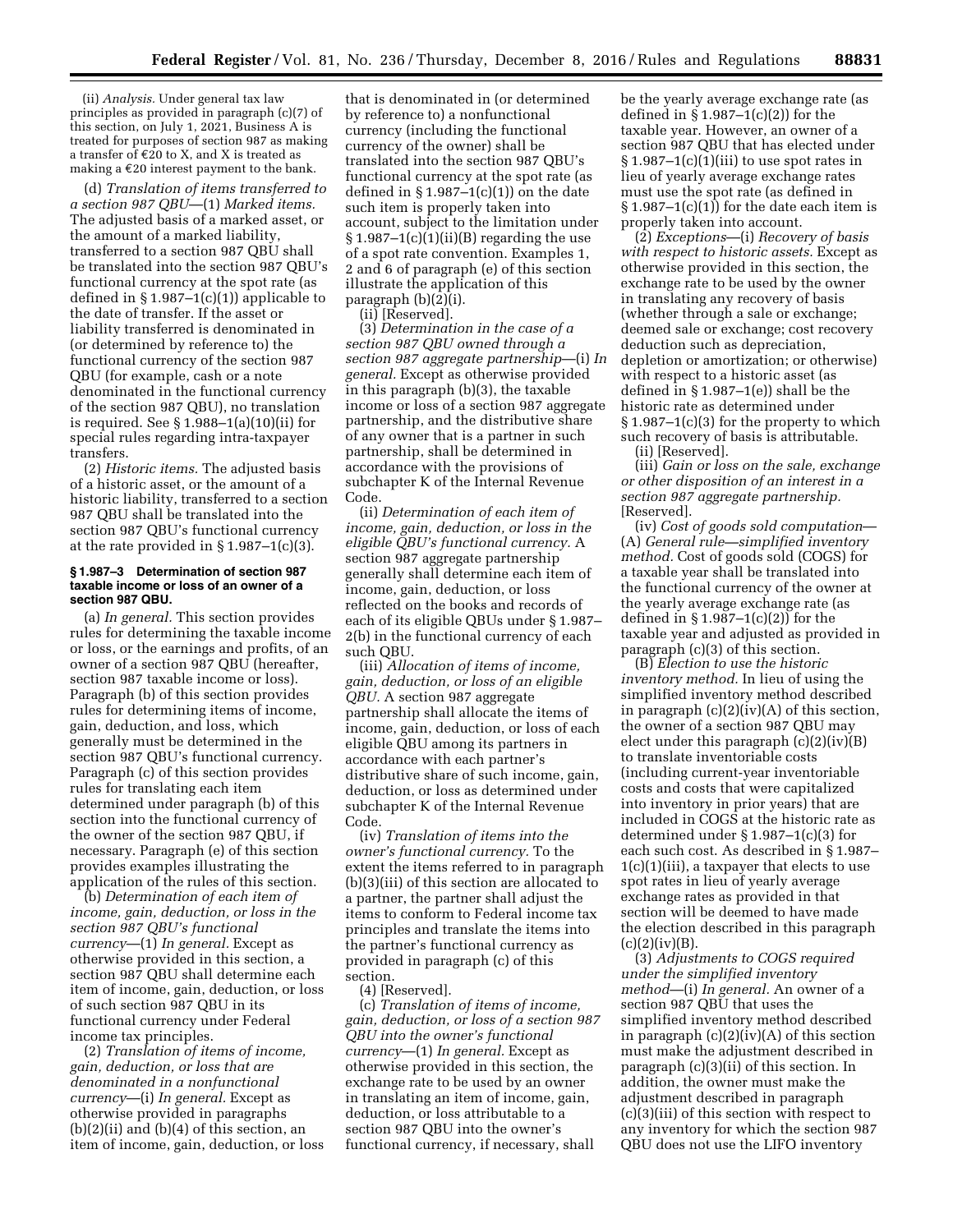(ii) *Analysis.* Under general tax law principles as provided in paragraph (c)(7) of this section, on July 1, 2021, Business A is treated for purposes of section 987 as making a transfer of €20 to X, and X is treated as making a €20 interest payment to the bank.

(d) *Translation of items transferred to a section 987 QBU*—(1) *Marked items.* The adjusted basis of a marked asset, or the amount of a marked liability, transferred to a section 987 QBU shall be translated into the section 987 QBU's functional currency at the spot rate (as defined in § 1.987–1(c)(1)) applicable to the date of transfer. If the asset or liability transferred is denominated in (or determined by reference to) the functional currency of the section 987 QBU (for example, cash or a note denominated in the functional currency of the section 987 QBU), no translation is required. See § 1.988–1(a)(10)(ii) for special rules regarding intra-taxpayer transfers.

(2) *Historic items.* The adjusted basis of a historic asset, or the amount of a historic liability, transferred to a section 987 QBU shall be translated into the section 987 QBU's functional currency at the rate provided in § 1.987–1(c)(3).

**§ 1.987–3 Determination of section 987 taxable income or loss of an owner of a section 987 QBU.**

(a) *In general.* This section provides rules for determining the taxable income or loss, or the earnings and profits, of an owner of a section 987 QBU (hereafter, section 987 taxable income or loss). Paragraph (b) of this section provides rules for determining items of income, gain, deduction, and loss, which generally must be determined in the section 987 QBU's functional currency. Paragraph (c) of this section provides rules for translating each item determined under paragraph (b) of this section into the functional currency of the owner of the section 987 QBU, if necessary. Paragraph (e) of this section provides examples illustrating the application of the rules of this section.

(b) *Determination of each item of income, gain, deduction, or loss in the section 987 QBU's functional currency*—(1) *In general.* Except as otherwise provided in this section, a section 987 QBU shall determine each item of income, gain, deduction, or loss of such section 987 QBU in its functional currency under Federal income tax principles.

(2) *Translation of items of income, gain, deduction, or loss that are denominated in a nonfunctional currency*—(i) *In general.* Except as otherwise provided in paragraphs (b)(2)(ii) and (b)(4) of this section, an item of income, gain, deduction, or loss that is denominated in (or determined by reference to) a nonfunctional currency (including the functional currency of the owner) shall be translated into the section 987 QBU's functional currency at the spot rate (as defined in § 1.987–1(c)(1)) on the date such item is properly taken into account, subject to the limitation under § 1.987–1(c)(1)(ii)(B) regarding the use of a spot rate convention. Examples 1, 2 and 6 of paragraph (e) of this section illustrate the application of this paragraph (b)(2)(i).

(ii) [Reserved].

(3) *Determination in the case of a section 987 QBU owned through a section 987 aggregate partnership*—(i) *In general.* Except as otherwise provided in this paragraph (b)(3), the taxable income or loss of a section 987 aggregate partnership, and the distributive share of any owner that is a partner in such partnership, shall be determined in accordance with the provisions of subchapter K of the Internal Revenue Code.

(ii) *Determination of each item of income, gain, deduction, or loss in the eligible QBU's functional currency.* A section 987 aggregate partnership generally shall determine each item of income, gain, deduction, or loss reflected on the books and records of each of its eligible QBUs under § 1.987–2(b) in the functional currency of each such QBU.

(iii) *Allocation of items of income, gain, deduction, or loss of an eligible QBU.* A section 987 aggregate partnership shall allocate the items of income, gain, deduction, or loss of each eligible QBU among its partners in accordance with each partner's distributive share of such income, gain, deduction, or loss as determined under subchapter K of the Internal Revenue Code.

(iv) *Translation of items into the owner's functional currency.* To the extent the items referred to in paragraph (b)(3)(iii) of this section are allocated to a partner, the partner shall adjust the items to conform to Federal income tax principles and translate the items into the partner's functional currency as provided in paragraph (c) of this section.

(4) [Reserved].

(c) *Translation of items of income, gain, deduction, or loss of a section 987 QBU into the owner's functional currency*—(1) *In general.* Except as otherwise provided in this section, the exchange rate to be used by an owner in translating an item of income, gain, deduction, or loss attributable to a section 987 QBU into the owner's functional currency, if necessary, shall be the yearly average exchange rate (as defined in § 1.987–1(c)(2)) for the taxable year. However, an owner of a section 987 QBU that has elected under § 1.987–1(c)(1)(iii) to use spot rates in lieu of yearly average exchange rates must use the spot rate (as defined in § 1.987–1(c)(1)) for the date each item is properly taken into account.

(2) *Exceptions*—(i) *Recovery of basis with respect to historic assets.* Except as otherwise provided in this section, the exchange rate to be used by the owner in translating any recovery of basis (whether through a sale or exchange; deemed sale or exchange; cost recovery deduction such as depreciation, depletion or amortization; or otherwise) with respect to a historic asset (as defined in § 1.987–1(e)) shall be the historic rate as determined under § 1.987–1(c)(3) for the property to which such recovery of basis is attributable.

(ii) [Reserved].

(iii) *Gain or loss on the sale, exchange or other disposition of an interest in a section 987 aggregate partnership.* [Reserved].

(iv) *Cost of goods sold computation*—(A) *General rule—simplified inventory method.* Cost of goods sold (COGS) for a taxable year shall be translated into the functional currency of the owner at the yearly average exchange rate (as defined in § 1.987–1(c)(2)) for the taxable year and adjusted as provided in paragraph (c)(3) of this section.

(B) *Election to use the historic inventory method.* In lieu of using the simplified inventory method described in paragraph (c)(2)(iv)(A) of this section, the owner of a section 987 QBU may elect under this paragraph (c)(2)(iv)(B) to translate inventoriable costs (including current-year inventoriable costs and costs that were capitalized into inventory in prior years) that are included in COGS at the historic rate as determined under § 1.987–1(c)(3) for each such cost. As described in § 1.987–1(c)(1)(iii), a taxpayer that elects to use spot rates in lieu of yearly average exchange rates as provided in that section will be deemed to have made the election described in this paragraph (c)(2)(iv)(B).

(3) *Adjustments to COGS required under the simplified inventory method*—(i) *In general.* An owner of a section 987 QBU that uses the simplified inventory method described in paragraph (c)(2)(iv)(A) of this section must make the adjustment described in paragraph (c)(3)(ii) of this section. In addition, the owner must make the adjustment described in paragraph (c)(3)(iii) of this section with respect to any inventory for which the section 987 QBU does not use the LIFO inventory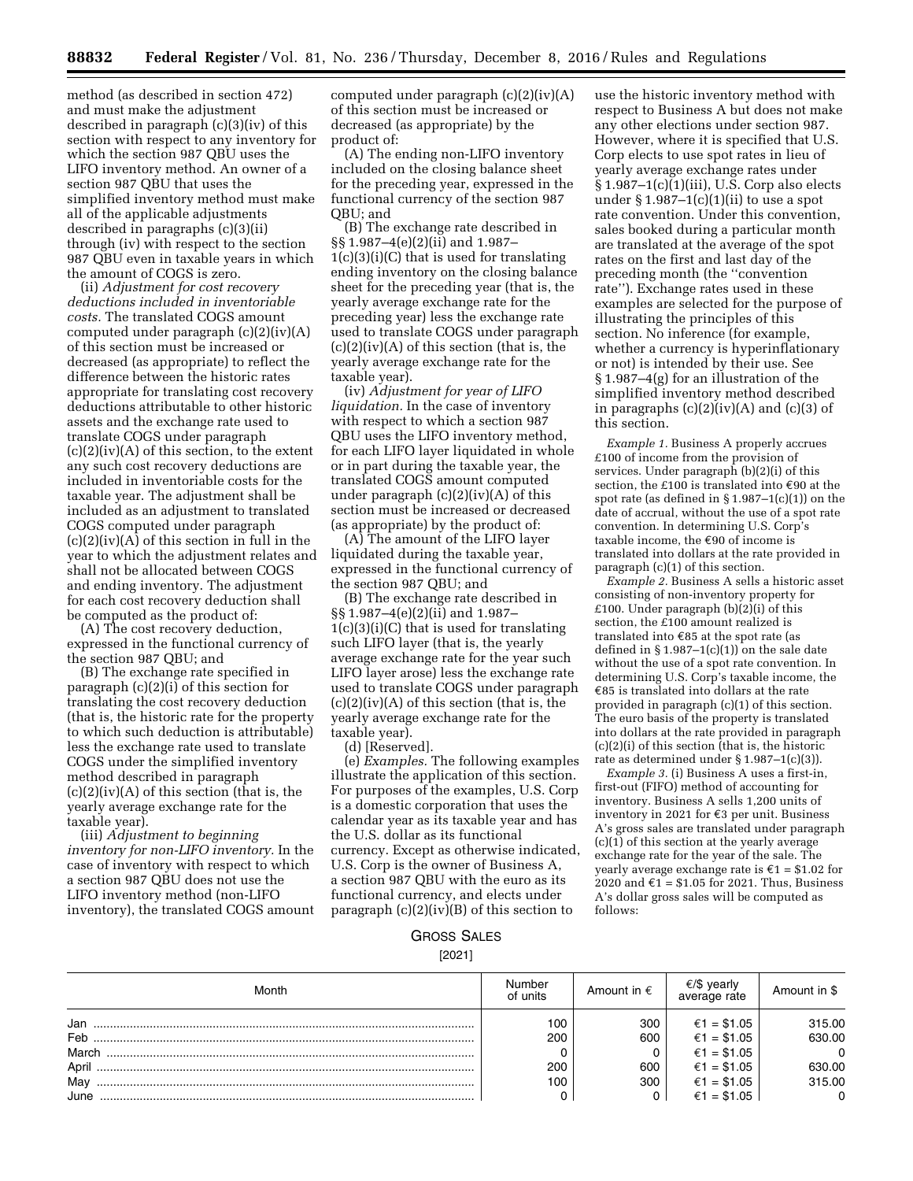method (as described in section 472) and must make the adjustment described in paragraph (c)(3)(iv) of this section with respect to any inventory for which the section 987 QBU uses the LIFO inventory method. An owner of a section 987 QBU that uses the simplified inventory method must make all of the applicable adjustments described in paragraphs (c)(3)(ii) through (iv) with respect to the section 987 QBU even in taxable years in which the amount of COGS is zero.

(ii) *Adjustment for cost recovery deductions included in inventoriable costs.* The translated COGS amount computed under paragraph (c)(2)(iv)(A) of this section must be increased or decreased (as appropriate) to reflect the difference between the historic rates appropriate for translating cost recovery deductions attributable to other historic assets and the exchange rate used to translate COGS under paragraph (c)(2)(iv)(A) of this section, to the extent any such cost recovery deductions are included in inventoriable costs for the taxable year. The adjustment shall be included as an adjustment to translated COGS computed under paragraph (c)(2)(iv)(A) of this section in full in the year to which the adjustment relates and shall not be allocated between COGS and ending inventory. The adjustment for each cost recovery deduction shall be computed as the product of:

(A) The cost recovery deduction, expressed in the functional currency of the section 987 QBU; and

(B) The exchange rate specified in paragraph (c)(2)(i) of this section for translating the cost recovery deduction (that is, the historic rate for the property to which such deduction is attributable) less the exchange rate used to translate COGS under the simplified inventory method described in paragraph (c)(2)(iv)(A) of this section (that is, the yearly average exchange rate for the taxable year).

(iii) *Adjustment to beginning inventory for non-LIFO inventory.* In the case of inventory with respect to which a section 987 QBU does not use the LIFO inventory method (non-LIFO inventory), the translated COGS amount computed under paragraph (c)(2)(iv)(A) of this section must be increased or decreased (as appropriate) by the product of:

(A) The ending non-LIFO inventory included on the closing balance sheet for the preceding year, expressed in the functional currency of the section 987 QBU; and

(B) The exchange rate described in §§ 1.987–4(e)(2)(ii) and 1.987–1(c)(3)(i)(C) that is used for translating ending inventory on the closing balance sheet for the preceding year (that is, the yearly average exchange rate for the preceding year) less the exchange rate used to translate COGS under paragraph (c)(2)(iv)(A) of this section (that is, the yearly average exchange rate for the taxable year).

(iv) *Adjustment for year of LIFO liquidation.* In the case of inventory with respect to which a section 987 QBU uses the LIFO inventory method, for each LIFO layer liquidated in whole or in part during the taxable year, the translated COGS amount computed under paragraph (c)(2)(iv)(A) of this section must be increased or decreased (as appropriate) by the product of:

(A) The amount of the LIFO layer liquidated during the taxable year, expressed in the functional currency of the section 987 QBU; and

(B) The exchange rate described in §§ 1.987–4(e)(2)(ii) and 1.987–1(c)(3)(i)(C) that is used for translating such LIFO layer (that is, the yearly average exchange rate for the year such LIFO layer arose) less the exchange rate used to translate COGS under paragraph (c)(2)(iv)(A) of this section (that is, the yearly average exchange rate for the taxable year).

(d) [Reserved].

(e) *Examples.* The following examples illustrate the application of this section. For purposes of the examples, U.S. Corp is a domestic corporation that uses the calendar year as its taxable year and has the U.S. dollar as its functional currency. Except as otherwise indicated, U.S. Corp is the owner of Business A, a section 987 QBU with the euro as its functional currency, and elects under paragraph (c)(2)(iv)(B) of this section to use the historic inventory method with respect to Business A but does not make any other elections under section 987. However, where it is specified that U.S. Corp elects to use spot rates in lieu of yearly average exchange rates under § 1.987–1(c)(1)(iii), U.S. Corp also elects under § 1.987–1(c)(1)(ii) to use a spot rate convention. Under this convention, sales booked during a particular month are translated at the average of the spot rates on the first and last day of the preceding month (the "convention rate"). Exchange rates used in these examples are selected for the purpose of illustrating the principles of this section. No inference (for example, whether a currency is hyperinflationary or not) is intended by their use. See § 1.987–4(g) for an illustration of the simplified inventory method described in paragraphs (c)(2)(iv)(A) and (c)(3) of this section.

*Example 1.* Business A properly accrues £100 of income from the provision of services. Under paragraph (b)(2)(i) of this section, the £100 is translated into €90 at the spot rate (as defined in § 1.987–1(c)(1)) on the date of accrual, without the use of a spot rate convention. In determining U.S. Corp's taxable income, the €90 of income is translated into dollars at the rate provided in paragraph (c)(1) of this section.

*Example 2.* Business A sells a historic asset consisting of non-inventory property for £100. Under paragraph (b)(2)(i) of this section, the £100 amount realized is translated into €85 at the spot rate (as defined in § 1.987–1(c)(1)) on the sale date without the use of a spot rate convention. In determining U.S. Corp's taxable income, the €85 is translated into dollars at the rate provided in paragraph (c)(1) of this section. The euro basis of the property is translated into dollars at the rate provided in paragraph (c)(2)(i) of this section (that is, the historic rate as determined under § 1.987–1(c)(3)).

*Example 3.* (i) Business A uses a first-in, first-out (FIFO) method of accounting for inventory. Business A sells 1,200 units of inventory in 2021 for €3 per unit. Business A's gross sales are translated under paragraph (c)(1) of this section at the yearly average exchange rate for the year of the sale. The yearly average exchange rate is €1 = $1.02 for 2020 and €1 = $1.05 for 2021. Thus, Business A's dollar gross sales will be computed as follows:

GROSS SALES

[2021]

| Month | Number of units | Amount in € | €/$ yearly average rate | Amount in $ |
|---|---|---|---|---|
| Jan | 100 | 300 | €1 = $1.05 | 315.00 |
| Feb | 200 | 600 | €1 = $1.05 | 630.00 |
| March | 0 | 0 | €1 = $1.05 | 0 |
| April | 200 | 600 | €1 = $1.05 | 630.00 |
| May | 100 | 300 | €1 = $1.05 | 315.00 |
| June | 0 | 0 | €1 = $1.05 | 0 |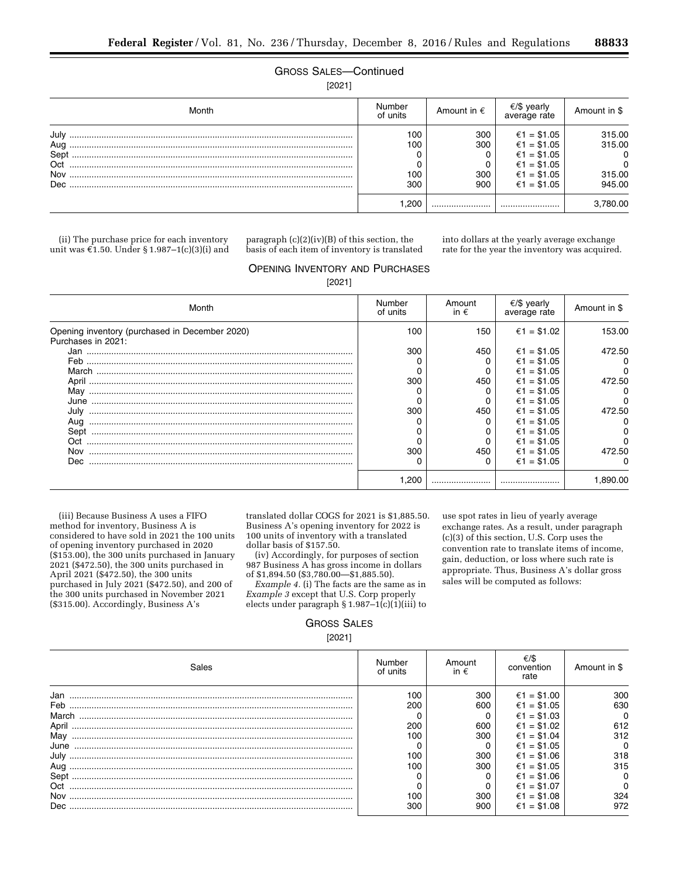GROSS SALES—Continued

[2021]

| Month | Number of units | Amount in € | €/$ yearly average rate | Amount in $ |
|---|---|---|---|---|
| July | 100 | 300 | €1 = $1.05 | 315.00 |
| Aug | 100 | 300 | €1 = $1.05 | 315.00 |
| Sept | 0 | 0 | €1 = $1.05 | 0 |
| Oct | 0 | 0 | €1 = $1.05 | 0 |
| Nov | 100 | 300 | €1 = $1.05 | 315.00 |
| Dec | 300 | 900 | €1 = $1.05 | 945.00 |
| | 1,200 | ........................ | ........................ | 3,780.00 |

(ii) The purchase price for each inventory unit was €1.50. Under § 1.987–1(c)(3)(i) and paragraph (c)(2)(iv)(B) of this section, the basis of each item of inventory is translated into dollars at the yearly average exchange rate for the year the inventory was acquired.

OPENING INVENTORY AND PURCHASES

[2021]

| Month | Number of units | Amount in € | €/$ yearly average rate | Amount in $ |
|---|---|---|---|---|
| Opening inventory (purchased in December 2020) | 100 | 150 | €1 = $1.02 | 153.00 |
| Purchases in 2021: | | | | |
| Jan | 300 | 450 | €1 = $1.05 | 472.50 |
| Feb | 0 | 0 | €1 = $1.05 | 0 |
| March | 0 | 0 | €1 = $1.05 | 0 |
| April | 300 | 450 | €1 = $1.05 | 472.50 |
| May | 0 | 0 | €1 = $1.05 | 0 |
| June | 0 | 0 | €1 = $1.05 | 0 |
| July | 300 | 450 | €1 = $1.05 | 472.50 |
| Aug | 0 | 0 | €1 = $1.05 | 0 |
| Sept | 0 | 0 | €1 = $1.05 | 0 |
| Oct | 0 | 0 | €1 = $1.05 | 0 |
| Nov | 300 | 450 | €1 = $1.05 | 472.50 |
| Dec | 0 | 0 | €1 = $1.05 | 0 |
| | 1,200 | ........................ | ........................ | 1,890.00 |

(iii) Because Business A uses a FIFO method for inventory, Business A is considered to have sold in 2021 the 100 units of opening inventory purchased in 2020 ($153.00), the 300 units purchased in January 2021 ($472.50), the 300 units purchased in April 2021 ($472.50), the 300 units purchased in July 2021 ($472.50), and 200 of the 300 units purchased in November 2021 ($315.00). Accordingly, Business A's translated dollar COGS for 2021 is $1,885.50. Business A's opening inventory for 2022 is 100 units of inventory with a translated dollar basis of $157.50.

(iv) Accordingly, for purposes of section 987 Business A has gross income in dollars of $1,894.50 ($3,780.00—$1,885.50).

*Example 4.* (i) The facts are the same as in *Example 3* except that U.S. Corp properly elects under paragraph § 1.987–1(c)(1)(iii) to use spot rates in lieu of yearly average exchange rates. As a result, under paragraph (c)(3) of this section, U.S. Corp uses the convention rate to translate items of income, gain, deduction, or loss where such rate is appropriate. Thus, Business A's dollar gross sales will be computed as follows:

GROSS SALES

[2021]

| Sales | Number of units | Amount in € | €/$ convention rate | Amount in $ |
|---|---|---|---|---|
| Jan | 100 | 300 | €1 = $1.00 | 300 |
| Feb | 200 | 600 | €1 = $1.05 | 630 |
| March | 0 | 0 | €1 = $1.03 | 0 |
| April | 200 | 600 | €1 = $1.02 | 612 |
| May | 100 | 300 | €1 = $1.04 | 312 |
| June | 0 | 0 | €1 = $1.05 | 0 |
| July | 100 | 300 | €1 = $1.06 | 318 |
| Aug | 100 | 300 | €1 = $1.05 | 315 |
| Sept | 0 | 0 | €1 = $1.06 | 0 |
| Oct | 0 | 0 | €1 = $1.07 | 0 |
| Nov | 100 | 300 | €1 = $1.08 | 324 |
| Dec | 300 | 900 | €1 = $1.08 | 972 |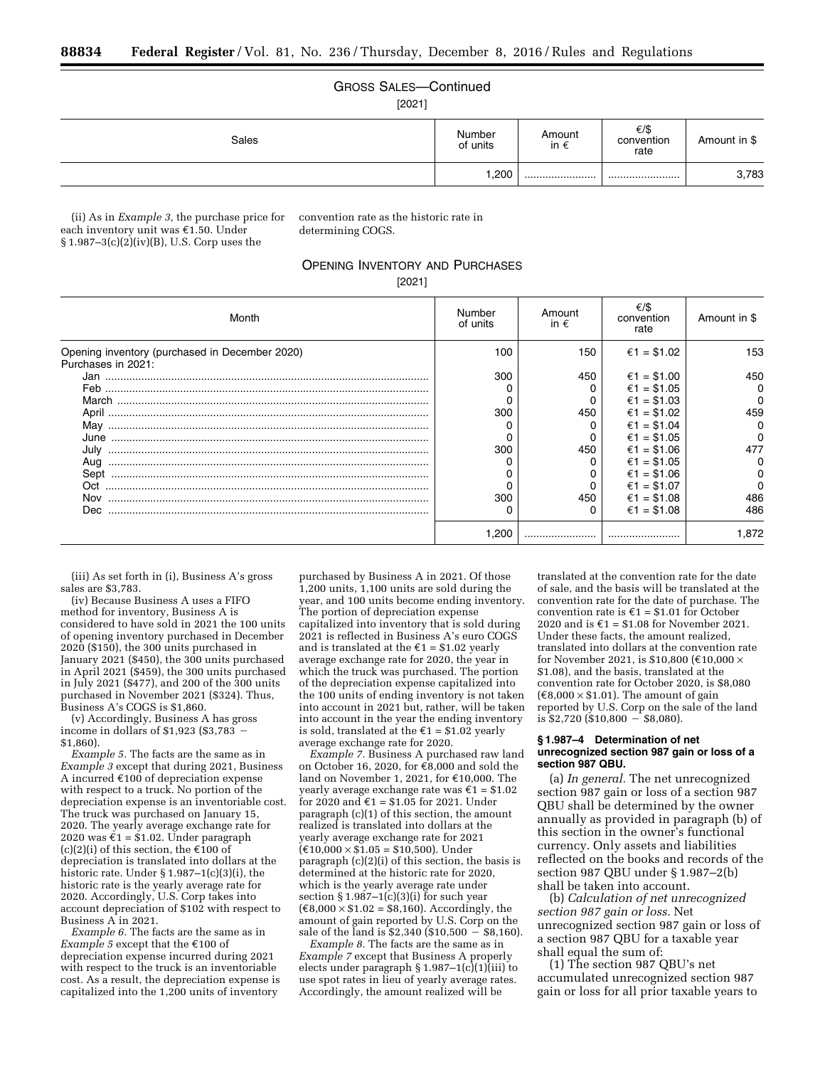GROSS SALES—Continued

[2021]

| Sales | Number of units | Amount in € | €/$ convention rate | Amount in $ |
|---|---|---|---|---|
| | 1,200 | ........................ | ........................ | 3,783 |

(ii) As in *Example 3,* the purchase price for each inventory unit was €1.50. Under § 1.987–3(c)(2)(iv)(B), U.S. Corp uses the convention rate as the historic rate in determining COGS.

OPENING INVENTORY AND PURCHASES

[2021]

| Month | Number of units | Amount in € | €/$ convention rate | Amount in $ |
|---|---|---|---|---|
| Opening inventory (purchased in December 2020) | 100 | 150 | €1 = $1.02 | 153 |
| Purchases in 2021: | | | | |
| Jan | 300 | 450 | €1 = $1.00 | 450 |
| Feb | 0 | 0 | €1 = $1.05 | 0 |
| March | 0 | 0 | €1 = $1.03 | 0 |
| April | 300 | 450 | €1 = $1.02 | 459 |
| May | 0 | 0 | €1 = $1.04 | 0 |
| June | 0 | 0 | €1 = $1.05 | 0 |
| July | 300 | 450 | €1 = $1.06 | 477 |
| Aug | 0 | 0 | €1 = $1.05 | 0 |
| Sept | 0 | 0 | €1 = $1.06 | 0 |
| Oct | 0 | 0 | €1 = $1.07 | 0 |
| Nov | 300 | 450 | €1 = $1.08 | 486 |
| Dec | 0 | 0 | €1 = $1.08 | 486 |
| | 1,200 | ........................ | ........................ | 1,872 |

(iii) As set forth in (i), Business A's gross sales are $3,783.

(iv) Because Business A uses a FIFO method for inventory, Business A is considered to have sold in 2021 the 100 units of opening inventory purchased in December 2020 ($150), the 300 units purchased in January 2021 ($450), the 300 units purchased in April 2021 ($459), the 300 units purchased in July 2021 ($477), and 200 of the 300 units purchased in November 2021 ($324). Thus, Business A's COGS is $1,860.

(v) Accordingly, Business A has gross income in dollars of $1,923 ($3,783 − $1,860).

*Example 5.* The facts are the same as in *Example 3* except that during 2021, Business A incurred €100 of depreciation expense with respect to a truck. No portion of the depreciation expense is an inventoriable cost. The truck was purchased on January 15, 2020. The yearly average exchange rate for 2020 was €1 = $1.02. Under paragraph (c)(2)(i) of this section, the €100 of depreciation is translated into dollars at the historic rate. Under § 1.987–1(c)(3)(i), the historic rate is the yearly average rate for 2020. Accordingly, U.S. Corp takes into account depreciation of $102 with respect to Business A in 2021.

*Example 6.* The facts are the same as in *Example 5* except that the €100 of depreciation expense incurred during 2021 with respect to the truck is an inventoriable cost. As a result, the depreciation expense is capitalized into the 1,200 units of inventory purchased by Business A in 2021. Of those 1,200 units, 1,100 units are sold during the year, and 100 units become ending inventory. The portion of depreciation expense capitalized into inventory that is sold during 2021 is reflected in Business A's euro COGS and is translated at the €1 = $1.02 yearly average exchange rate for 2020, the year in which the truck was purchased. The portion of the depreciation expense capitalized into the 100 units of ending inventory is not taken into account in 2021 but, rather, will be taken into account in the year the ending inventory is sold, translated at the €1 = $1.02 yearly average exchange rate for 2020.

*Example 7.* Business A purchased raw land on October 16, 2020, for €8,000 and sold the land on November 1, 2021, for €10,000. The yearly average exchange rate was €1 = $1.02 for 2020 and €1 = $1.05 for 2021. Under paragraph (c)(1) of this section, the amount realized is translated into dollars at the yearly average exchange rate for 2021 (€10,000 × $1.05 = $10,500). Under paragraph (c)(2)(i) of this section, the basis is determined at the historic rate for 2020, which is the yearly average rate under section § 1.987–1(c)(3)(i) for such year (€8,000 × $1.02 = $8,160). Accordingly, the amount of gain reported by U.S. Corp on the sale of the land is $2,340 ($10,500 − $8,160).

*Example 8.* The facts are the same as in *Example 7* except that Business A properly elects under paragraph § 1.987–1(c)(1)(iii) to use spot rates in lieu of yearly average rates. Accordingly, the amount realized will be translated at the convention rate for the date of sale, and the basis will be translated at the convention rate for the date of purchase. The convention rate is €1 = $1.01 for October 2020 and is €1 = $1.08 for November 2021. Under these facts, the amount realized, translated into dollars at the convention rate for November 2021, is $10,800 (€10,000 × $1.08), and the basis, translated at the convention rate for October 2020, is $8,080 (€8,000 × $1.01). The amount of gain reported by U.S. Corp on the sale of the land is $2,720 ($10,800 − $8,080).

### § 1.987–4 Determination of net unrecognized section 987 gain or loss of a section 987 QBU.

(a) *In general.* The net unrecognized section 987 gain or loss of a section 987 QBU shall be determined by the owner annually as provided in paragraph (b) of this section in the owner's functional currency. Only assets and liabilities reflected on the books and records of the section 987 QBU under § 1.987–2(b) shall be taken into account.

(b) *Calculation of net unrecognized section 987 gain or loss.* Net unrecognized section 987 gain or loss of a section 987 QBU for a taxable year shall equal the sum of:

(1) The section 987 QBU's net accumulated unrecognized section 987 gain or loss for all prior taxable years to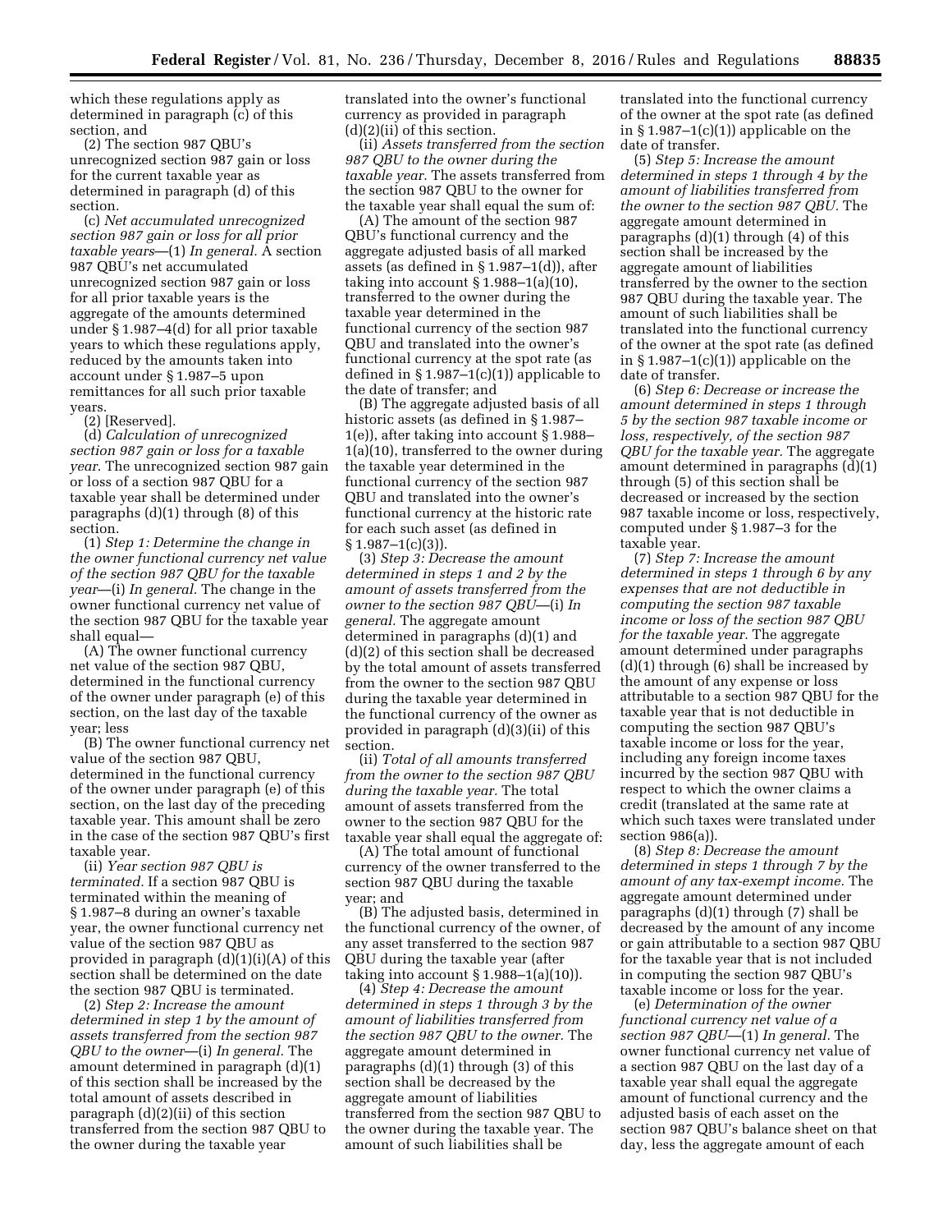which these regulations apply as determined in paragraph (c) of this section, and

(2) The section 987 QBU's unrecognized section 987 gain or loss for the current taxable year as determined in paragraph (d) of this section.

(c) *Net accumulated unrecognized section 987 gain or loss for all prior taxable years*—(1) *In general.* A section 987 QBU's net accumulated unrecognized section 987 gain or loss for all prior taxable years is the aggregate of the amounts determined under § 1.987–4(d) for all prior taxable years to which these regulations apply, reduced by the amounts taken into account under § 1.987–5 upon remittances for all such prior taxable years.

(2) [Reserved].

(d) *Calculation of unrecognized section 987 gain or loss for a taxable year.* The unrecognized section 987 gain or loss of a section 987 QBU for a taxable year shall be determined under paragraphs (d)(1) through (8) of this section.

(1) *Step 1: Determine the change in the owner functional currency net value of the section 987 QBU for the taxable year*—(i) *In general.* The change in the owner functional currency net value of the section 987 QBU for the taxable year shall equal—

(A) The owner functional currency net value of the section 987 QBU, determined in the functional currency of the owner under paragraph (e) of this section, on the last day of the taxable year; less

(B) The owner functional currency net value of the section 987 QBU, determined in the functional currency of the owner under paragraph (e) of this section, on the last day of the preceding taxable year. This amount shall be zero in the case of the section 987 QBU's first taxable year.

(ii) *Year section 987 QBU is terminated.* If a section 987 QBU is terminated within the meaning of § 1.987–8 during an owner's taxable year, the owner functional currency net value of the section 987 QBU as provided in paragraph (d)(1)(i)(A) of this section shall be determined on the date the section 987 QBU is terminated.

(2) *Step 2: Increase the amount determined in step 1 by the amount of assets transferred from the section 987 QBU to the owner*—(i) *In general.* The amount determined in paragraph (d)(1) of this section shall be increased by the total amount of assets described in paragraph (d)(2)(ii) of this section transferred from the section 987 QBU to the owner during the taxable year translated into the owner's functional currency as provided in paragraph (d)(2)(ii) of this section.

(ii) *Assets transferred from the section 987 QBU to the owner during the taxable year.* The assets transferred from the section 987 QBU to the owner for the taxable year shall equal the sum of:

(A) The amount of the section 987 QBU's functional currency and the aggregate adjusted basis of all marked assets (as defined in § 1.987–1(d)), after taking into account § 1.988–1(a)(10), transferred to the owner during the taxable year determined in the functional currency of the section 987 QBU and translated into the owner's functional currency at the spot rate (as defined in § 1.987–1(c)(1)) applicable to the date of transfer; and

(B) The aggregate adjusted basis of all historic assets (as defined in § 1.987–1(e)), after taking into account § 1.988–1(a)(10), transferred to the owner during the taxable year determined in the functional currency of the section 987 QBU and translated into the owner's functional currency at the historic rate for each such asset (as defined in § 1.987–1(c)(3)).

(3) *Step 3: Decrease the amount determined in steps 1 and 2 by the amount of assets transferred from the owner to the section 987 QBU*—(i) *In general.* The aggregate amount determined in paragraphs (d)(1) and (d)(2) of this section shall be decreased by the total amount of assets transferred from the owner to the section 987 QBU during the taxable year determined in the functional currency of the owner as provided in paragraph (d)(3)(ii) of this section.

(ii) *Total of all amounts transferred from the owner to the section 987 QBU during the taxable year.* The total amount of assets transferred from the owner to the section 987 QBU for the taxable year shall equal the aggregate of:

(A) The total amount of functional currency of the owner transferred to the section 987 QBU during the taxable year; and

(B) The adjusted basis, determined in the functional currency of the owner, of any asset transferred to the section 987 QBU during the taxable year (after taking into account § 1.988–1(a)(10)).

(4) *Step 4: Decrease the amount determined in steps 1 through 3 by the amount of liabilities transferred from the section 987 QBU to the owner.* The aggregate amount determined in paragraphs (d)(1) through (3) of this section shall be decreased by the aggregate amount of liabilities transferred from the section 987 QBU to the owner during the taxable year. The amount of such liabilities shall be translated into the functional currency of the owner at the spot rate (as defined in § 1.987–1(c)(1)) applicable on the date of transfer.

(5) *Step 5: Increase the amount determined in steps 1 through 4 by the amount of liabilities transferred from the owner to the section 987 QBU.* The aggregate amount determined in paragraphs (d)(1) through (4) of this section shall be increased by the aggregate amount of liabilities transferred by the owner to the section 987 QBU during the taxable year. The amount of such liabilities shall be translated into the functional currency of the owner at the spot rate (as defined in § 1.987–1(c)(1)) applicable on the date of transfer.

(6) *Step 6: Decrease or increase the amount determined in steps 1 through 5 by the section 987 taxable income or loss, respectively, of the section 987 QBU for the taxable year.* The aggregate amount determined in paragraphs (d)(1) through (5) of this section shall be decreased or increased by the section 987 taxable income or loss, respectively, computed under § 1.987–3 for the taxable year.

(7) *Step 7: Increase the amount determined in steps 1 through 6 by any expenses that are not deductible in computing the section 987 taxable income or loss of the section 987 QBU for the taxable year.* The aggregate amount determined under paragraphs (d)(1) through (6) shall be increased by the amount of any expense or loss attributable to a section 987 QBU for the taxable year that is not deductible in computing the section 987 QBU's taxable income or loss for the year, including any foreign income taxes incurred by the section 987 QBU with respect to which the owner claims a credit (translated at the same rate at which such taxes were translated under section 986(a)).

(8) *Step 8: Decrease the amount determined in steps 1 through 7 by the amount of any tax-exempt income.* The aggregate amount determined under paragraphs (d)(1) through (7) shall be decreased by the amount of any income or gain attributable to a section 987 QBU for the taxable year that is not included in computing the section 987 QBU's taxable income or loss for the year.

(e) *Determination of the owner functional currency net value of a section 987 QBU*—(1) *In general.* The owner functional currency net value of a section 987 QBU on the last day of a taxable year shall equal the aggregate amount of functional currency and the adjusted basis of each asset on the section 987 QBU's balance sheet on that day, less the aggregate amount of each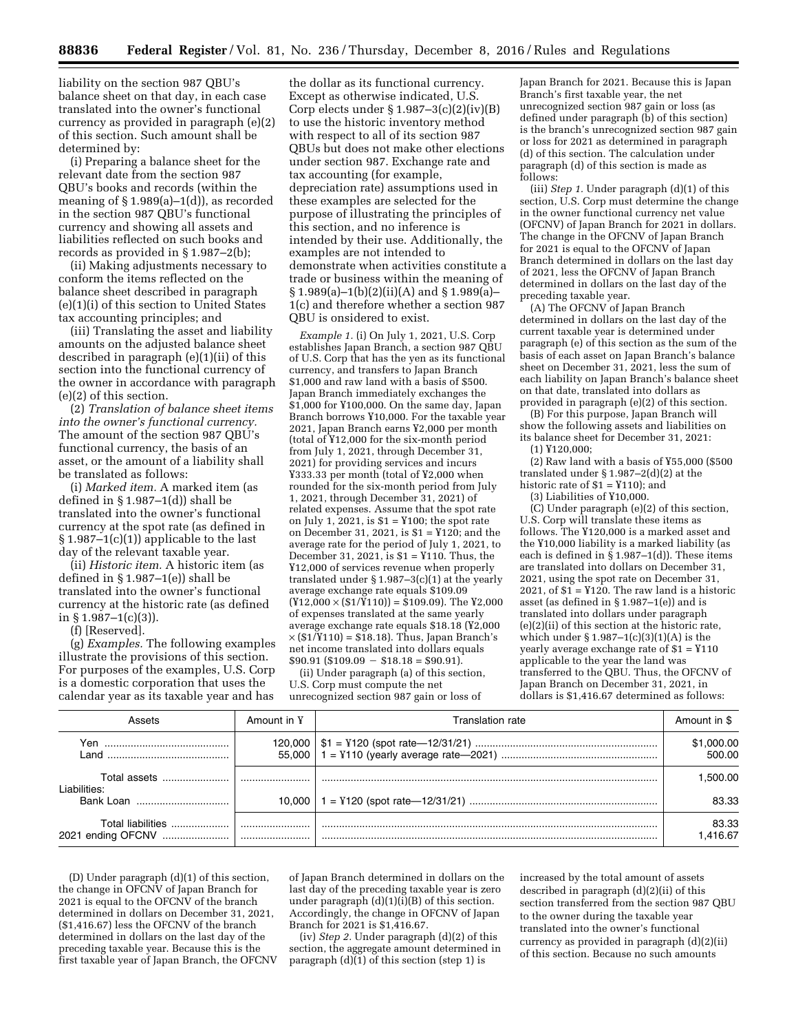liability on the section 987 QBU's balance sheet on that day, in each case translated into the owner's functional currency as provided in paragraph (e)(2) of this section. Such amount shall be determined by:

(i) Preparing a balance sheet for the relevant date from the section 987 QBU's books and records (within the meaning of § 1.989(a)–1(d)), as recorded in the section 987 QBU's functional currency and showing all assets and liabilities reflected on such books and records as provided in § 1.987–2(b);

(ii) Making adjustments necessary to conform the items reflected on the balance sheet described in paragraph (e)(1)(i) of this section to United States tax accounting principles; and

(iii) Translating the asset and liability amounts on the adjusted balance sheet described in paragraph (e)(1)(ii) of this section into the functional currency of the owner in accordance with paragraph (e)(2) of this section.

(2) *Translation of balance sheet items into the owner's functional currency.* The amount of the section 987 QBU's functional currency, the basis of an asset, or the amount of a liability shall be translated as follows:

(i) *Marked item.* A marked item (as defined in § 1.987–1(d)) shall be translated into the owner's functional currency at the spot rate (as defined in § 1.987–1(c)(1)) applicable to the last day of the relevant taxable year.

(ii) *Historic item.* A historic item (as defined in § 1.987–1(e)) shall be translated into the owner's functional currency at the historic rate (as defined in § 1.987–1(c)(3)).

(f) [Reserved].

(g) *Examples.* The following examples illustrate the provisions of this section. For purposes of the examples, U.S. Corp is a domestic corporation that uses the calendar year as its taxable year and has the dollar as its functional currency. Except as otherwise indicated, U.S. Corp elects under § 1.987–3(c)(2)(iv)(B) to use the historic inventory method with respect to all of its section 987 QBUs but does not make other elections under section 987. Exchange rate and tax accounting (for example, depreciation rate) assumptions used in these examples are selected for the purpose of illustrating the principles of this section, and no inference is intended by their use. Additionally, the examples are not intended to demonstrate when activities constitute a trade or business within the meaning of § 1.989(a)–1(b)(2)(ii)(A) and § 1.989(a)–1(c) and therefore whether a section 987 QBU is onsidered to exist.

*Example 1.* (i) On July 1, 2021, U.S. Corp establishes Japan Branch, a section 987 QBU of U.S. Corp that has the yen as its functional currency, and transfers to Japan Branch $1,000 and raw land with a basis of $500. Japan Branch immediately exchanges the $1,000 for ¥100,000. On the same day, Japan Branch borrows ¥10,000. For the taxable year 2021, Japan Branch earns ¥2,000 per month (total of ¥12,000 for the six-month period from July 1, 2021, through December 31, 2021) for providing services and incurs ¥333.33 per month (total of ¥2,000 when rounded for the six-month period from July 1, 2021, through December 31, 2021) of related expenses. Assume that the spot rate on July 1, 2021, is $1 = ¥100; the spot rate on December 31, 2021, is $1 = ¥120; and the average rate for the period of July 1, 2021, to December 31, 2021, is $1 = ¥110. Thus, the ¥12,000 of services revenue when properly translated under § 1.987–3(c)(1) at the yearly average exchange rate equals $109.09 (¥12,000 × ($1/¥110) = $109.09). The ¥2,000 of expenses translated at the same yearly average exchange rate equals $18.18 (¥2,000 × ($1/¥110) = $18.18). Thus, Japan Branch's net income translated into dollars equals $90.91 ($109.09 − $18.18 = $90.91).

(ii) Under paragraph (a) of this section, U.S. Corp must compute the net unrecognized section 987 gain or loss of Japan Branch for 2021. Because this is Japan Branch's first taxable year, the net unrecognized section 987 gain or loss (as defined under paragraph (b) of this section) is the branch's unrecognized section 987 gain or loss for 2021 as determined in paragraph (d) of this section. The calculation under paragraph (d) of this section is made as follows:

(iii) *Step 1.* Under paragraph (d)(1) of this section, U.S. Corp must determine the change in the owner functional currency net value (OFCNV) of Japan Branch for 2021 in dollars. The change in the OFCNV of Japan Branch for 2021 is equal to the OFCNV of Japan Branch determined in dollars on the last day of 2021, less the OFCNV of Japan Branch determined in dollars on the last day of the preceding taxable year.

(A) The OFCNV of Japan Branch determined in dollars on the last day of the current taxable year is determined under paragraph (e) of this section as the sum of the basis of each asset on Japan Branch's balance sheet on December 31, 2021, less the sum of each liability on Japan Branch's balance sheet on that date, translated into dollars as provided in paragraph (e)(2) of this section.

(B) For this purpose, Japan Branch will show the following assets and liabilities on its balance sheet for December 31, 2021:

(*1*) ¥120,000;

(*2*) Raw land with a basis of ¥55,000 ($500 translated under § 1.987–2(d)(2) at the historic rate of $1 = ¥110); and

(*3*) Liabilities of ¥10,000.

(C) Under paragraph (e)(2) of this section, U.S. Corp will translate these items as follows. The ¥120,000 is a marked asset and the ¥10,000 liability is a marked liability (as each is defined in § 1.987–1(d)). These items are translated into dollars on December 31, 2021, using the spot rate on December 31, 2021, of $1 = ¥120. The raw land is a historic asset (as defined in § 1.987–1(e)) and is translated into dollars under paragraph (e)(2)(ii) of this section at the historic rate, which under § 1.987–1(c)(3)(1)(A) is the yearly average exchange rate of $1 = ¥110 applicable to the year the land was transferred to the QBU. Thus, the OFCNV of Japan Branch on December 31, 2021, in dollars is $1,416.67 determined as follows:

| Assets | Amount in ¥ | Translation rate | Amount in $ |
|---|---|---|---|
| Yen | 120,000 | $1 = ¥120 (spot rate—12/31/21) | $1,000.00 |
| Land | 55,000 | 1 = ¥110 (yearly average rate—2021) | 500.00 |
| Total assets | | | 1,500.00 |
| Liabilities: | | | |
| Bank Loan | 10,000 | 1 = ¥120 (spot rate—12/31/21) | 83.33 |
| Total liabilities | | | 83.33 |
| 2021 ending OFCNV | | | 1,416.67 |

(D) Under paragraph (d)(1) of this section, the change in OFCNV of Japan Branch for 2021 is equal to the OFCNV of the branch determined in dollars on December 31, 2021, ($1,416.67) less the OFCNV of the branch determined in dollars on the last day of the preceding taxable year. Because this is the first taxable year of Japan Branch, the OFCNV of Japan Branch determined in dollars on the last day of the preceding taxable year is zero under paragraph (d)(1)(i)(B) of this section. Accordingly, the change in OFCNV of Japan Branch for 2021 is $1,416.67.

(iv) *Step 2.* Under paragraph (d)(2) of this section, the aggregate amount determined in paragraph (d)(1) of this section (step 1) is increased by the total amount of assets described in paragraph (d)(2)(ii) of this section transferred from the section 987 QBU to the owner during the taxable year translated into the owner's functional currency as provided in paragraph (d)(2)(ii) of this section. Because no such amounts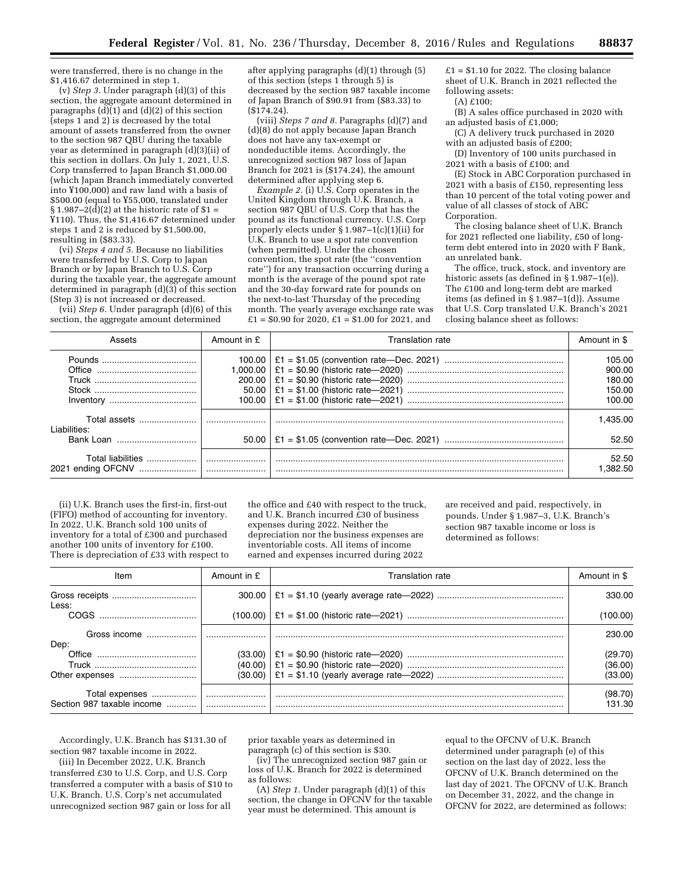were transferred, there is no change in the $1,416.67 determined in step 1.

(v) *Step 3.* Under paragraph (d)(3) of this section, the aggregate amount determined in paragraphs (d)(1) and (d)(2) of this section (steps 1 and 2) is decreased by the total amount of assets transferred from the owner to the section 987 QBU during the taxable year as determined in paragraph (d)(3)(ii) of this section in dollars. On July 1, 2021, U.S. Corp transferred to Japan Branch $1,000.00 (which Japan Branch immediately converted into ¥100,000) and raw land with a basis of $500.00 (equal to ¥55,000, translated under § 1.987–2(d)(2) at the historic rate of $1 = ¥110). Thus, the $1,416.67 determined under steps 1 and 2 is reduced by $1,500.00, resulting in ($83.33).

(vi) *Steps 4 and 5.* Because no liabilities were transferred by U.S. Corp to Japan Branch or by Japan Branch to U.S. Corp during the taxable year, the aggregate amount determined in paragraph (d)(3) of this section (Step 3) is not increased or decreased.

(vii) *Step 6.* Under paragraph (d)(6) of this section, the aggregate amount determined after applying paragraphs (d)(1) through (5) of this section (steps 1 through 5) is decreased by the section 987 taxable income of Japan Branch of $90.91 from ($83.33) to ($174.24).

(viii) *Steps 7 and 8.* Paragraphs (d)(7) and (d)(8) do not apply because Japan Branch does not have any tax-exempt or nondeductible items. Accordingly, the unrecognized section 987 loss of Japan Branch for 2021 is ($174.24), the amount determined after applying step 6.

*Example 2.* (i) U.S. Corp operates in the United Kingdom through U.K. Branch, a section 987 QBU of U.S. Corp that has the pound as its functional currency. U.S. Corp properly elects under § 1.987–1(c)(1)(ii) for U.K. Branch to use a spot rate convention (when permitted). Under the chosen convention, the spot rate (the "convention rate") for any transaction occurring during a month is the average of the pound spot rate and the 30-day forward rate for pounds on the next-to-last Thursday of the preceding month. The yearly average exchange rate was £1 = $0.90 for 2020, £1 = $1.00 for 2021, and £1 = $1.10 for 2022. The closing balance sheet of U.K. Branch in 2021 reflected the following assets:

(A) £100;

(B) A sales office purchased in 2020 with an adjusted basis of £1,000;

(C) A delivery truck purchased in 2020 with an adjusted basis of £200;

(D) Inventory of 100 units purchased in 2021 with a basis of £100; and

(E) Stock in ABC Corporation purchased in 2021 with a basis of £150, representing less than 10 percent of the total voting power and value of all classes of stock of ABC Corporation.

The closing balance sheet of U.K. Branch for 2021 reflected one liability, £50 of long-term debt entered into in 2020 with F Bank, an unrelated bank.

The office, truck, stock, and inventory are historic assets (as defined in § 1.987–1(e)). The £100 and long-term debt are marked items (as defined in § 1.987–1(d)). Assume that U.S. Corp translated U.K. Branch's 2021 closing balance sheet as follows:

| Assets | Amount in £ | Translation rate | Amount in $ |
|---|---|---|---|
| Pounds | 100.00 | £1 = $1.05 (convention rate—Dec. 2021) | 105.00 |
| Office | 1,000.00 | £1 = $0.90 (historic rate—2020) | 900.00 |
| Truck | 200.00 | £1 = $0.90 (historic rate—2020) | 180.00 |
| Stock | 50.00 | £1 = $1.00 (historic rate—2021) | 150.00 |
| Inventory | 100.00 | £1 = $1.00 (historic rate—2021) | 100.00 |
| Total assets | | | 1,435.00 |
| Liabilities: | | | |
| Bank Loan | 50.00 | £1 = $1.05 (convention rate—Dec. 2021) | 52.50 |
| Total liabilities | | | 52.50 |
| 2021 ending OFCNV | | | 1,382.50 |

(ii) U.K. Branch uses the first-in, first-out (FIFO) method of accounting for inventory. In 2022, U.K. Branch sold 100 units of inventory for a total of £300 and purchased another 100 units of inventory for £100. There is depreciation of £33 with respect to the office and £40 with respect to the truck, and U.K. Branch incurred £30 of business expenses during 2022. Neither the depreciation nor the business expenses are inventoriable costs. All items of income earned and expenses incurred during 2022 are received and paid, respectively, in pounds. Under § 1.987–3, U.K. Branch's section 987 taxable income or loss is determined as follows:

| Item | Amount in £ | Translation rate | Amount in $ |
|---|---|---|---|
| Gross receipts | 300.00 | £1 = $1.10 (yearly average rate—2022) | 330.00 |
| Less: | | | |
| COGS | (100.00) | £1 = $1.00 (historic rate—2021) | (100.00) |
| Gross income | | | 230.00 |
| Dep: | | | |
| Office | (33.00) | £1 = $0.90 (historic rate—2020) | (29.70) |
| Truck | (40.00) | £1 = $0.90 (historic rate—2020) | (36.00) |
| Other expenses | (30.00) | £1 = $1.10 (yearly average rate—2022) | (33.00) |
| Total expenses | | | (98.70) |
| Section 987 taxable income | | | 131.30 |

Accordingly, U.K. Branch has $131.30 of section 987 taxable income in 2022.

(iii) In December 2022, U.K. Branch transferred £30 to U.S. Corp, and U.S. Corp transferred a computer with a basis of $10 to U.K. Branch. U.S. Corp's net accumulated unrecognized section 987 gain or loss for all prior taxable years as determined in paragraph (c) of this section is $30.

(iv) The unrecognized section 987 gain or loss of U.K. Branch for 2022 is determined as follows:

(A) *Step 1.* Under paragraph (d)(1) of this section, the change in OFCNV for the taxable year must be determined. This amount is equal to the OFCNV of U.K. Branch determined under paragraph (e) of this section on the last day of 2022, less the OFCNV of U.K. Branch determined on the last day of 2021. The OFCNV of U.K. Branch on December 31, 2022, and the change in OFCNV for 2022, are determined as follows: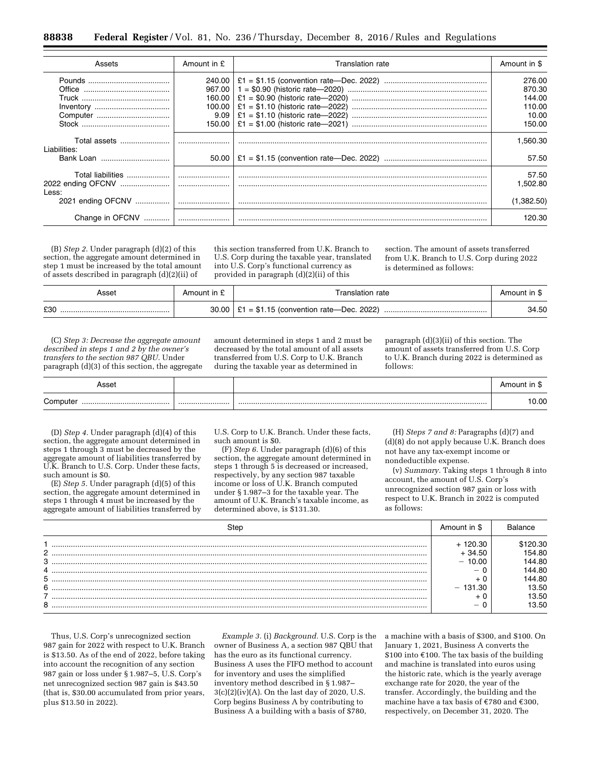| Assets | Amount in £ | Translation rate | Amount in $ |
|---|---|---|---|
| Pounds | 240.00 | £1 = $1.15 (convention rate—Dec. 2022) | 276.00 |
| Office | 967.00 | 1 = $0.90 (historic rate—2020) | 870.30 |
| Truck | 160.00 | £1 = $0.90 (historic rate—2020) | 144.00 |
| Inventory | 100.00 | £1 = $1.10 (historic rate—2022) | 110.00 |
| Computer | 9.09 | £1 = $1.10 (historic rate—2022) | 10.00 |
| Stock | 150.00 | £1 = $1.00 (historic rate—2021) | 150.00 |
| Total assets | | | 1,560.30 |
| Liabilities: | | | |
| Bank Loan | 50.00 | £1 = $1.15 (convention rate—Dec. 2022) | 57.50 |
| Total liabilities | | | 57.50 |
| 2022 ending OFCNV | | | 1,502.80 |
| Less: | | | |
| 2021 ending OFCNV | | | (1,382.50) |
| Change in OFCNV | | | 120.30 |

(B) *Step 2.* Under paragraph (d)(2) of this section, the aggregate amount determined in step 1 must be increased by the total amount of assets described in paragraph (d)(2)(ii) of this section transferred from U.K. Branch to U.S. Corp during the taxable year, translated into U.S. Corp's functional currency as provided in paragraph (d)(2)(ii) of this section. The amount of assets transferred from U.K. Branch to U.S. Corp during 2022 is determined as follows:

| Asset | Amount in £ | Translation rate | Amount in $ |
|---|---|---|---|
| £30 | 30.00 | £1 = $1.15 (convention rate—Dec. 2022) | 34.50 |

(C) *Step 3: Decrease the aggregate amount described in steps 1 and 2 by the owner's transfers to the section 987 QBU.* Under paragraph (d)(3) of this section, the aggregate amount determined in steps 1 and 2 must be decreased by the total amount of all assets transferred from U.S. Corp to U.K. Branch during the taxable year as determined in paragraph (d)(3)(ii) of this section. The amount of assets transferred from U.S. Corp to U.K. Branch during 2022 is determined as follows:

| Asset | | | Amount in $ |
|---|---|---|---|
| Computer | | | 10.00 |

(D) *Step 4.* Under paragraph (d)(4) of this section, the aggregate amount determined in steps 1 through 3 must be decreased by the aggregate amount of liabilities transferred by U.K. Branch to U.S. Corp. Under these facts, such amount is $0.

(E) *Step 5.* Under paragraph (d)(5) of this section, the aggregate amount determined in steps 1 through 4 must be increased by the aggregate amount of liabilities transferred by U.S. Corp to U.K. Branch. Under these facts, such amount is $0.

(F) *Step 6.* Under paragraph (d)(6) of this section, the aggregate amount determined in steps 1 through 5 is decreased or increased, respectively, by any section 987 taxable income or loss of U.K. Branch computed under § 1.987–3 for the taxable year. The amount of U.K. Branch's taxable income, as determined above, is $131.30.

(H) *Steps 7 and 8:* Paragraphs (d)(7) and (d)(8) do not apply because U.K. Branch does not have any tax-exempt income or nondeductible expense.

(v) *Summary.* Taking steps 1 through 8 into account, the amount of U.S. Corp's unrecognized section 987 gain or loss with respect to U.K. Branch in 2022 is computed as follows:

| Step | Amount in $ | Balance |
|---|---|---|
| 1 | + 120.30 | $120.30 |
| 2 | + 34.50 | 154.80 |
| 3 | − 10.00 | 144.80 |
| 4 | − 0 | 144.80 |
| 5 | + 0 | 144.80 |
| 6 | − 131.30 | 13.50 |
| 7 | + 0 | 13.50 |
| 8 | − 0 | 13.50 |

Thus, U.S. Corp's unrecognized section 987 gain for 2022 with respect to U.K. Branch is $13.50. As of the end of 2022, before taking into account the recognition of any section 987 gain or loss under § 1.987–5, U.S. Corp's net unrecognized section 987 gain is $43.50 (that is, $30.00 accumulated from prior years, plus $13.50 in 2022).

*Example 3.* (i) *Background.* U.S. Corp is the owner of Business A, a section 987 QBU that has the euro as its functional currency. Business A uses the FIFO method to account for inventory and uses the simplified inventory method described in § 1.987–3(c)(2)(iv)(A). On the last day of 2020, U.S. Corp begins Business A by contributing to Business A a building with a basis of $780, a machine with a basis of $300, and $100. On January 1, 2021, Business A converts the $100 into €100. The tax basis of the building and machine is translated into euros using the historic rate, which is the yearly average exchange rate for 2020, the year of the transfer. Accordingly, the building and the machine have a tax basis of €780 and €300, respectively, on December 31, 2020. The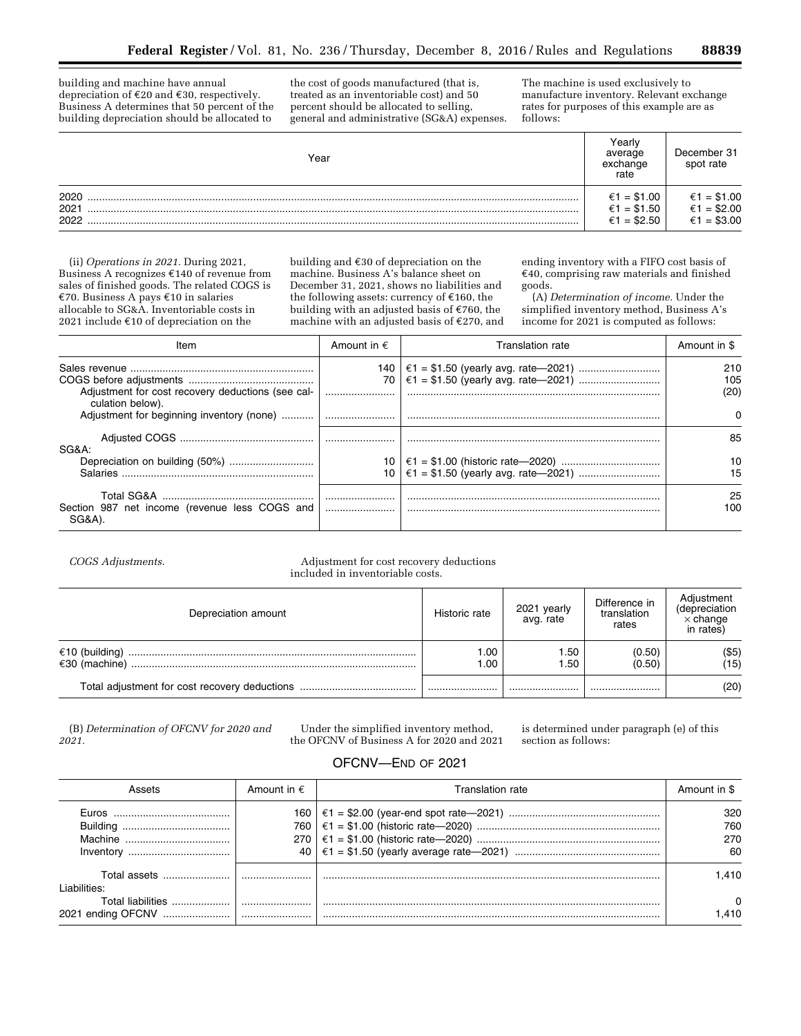building and machine have annual depreciation of €20 and €30, respectively. Business A determines that 50 percent of the building depreciation should be allocated to the cost of goods manufactured (that is, treated as an inventoriable cost) and 50 percent should be allocated to selling, general and administrative (SG&A) expenses. The machine is used exclusively to manufacture inventory. Relevant exchange rates for purposes of this example are as follows:

| Year | Yearly average exchange rate | December 31 spot rate |
|---|---|---|
| 2020 | €1 = $1.00 | €1 = $1.00 |
| 2021 | €1 = $1.50 | €1 = $2.00 |
| 2022 | €1 = $2.50 | €1 = $3.00 |

(ii) *Operations in 2021.* During 2021, Business A recognizes €140 of revenue from sales of finished goods. The related COGS is €70. Business A pays €10 in salaries allocable to SG&A. Inventoriable costs in 2021 include €10 of depreciation on the building and €30 of depreciation on the machine. Business A's balance sheet on December 31, 2021, shows no liabilities and the following assets: currency of €160, the building with an adjusted basis of €760, the machine with an adjusted basis of €270, and ending inventory with a FIFO cost basis of €40, comprising raw materials and finished goods.

(A) *Determination of income.* Under the simplified inventory method, Business A's income for 2021 is computed as follows:

| Item | Amount in € | Translation rate | Amount in $ |
|---|---|---|---|
| Sales revenue | 140 | €1 = $1.50 (yearly avg. rate—2021) | 210 |
| COGS before adjustments | 70 | €1 = $1.50 (yearly avg. rate—2021) | 105 |
| Adjustment for cost recovery deductions (see calculation below). | | | (20) |
| Adjustment for beginning inventory (none) | | | 0 |
| Adjusted COGS | | | 85 |
| SG&A: | | | |
| Depreciation on building (50%) | 10 | €1 = $1.00 (historic rate—2020) | 10 |
| Salaries | 10 | €1 = $1.50 (yearly avg. rate—2021) | 15 |
| Total SG&A | | | 25 |
| Section 987 net income (revenue less COGS and SG&A). | | | 100 |

*COGS Adjustments.*

Adjustment for cost recovery deductions included in inventoriable costs.

| Depreciation amount | Historic rate | 2021 yearly avg. rate | Difference in translation rates | Adjustment (depreciation × change in rates) |
|---|---|---|---|---|
| €10 (building) | 1.00 | 1.50 | (0.50) | ($5) |
| €30 (machine) | 1.00 | 1.50 | (0.50) | (15) |
| Total adjustment for cost recovery deductions | | | | (20) |

(B) *Determination of OFCNV for 2020 and 2021.* Under the simplified inventory method, the OFCNV of Business A for 2020 and 2021 is determined under paragraph (e) of this section as follows:

OFCNV—END OF 2021

| Assets | Amount in € | Translation rate | Amount in $ |
|---|---|---|---|
| Euros | 160 | €1 = $2.00 (year-end spot rate—2021) | 320 |
| Building | 760 | €1 = $1.00 (historic rate—2020) | 760 |
| Machine | 270 | €1 = $1.00 (historic rate—2020) | 270 |
| Inventory | 40 | €1 = $1.50 (yearly average rate—2021) | 60 |
| Total assets | | | 1,410 |
| Liabilities: | | | |
| Total liabilities | | | 0 |
| 2021 ending OFCNV | | | 1,410 |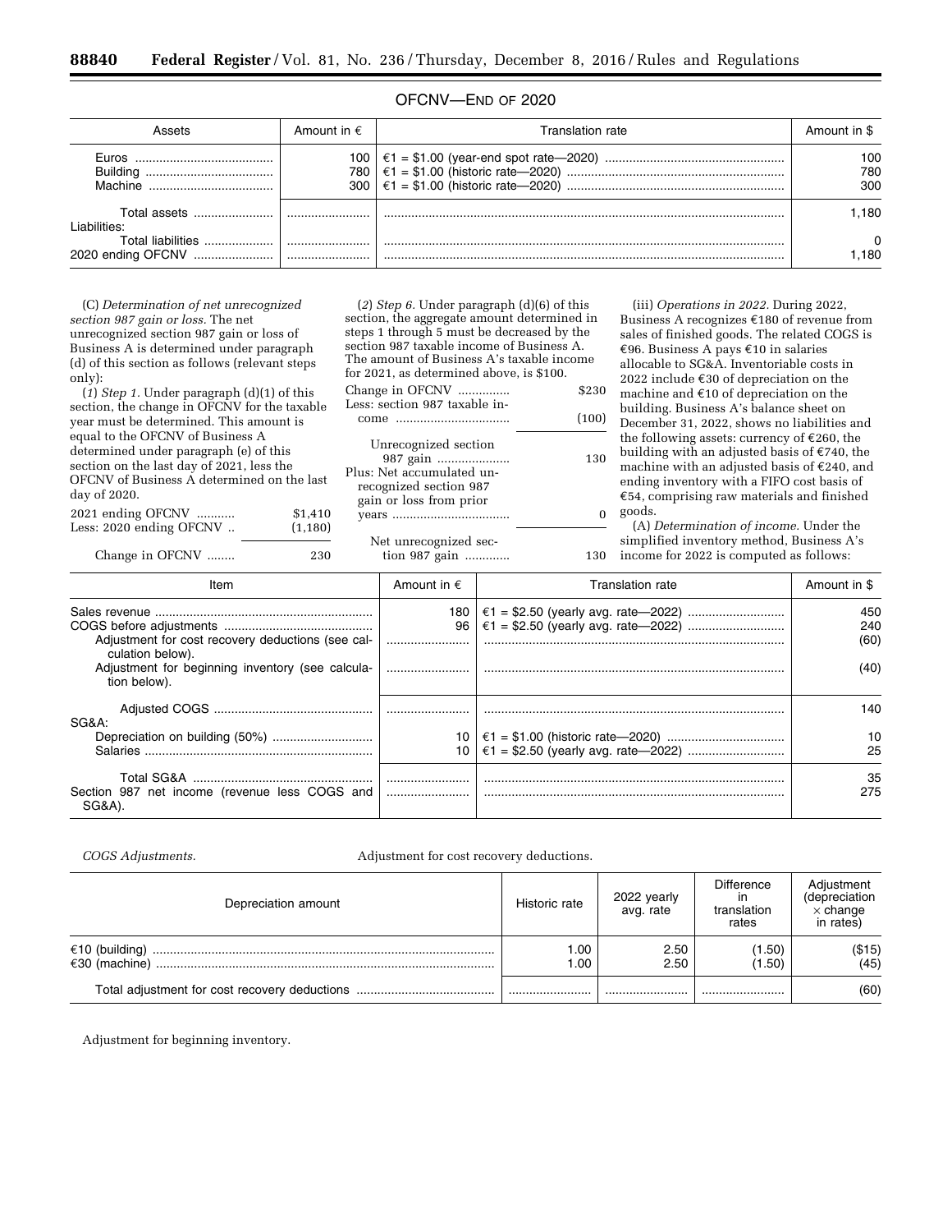OFCNV—END OF 2020

| Assets | Amount in € | Translation rate | Amount in $ |
|---|---|---|---|
| Euros | 100 | €1 = $1.00 (year-end spot rate—2020) | 100 |
| Building | 780 | €1 = $1.00 (historic rate—2020) | 780 |
| Machine | 300 | €1 = $1.00 (historic rate—2020) | 300 |
| Total assets | | | 1,180 |
| Liabilities: | | | |
| Total liabilities | | | 0 |
| 2020 ending OFCNV | | | 1,180 |

(C) *Determination of net unrecognized section 987 gain or loss.* The net unrecognized section 987 gain or loss of Business A is determined under paragraph (d) of this section as follows (relevant steps only):

(*1*) *Step 1.* Under paragraph (d)(1) of this section, the change in OFCNV for the taxable year must be determined. This amount is equal to the OFCNV of Business A determined under paragraph (e) of this section on the last day of 2021, less the OFCNV of Business A determined on the last day of 2020.

| | |
|---|---|
| 2021 ending OFCNV | $1,410 |
| Less: 2020 ending OFCNV | (1,180) |
| Change in OFCNV | 230 |

(*2*) *Step 6.* Under paragraph (d)(6) of this section, the aggregate amount determined in steps 1 through 5 must be decreased by the section 987 taxable income of Business A. The amount of Business A's taxable income for 2021, as determined above, is $100.

| | |
|---|---|
| Change in OFCNV | $230 |
| Less: section 987 taxable income | (100) |
| Unrecognized section 987 gain | 130 |
| Plus: Net accumulated unrecognized section 987 gain or loss from prior years | 0 |
| Net unrecognized section 987 gain | 130 |

(iii) *Operations in 2022.* During 2022, Business A recognizes €180 of revenue from sales of finished goods. The related COGS is €96. Business A pays €10 in salaries allocable to SG&A. Inventoriable costs in 2022 include €30 of depreciation on the machine and €10 of depreciation on the building. Business A's balance sheet on December 31, 2022, shows no liabilities and the following assets: currency of €260, the building with an adjusted basis of €740, the machine with an adjusted basis of €240, and ending inventory with a FIFO cost basis of €54, comprising raw materials and finished goods.

(A) *Determination of income.* Under the simplified inventory method, Business A's income for 2022 is computed as follows:

| Item | Amount in € | Translation rate | Amount in $ |
|---|---|---|---|
| Sales revenue | 180 | €1 = $2.50 (yearly avg. rate—2022) | 450 |
| COGS before adjustments | 96 | €1 = $2.50 (yearly avg. rate—2022) | 240 |
| Adjustment for cost recovery deductions (see calculation below). | | | (60) |
| Adjustment for beginning inventory (see calculation below). | | | (40) |
| Adjusted COGS | | | 140 |
| SG&A: | | | |
| Depreciation on building (50%) | 10 | €1 = $1.00 (historic rate—2020) | 10 |
| Salaries | 10 | €1 = $2.50 (yearly avg. rate—2022) | 25 |
| Total SG&A | | | 35 |
| Section 987 net income (revenue less COGS and SG&A). | | | 275 |

*COGS Adjustments.*

Adjustment for cost recovery deductions.

| Depreciation amount | Historic rate | 2022 yearly avg. rate | Difference in translation rates | Adjustment (depreciation × change in rates) |
|---|---|---|---|---|
| €10 (building) | 1.00 | 2.50 | (1.50) | ($15) |
| €30 (machine) | 1.00 | 2.50 | (1.50) | (45) |
| Total adjustment for cost recovery deductions | | | | (60) |

Adjustment for beginning inventory.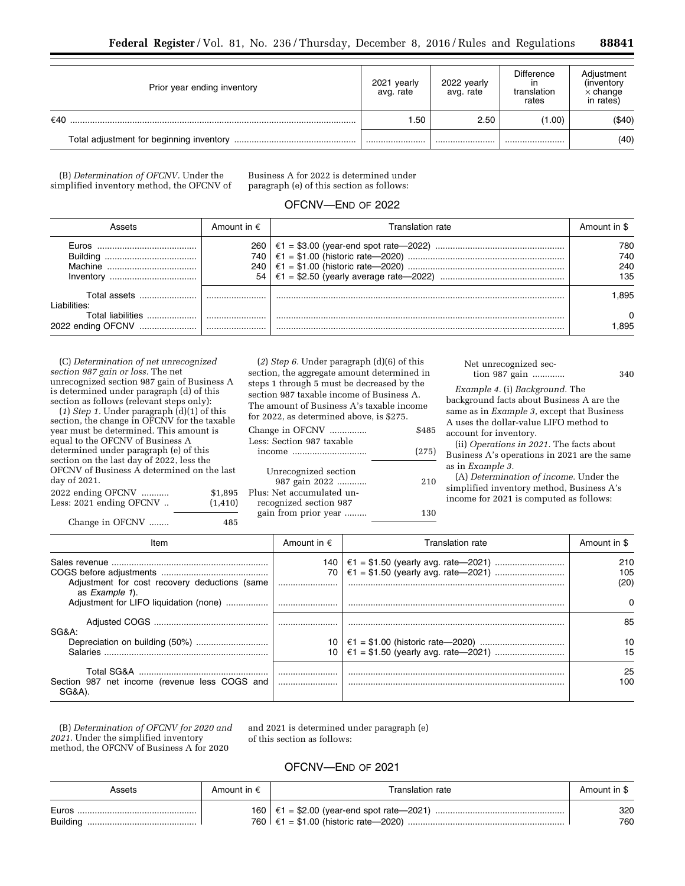| Prior year ending inventory | 2021 yearly avg. rate | 2022 yearly avg. rate | Difference in translation rates | Adjustment (inventory × change in rates) |
|---|---|---|---|---|
| €40 | 1.50 | 2.50 | (1.00) | ($40) |
| Total adjustment for beginning inventory | | | | (40) |

(B) *Determination of OFCNV.* Under the simplified inventory method, the OFCNV of Business A for 2022 is determined under paragraph (e) of this section as follows:

OFCNV—END OF 2022

| Assets | Amount in € | Translation rate | Amount in $ |
|---|---|---|---|
| Euros | 260 | €1 = $3.00 (year-end spot rate—2022) | 780 |
| Building | 740 | €1 = $1.00 (historic rate—2020) | 740 |
| Machine | 240 | €1 = $1.00 (historic rate—2020) | 240 |
| Inventory | 54 | €1 = $2.50 (yearly average rate—2022) | 135 |
| Total assets | | | 1,895 |
| Liabilities: | | | |
| Total liabilities | | | 0 |
| 2022 ending OFCNV | | | 1,895 |

(C) *Determination of net unrecognized section 987 gain or loss.* The net unrecognized section 987 gain of Business A is determined under paragraph (d) of this section as follows (relevant steps only):

(*1*) *Step 1.* Under paragraph (d)(1) of this section, the change in OFCNV for the taxable year must be determined. This amount is equal to the OFCNV of Business A determined under paragraph (e) of this section on the last day of 2022, less the OFCNV of Business A determined on the last day of 2021.

| | |
|---|---|
| 2022 ending OFCNV | $1,895 |
| Less: 2021 ending OFCNV | (1,410) |
| Change in OFCNV | 485 |

(*2*) *Step 6.* Under paragraph (d)(6) of this section, the aggregate amount determined in steps 1 through 5 must be decreased by the section 987 taxable income of Business A. The amount of Business A's taxable income for 2022, as determined above, is $275.

| | |
|---|---|
| Change in OFCNV | $485 |
| Less: Section 987 taxable income | (275) |
| Unrecognized section 987 gain 2022 | 210 |
| Plus: Net accumulated unrecognized section 987 gain from prior year | 130 |
| Net unrecognized section 987 gain | 340 |

*Example 4.* (i) *Background.* The background facts about Business A are the same as in *Example 3,* except that Business A uses the dollar-value LIFO method to account for inventory.

(ii) *Operations in 2021.* The facts about Business A's operations in 2021 are the same as in *Example 3.*

(A) *Determination of income.* Under the simplified inventory method, Business A's income for 2021 is computed as follows:

| Item | Amount in € | Translation rate | Amount in $ |
|---|---|---|---|
| Sales revenue | 140 | €1 = $1.50 (yearly avg. rate—2021) | 210 |
| COGS before adjustments | 70 | €1 = $1.50 (yearly avg. rate—2021) | 105 |
| Adjustment for cost recovery deductions (same as *Example 1*). | | | (20) |
| Adjustment for LIFO liquidation (none) | | | 0 |
| Adjusted COGS | | | 85 |
| SG&A: | | | |
| Depreciation on building (50%) | 10 | €1 = $1.00 (historic rate—2020) | 10 |
| Salaries | 10 | €1 = $1.50 (yearly avg. rate—2021) | 15 |
| Total SG&A | | | 25 |
| Section 987 net income (revenue less COGS and SG&A). | | | 100 |

(B) *Determination of OFCNV for 2020 and 2021.* Under the simplified inventory method, the OFCNV of Business A for 2020 and 2021 is determined under paragraph (e) of this section as follows:

OFCNV—END OF 2021

| Assets | Amount in € | Translation rate | Amount in $ |
|---|---|---|---|
| Euros | 160 | €1 = $2.00 (year-end spot rate—2021) | 320 |
| Building | 760 | €1 = $1.00 (historic rate—2020) | 760 |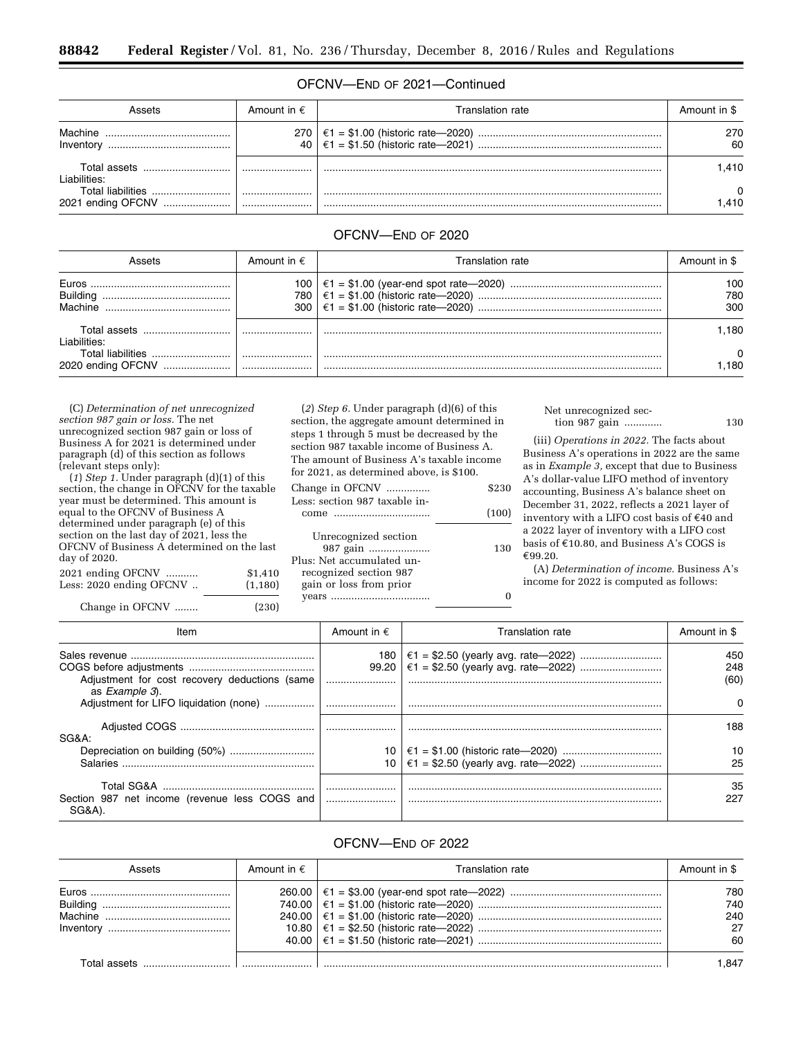### OFCNV—END OF 2021—Continued

| Assets | Amount in € | Translation rate | Amount in $ |
|---|---|---|---|
| Machine | 270 | €1 = $1.00 (historic rate—2020) | 270 |
| Inventory | 40 | €1 = $1.50 (historic rate—2021) | 60 |
| Total assets | | | 1,410 |
| Liabilities: | | | |
| Total liabilities | | | 0 |
| 2021 ending OFCNV | | | 1,410 |

### OFCNV—END OF 2020

| Assets | Amount in € | Translation rate | Amount in $ |
|---|---|---|---|
| Euros | 100 | €1 = $1.00 (year-end spot rate—2020) | 100 |
| Building | 780 | €1 = $1.00 (historic rate—2020) | 780 |
| Machine | 300 | €1 = $1.00 (historic rate—2020) | 300 |
| Total assets | | | 1,180 |
| Liabilities: | | | |
| Total liabilities | | | 0 |
| 2020 ending OFCNV | | | 1,180 |

(C) *Determination of net unrecognized section 987 gain or loss.* The net unrecognized section 987 gain or loss of Business A for 2021 is determined under paragraph (d) of this section as follows (relevant steps only):

(*1*) *Step 1.* Under paragraph (d)(1) of this section, the change in OFCNV for the taxable year must be determined. This amount is equal to the OFCNV of Business A determined under paragraph (e) of this section on the last day of 2021, less the OFCNV of Business A determined on the last day of 2020.

| | |
|---|---|
| 2021 ending OFCNV | $1,410 |
| Less: 2020 ending OFCNV | (1,180) |
| Change in OFCNV | (230) |

(*2*) *Step 6.* Under paragraph (d)(6) of this section, the aggregate amount determined in steps 1 through 5 must be decreased by the section 987 taxable income of Business A. The amount of Business A's taxable income for 2021, as determined above, is $100.

| | |
|---|---|
| Change in OFCNV | $230 |
| Less: section 987 taxable income | (100) |
| Unrecognized section 987 gain | 130 |
| Plus: Net accumulated unrecognized section 987 gain or loss from prior years | 0 |
| Net unrecognized section 987 gain | 130 |

(iii) *Operations in 2022.* The facts about Business A's operations in 2022 are the same as in *Example 3,* except that due to Business A's dollar-value LIFO method of inventory accounting, Business A's balance sheet on December 31, 2022, reflects a 2021 layer of inventory with a LIFO cost basis of €40 and a 2022 layer of inventory with a LIFO cost basis of €10.80, and Business A's COGS is €99.20.

(A) *Determination of income.* Business A's income for 2022 is computed as follows:

| Item | Amount in € | Translation rate | Amount in $ |
|---|---|---|---|
| Sales revenue | 180 | €1 = $2.50 (yearly avg. rate—2022) | 450 |
| COGS before adjustments | 99.20 | €1 = $2.50 (yearly avg. rate—2022) | 248 |
| Adjustment for cost recovery deductions (same as *Example 3*). | | | (60) |
| Adjustment for LIFO liquidation (none) | | | 0 |
| Adjusted COGS | | | 188 |
| SG&A: | | | |
| Depreciation on building (50%) | 10 | €1 = $1.00 (historic rate—2020) | 10 |
| Salaries | 10 | €1 = $2.50 (yearly avg. rate—2022) | 25 |
| Total SG&A | | | 35 |
| Section 987 net income (revenue less COGS and SG&A). | | | 227 |

### OFCNV—END OF 2022

| Assets | Amount in € | Translation rate | Amount in $ |
|---|---|---|---|
| Euros | 260.00 | €1 = $3.00 (year-end spot rate—2022) | 780 |
| Building | 740.00 | €1 = $1.00 (historic rate—2020) | 740 |
| Machine | 240.00 | €1 = $1.00 (historic rate—2020) | 240 |
| Inventory | 10.80 | €1 = $2.50 (historic rate—2022) | 27 |
| | 40.00 | €1 = $1.50 (historic rate—2021) | 60 |
| Total assets | | | 1,847 |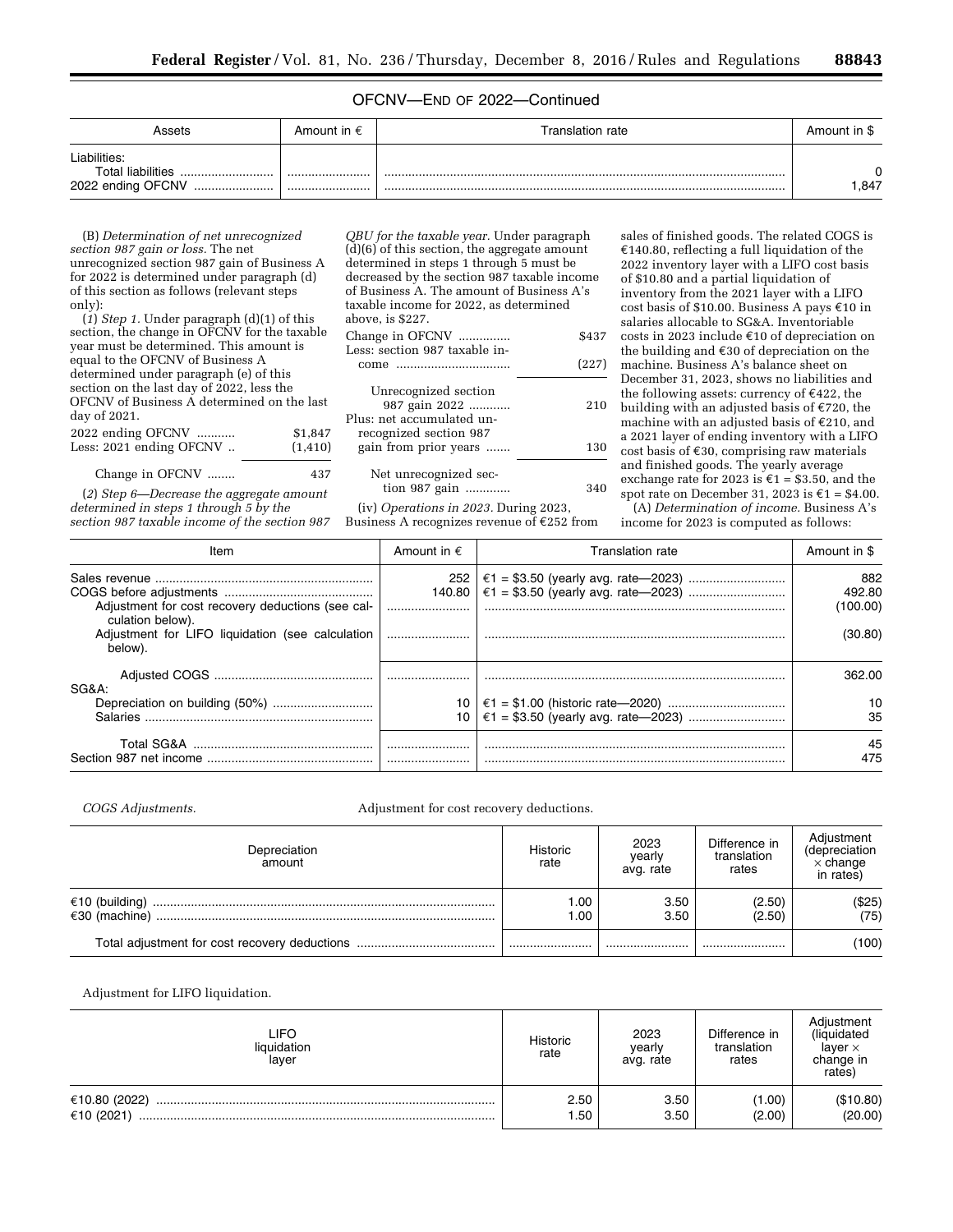OFCNV—END OF 2022—Continued

| Assets | Amount in € | Translation rate | Amount in $ |
|---|---|---|---|
| Liabilities: | | | |
| Total liabilities | | | 0 |
| 2022 ending OFCNV | | | 1,847 |

(B) *Determination of net unrecognized section 987 gain or loss.* The net unrecognized section 987 gain of Business A for 2022 is determined under paragraph (d) of this section as follows (relevant steps only):

(*1*) *Step 1.* Under paragraph (d)(1) of this section, the change in OFCNV for the taxable year must be determined. This amount is equal to the OFCNV of Business A determined under paragraph (e) of this section on the last day of 2022, less the OFCNV of Business A determined on the last day of 2021.

| | |
|---|---|
| 2022 ending OFCNV | $1,847 |
| Less: 2021 ending OFCNV | (1,410) |
| Change in OFCNV | 437 |

(*2*) *Step 6—Decrease the aggregate amount determined in steps 1 through 5 by the section 987 taxable income of the section 987 QBU for the taxable year.* Under paragraph (d)(6) of this section, the aggregate amount determined in steps 1 through 5 must be decreased by the section 987 taxable income of Business A. The amount of Business A's taxable income for 2022, as determined above, is $227.

| | |
|---|---|
| Change in OFCNV | $437 |
| Less: section 987 taxable income | (227) |
| Unrecognized section 987 gain 2022 | 210 |
| Plus: net accumulated unrecognized section 987 gain from prior years | 130 |
| Net unrecognized section 987 gain | 340 |

(iv) *Operations in 2023.* During 2023, Business A recognizes revenue of €252 from sales of finished goods. The related COGS is €140.80, reflecting a full liquidation of the 2022 inventory layer with a LIFO cost basis of $10.80 and a partial liquidation of inventory from the 2021 layer with a LIFO cost basis of $10.00. Business A pays €10 in salaries allocable to SG&A. Inventoriable costs in 2023 include €10 of depreciation on the building and €30 of depreciation on the machine. Business A's balance sheet on December 31, 2023, shows no liabilities and the following assets: currency of €422, the building with an adjusted basis of €720, the machine with an adjusted basis of €210, and a 2021 layer of ending inventory with a LIFO cost basis of €30, comprising raw materials and finished goods. The yearly average exchange rate for 2023 is €1 = $3.50, and the spot rate on December 31, 2023 is €1 = $4.00.

(A) *Determination of income.* Business A's income for 2023 is computed as follows:

| Item | Amount in € | Translation rate | Amount in $ |
|---|---|---|---|
| Sales revenue | 252 | €1 = $3.50 (yearly avg. rate—2023) | 882 |
| COGS before adjustments | 140.80 | €1 = $3.50 (yearly avg. rate—2023) | 492.80 |
| Adjustment for cost recovery deductions (see calculation below). | | | (100.00) |
| Adjustment for LIFO liquidation (see calculation below). | | | (30.80) |
| Adjusted COGS | | | 362.00 |
| SG&A: | | | |
| Depreciation on building (50%) | 10 | €1 = $1.00 (historic rate—2020) | 10 |
| Salaries | 10 | €1 = $3.50 (yearly avg. rate—2023) | 35 |
| Total SG&A | | | 45 |
| Section 987 net income | | | 475 |

*COGS Adjustments.*

Adjustment for cost recovery deductions.

| Depreciation amount | Historic rate | 2023 yearly avg. rate | Difference in translation rates | Adjustment (depreciation × change in rates) |
|---|---|---|---|---|
| €10 (building) | 1.00 | 3.50 | (2.50) | ($25) |
| €30 (machine) | 1.00 | 3.50 | (2.50) | (75) |
| Total adjustment for cost recovery deductions | | | | (100) |

Adjustment for LIFO liquidation.

| LIFO liquidation layer | Historic rate | 2023 yearly avg. rate | Difference in translation rates | Adjustment (liquidated layer × change in rates) |
|---|---|---|---|---|
| €10.80 (2022) | 2.50 | 3.50 | (1.00) | ($10.80) |
| €10 (2021) | 1.50 | 3.50 | (2.00) | (20.00) |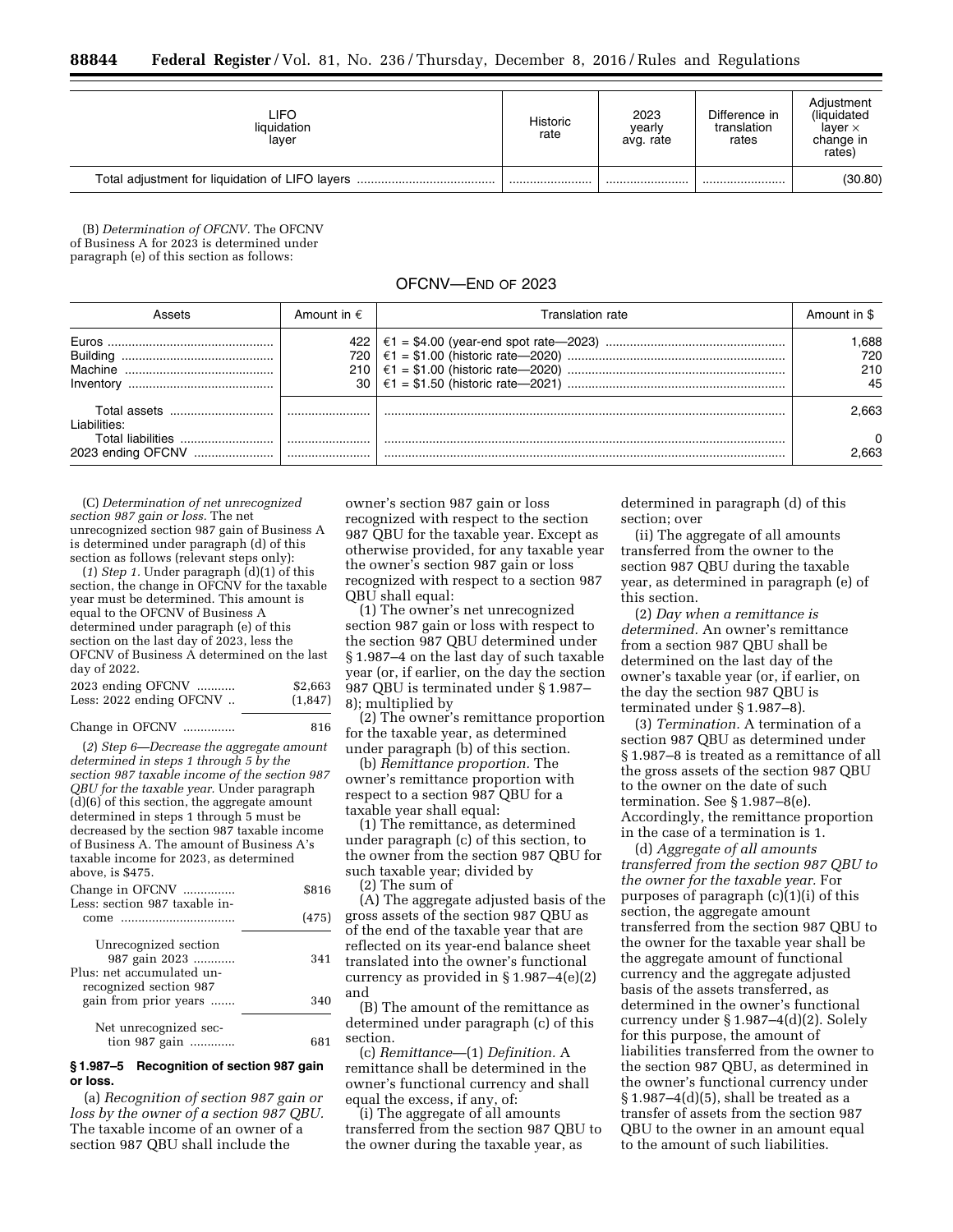| LIFO liquidation layer | Historic rate | 2023 yearly avg. rate | Difference in translation rates | Adjustment (liquidated layer × change in rates) |
|---|---|---|---|---|
| Total adjustment for liquidation of LIFO layers | | | | (30.80) |

(B) *Determination of OFCNV.* The OFCNV of Business A for 2023 is determined under paragraph (e) of this section as follows:

OFCNV—END OF 2023

| Assets | Amount in € | Translation rate | Amount in $ |
|---|---|---|---|
| Euros | 422 | €1 = $4.00 (year-end spot rate—2023) | 1,688 |
| Building | 720 | €1 = $1.00 (historic rate—2020) | 720 |
| Machine | 210 | €1 = $1.00 (historic rate—2020) | 210 |
| Inventory | 30 | €1 = $1.50 (historic rate—2021) | 45 |
| Total assets | | | 2,663 |
| Liabilities: | | | |
| Total liabilities | | | 0 |
| 2023 ending OFCNV | | | 2,663 |

(C) *Determination of net unrecognized section 987 gain or loss.* The net unrecognized section 987 gain of Business A is determined under paragraph (d) of this section as follows (relevant steps only):

(*1*) *Step 1.* Under paragraph (d)(1) of this section, the change in OFCNV for the taxable year must be determined. This amount is equal to the OFCNV of Business A determined under paragraph (e) of this section on the last day of 2023, less the OFCNV of Business A determined on the last day of 2022.

| | |
|---|---|
| 2023 ending OFCNV | $2,663 |
| Less: 2022 ending OFCNV | (1,847) |
| Change in OFCNV | 816 |

(*2*) *Step 6—Decrease the aggregate amount determined in steps 1 through 5 by the section 987 taxable income of the section 987 QBU for the taxable year.* Under paragraph (d)(6) of this section, the aggregate amount determined in steps 1 through 5 must be decreased by the section 987 taxable income of Business A. The amount of Business A's taxable income for 2023, as determined above, is $475.

| | |
|---|---|
| Change in OFCNV | $816 |
| Less: section 987 taxable income | (475) |
| Unrecognized section 987 gain 2023 | 341 |
| Plus: net accumulated unrecognized section 987 gain from prior years | 340 |
| Net unrecognized section 987 gain | 681 |

### § 1.987–5 Recognition of section 987 gain or loss.

(a) *Recognition of section 987 gain or loss by the owner of a section 987 QBU.* The taxable income of an owner of a section 987 QBU shall include the owner's section 987 gain or loss recognized with respect to the section 987 QBU for the taxable year. Except as otherwise provided, for any taxable year the owner's section 987 gain or loss recognized with respect to a section 987 QBU shall equal:

(1) The owner's net unrecognized section 987 gain or loss with respect to the section 987 QBU determined under § 1.987–4 on the last day of such taxable year (or, if earlier, on the day the section 987 QBU is terminated under § 1.987–8); multiplied by

(2) The owner's remittance proportion for the taxable year, as determined under paragraph (b) of this section.

(b) *Remittance proportion.* The owner's remittance proportion with respect to a section 987 QBU for a taxable year shall equal:

(1) The remittance, as determined under paragraph (c) of this section, to the owner from the section 987 QBU for such taxable year; divided by

(2) The sum of

(A) The aggregate adjusted basis of the gross assets of the section 987 QBU as of the end of the taxable year that are reflected on its year-end balance sheet translated into the owner's functional currency as provided in § 1.987–4(e)(2) and

(B) The amount of the remittance as determined under paragraph (c) of this section.

(c) *Remittance*—(1) *Definition.* A remittance shall be determined in the owner's functional currency and shall equal the excess, if any, of:

(i) The aggregate of all amounts transferred from the section 987 QBU to the owner during the taxable year, as determined in paragraph (d) of this section; over

(ii) The aggregate of all amounts transferred from the owner to the section 987 QBU during the taxable year, as determined in paragraph (e) of this section.

(2) *Day when a remittance is determined.* An owner's remittance from a section 987 QBU shall be determined on the last day of the owner's taxable year (or, if earlier, on the day the section 987 QBU is terminated under § 1.987–8).

(3) *Termination.* A termination of a section 987 QBU as determined under § 1.987–8 is treated as a remittance of all the gross assets of the section 987 QBU to the owner on the date of such termination. See § 1.987–8(e). Accordingly, the remittance proportion in the case of a termination is 1.

(d) *Aggregate of all amounts transferred from the section 987 QBU to the owner for the taxable year.* For purposes of paragraph (c)(1)(i) of this section, the aggregate amount transferred from the section 987 QBU to the owner for the taxable year shall be the aggregate amount of functional currency and the aggregate adjusted basis of the assets transferred, as determined in the owner's functional currency under § 1.987–4(d)(2). Solely for this purpose, the amount of liabilities transferred from the owner to the section 987 QBU, as determined in the owner's functional currency under § 1.987–4(d)(5), shall be treated as a transfer of assets from the section 987 QBU to the owner in an amount equal to the amount of such liabilities.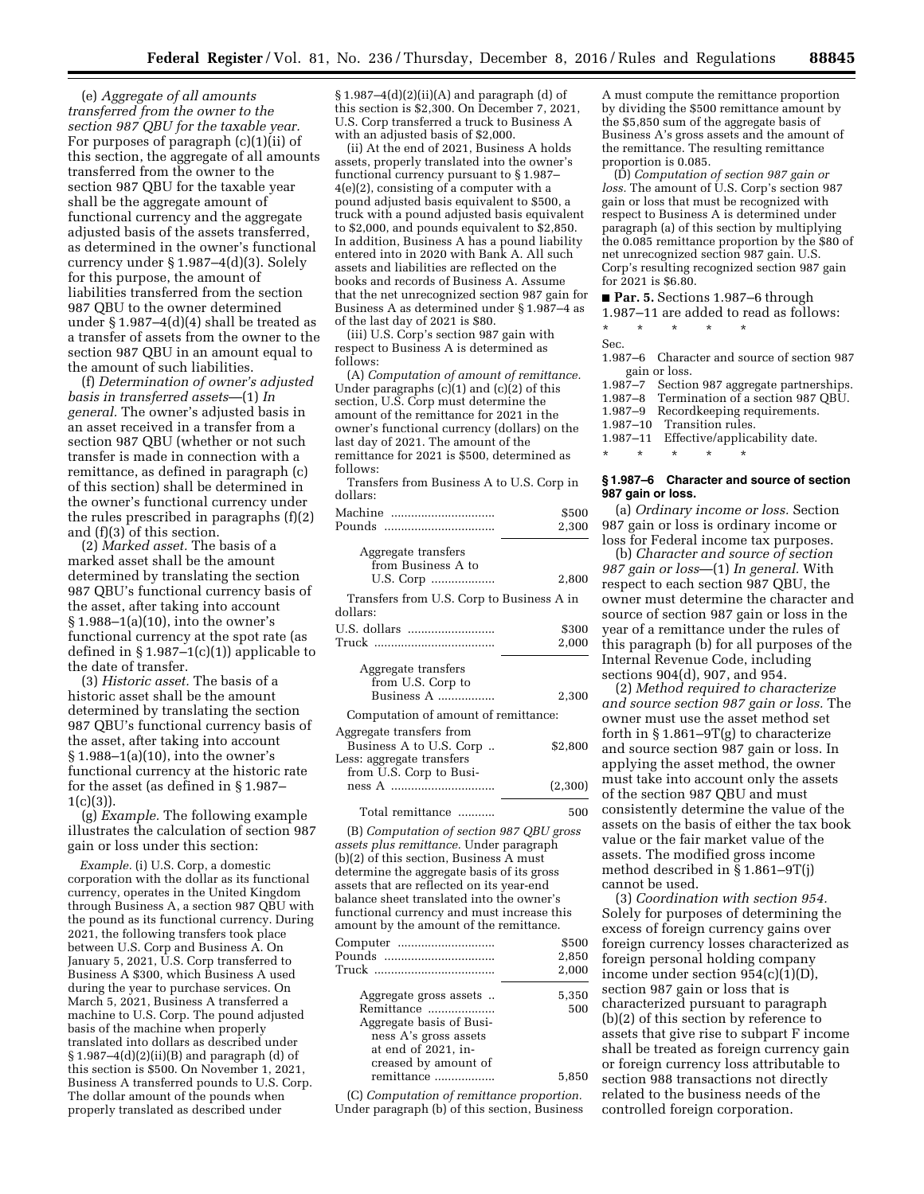(e) *Aggregate of all amounts transferred from the owner to the section 987 QBU for the taxable year.* For purposes of paragraph (c)(1)(ii) of this section, the aggregate of all amounts transferred from the owner to the section 987 QBU for the taxable year shall be the aggregate amount of functional currency and the aggregate adjusted basis of the assets transferred, as determined in the owner's functional currency under § 1.987–4(d)(3). Solely for this purpose, the amount of liabilities transferred from the section 987 QBU to the owner determined under § 1.987–4(d)(4) shall be treated as a transfer of assets from the owner to the section 987 QBU in an amount equal to the amount of such liabilities.

(f) *Determination of owner's adjusted basis in transferred assets*—(1) *In general.* The owner's adjusted basis in an asset received in a transfer from a section 987 QBU (whether or not such transfer is made in connection with a remittance, as defined in paragraph (c) of this section) shall be determined in the owner's functional currency under the rules prescribed in paragraphs (f)(2) and (f)(3) of this section.

(2) *Marked asset.* The basis of a marked asset shall be the amount determined by translating the section 987 QBU's functional currency basis of the asset, after taking into account § 1.988–1(a)(10), into the owner's functional currency at the spot rate (as defined in § 1.987–1(c)(1)) applicable to the date of transfer.

(3) *Historic asset.* The basis of a historic asset shall be the amount determined by translating the section 987 QBU's functional currency basis of the asset, after taking into account § 1.988–1(a)(10), into the owner's functional currency at the historic rate for the asset (as defined in § 1.987–1(c)(3)).

(g) *Example.* The following example illustrates the calculation of section 987 gain or loss under this section:

*Example.* (i) U.S. Corp, a domestic corporation with the dollar as its functional currency, operates in the United Kingdom through Business A, a section 987 QBU with the pound as its functional currency. During 2021, the following transfers took place between U.S. Corp and Business A. On January 5, 2021, U.S. Corp transferred to Business A $300, which Business A used during the year to purchase services. On March 5, 2021, Business A transferred a machine to U.S. Corp. The pound adjusted basis of the machine when properly translated into dollars as described under § 1.987–4(d)(2)(ii)(B) and paragraph (d) of this section is $500. On November 1, 2021, Business A transferred pounds to U.S. Corp. The dollar amount of the pounds when properly translated as described under § 1.987–4(d)(2)(ii)(A) and paragraph (d) of this section is $2,300. On December 7, 2021, U.S. Corp transferred a truck to Business A with an adjusted basis of $2,000.

(ii) At the end of 2021, Business A holds assets, properly translated into the owner's functional currency pursuant to § 1.987–4(e)(2), consisting of a computer with a pound adjusted basis equivalent to $500, a truck with a pound adjusted basis equivalent to $2,000, and pounds equivalent to $2,850. In addition, Business A has a pound liability entered into in 2020 with Bank A. All such assets and liabilities are reflected on the books and records of Business A. Assume that the net unrecognized section 987 gain for Business A as determined under § 1.987–4 as of the last day of 2021 is $80.

(iii) U.S. Corp's section 987 gain with respect to Business A is determined as follows:

(A) *Computation of amount of remittance.* Under paragraphs (c)(1) and (c)(2) of this section, U.S. Corp must determine the amount of the remittance for 2021 in the owner's functional currency (dollars) on the last day of 2021. The amount of the remittance for 2021 is $500, determined as follows:

Transfers from Business A to U.S. Corp in dollars:

| | |
|---|---|
| Machine | $500 |
| Pounds | 2,300 |
| Aggregate transfers from Business A to U.S. Corp | 2,800 |

Transfers from U.S. Corp to Business A in dollars:

| | |
|---|---|
| U.S. dollars | $300 |
| Truck | 2,000 |
| Aggregate transfers from U.S. Corp to Business A | 2,300 |

Computation of amount of remittance:

| | |
|---|---|
| Aggregate transfers from Business A to U.S. Corp | $2,800 |
| Less: aggregate transfers from U.S. Corp to Business A | (2,300) |
| Total remittance | 500 |

(B) *Computation of section 987 QBU gross assets plus remittance.* Under paragraph (b)(2) of this section, Business A must determine the aggregate basis of its gross assets that are reflected on its year-end balance sheet translated into the owner's functional currency and must increase this amount by the amount of the remittance.

| | |
|---|---|
| Computer | $500 |
| Pounds | 2,850 |
| Truck | 2,000 |
| Aggregate gross assets | 5,350 |
| Remittance | 500 |
| Aggregate basis of Business A's gross assets at end of 2021, increased by amount of remittance | 5,850 |

(C) *Computation of remittance proportion.* Under paragraph (b) of this section, Business A must compute the remittance proportion by dividing the $500 remittance amount by the $5,850 sum of the aggregate basis of Business A's gross assets and the amount of the remittance. The resulting remittance proportion is 0.085.

(D) *Computation of section 987 gain or loss.* The amount of U.S. Corp's section 987 gain or loss that must be recognized with respect to Business A is determined under paragraph (a) of this section by multiplying the 0.085 remittance proportion by the $80 of net unrecognized section 987 gain. U.S. Corp's resulting recognized section 987 gain for 2021 is $6.80.

■ **Par. 5.** Sections 1.987–6 through 1.987–11 are added to read as follows:

\* \* \* \* \*

Sec.

1.987–6 Character and source of section 987 gain or loss.
1.987–7 Section 987 aggregate partnerships.
1.987–8 Termination of a section 987 QBU.
1.987–9 Recordkeeping requirements.
1.987–10 Transition rules.
1.987–11 Effective/applicability date.

\* \* \* \* \*

### § 1.987–6 Character and source of section 987 gain or loss.

(a) *Ordinary income or loss.* Section 987 gain or loss is ordinary income or loss for Federal income tax purposes.

(b) *Character and source of section 987 gain or loss*—(1) *In general.* With respect to each section 987 QBU, the owner must determine the character and source of section 987 gain or loss in the year of a remittance under the rules of this paragraph (b) for all purposes of the Internal Revenue Code, including sections 904(d), 907, and 954.

(2) *Method required to characterize and source section 987 gain or loss.* The owner must use the asset method set forth in § 1.861–9T(g) to characterize and source section 987 gain or loss. In applying the asset method, the owner must take into account only the assets of the section 987 QBU and must consistently determine the value of the assets on the basis of either the tax book value or the fair market value of the assets. The modified gross income method described in § 1.861–9T(j) cannot be used.

(3) *Coordination with section 954.* Solely for purposes of determining the excess of foreign currency gains over foreign currency losses characterized as foreign personal holding company income under section 954(c)(1)(D), section 987 gain or loss that is characterized pursuant to paragraph (b)(2) of this section by reference to assets that give rise to subpart F income shall be treated as foreign currency gain or foreign currency loss attributable to section 988 transactions not directly related to the business needs of the controlled foreign corporation.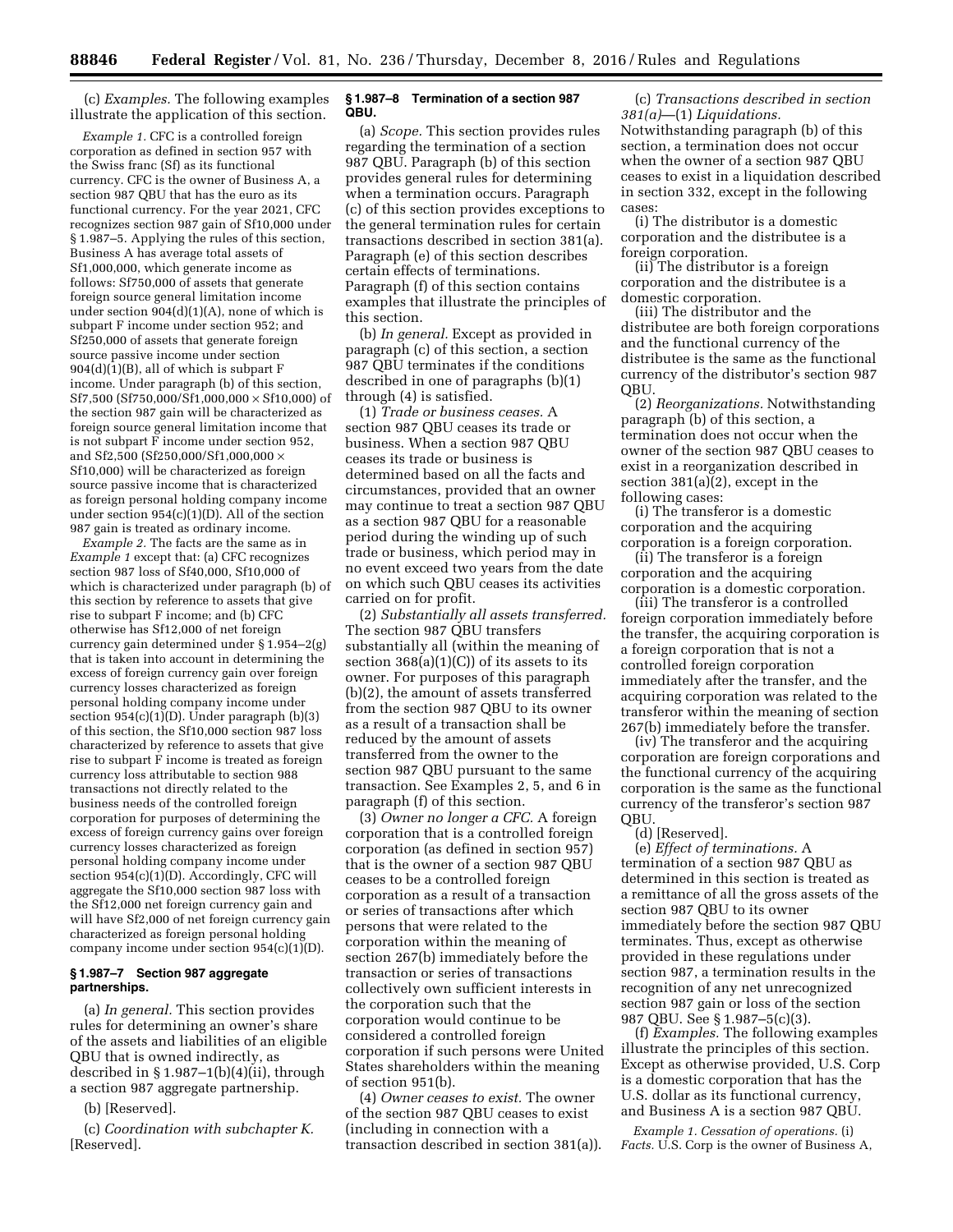(c) *Examples.* The following examples illustrate the application of this section.

*Example 1.* CFC is a controlled foreign corporation as defined in section 957 with the Swiss franc (Sf) as its functional currency. CFC is the owner of Business A, a section 987 QBU that has the euro as its functional currency. For the year 2021, CFC recognizes section 987 gain of Sf10,000 under § 1.987–5. Applying the rules of this section, Business A has average total assets of Sf1,000,000, which generate income as follows: Sf750,000 of assets that generate foreign source general limitation income under section 904(d)(1)(A), none of which is subpart F income under section 952; and Sf250,000 of assets that generate foreign source passive income under section 904(d)(1)(B), all of which is subpart F income. Under paragraph (b) of this section, Sf7,500 (Sf750,000/Sf1,000,000 × Sf10,000) of the section 987 gain will be characterized as foreign source general limitation income that is not subpart F income under section 952, and Sf2,500 (Sf250,000/Sf1,000,000 × Sf10,000) will be characterized as foreign source passive income that is characterized as foreign personal holding company income under section 954(c)(1)(D). All of the section 987 gain is treated as ordinary income.

*Example 2.* The facts are the same as in *Example 1* except that: (a) CFC recognizes section 987 loss of Sf40,000, Sf10,000 of which is characterized under paragraph (b) of this section by reference to assets that give rise to subpart F income; and (b) CFC otherwise has Sf12,000 of net foreign currency gain determined under § 1.954–2(g) that is taken into account in determining the excess of foreign currency gain over foreign currency losses characterized as foreign personal holding company income under section 954(c)(1)(D). Under paragraph (b)(3) of this section, the Sf10,000 section 987 loss characterized by reference to assets that give rise to subpart F income is treated as foreign currency loss attributable to section 988 transactions not directly related to the business needs of the controlled foreign corporation for purposes of determining the excess of foreign currency gains over foreign currency losses characterized as foreign personal holding company income under section 954(c)(1)(D). Accordingly, CFC will aggregate the Sf10,000 section 987 loss with the Sf12,000 net foreign currency gain and will have Sf2,000 of net foreign currency gain characterized as foreign personal holding company income under section 954(c)(1)(D).

**§ 1.987–7 Section 987 aggregate partnerships.**

(a) *In general.* This section provides rules for determining an owner's share of the assets and liabilities of an eligible QBU that is owned indirectly, as described in § 1.987–1(b)(4)(ii), through a section 987 aggregate partnership.

(b) [Reserved].

(c) *Coordination with subchapter K.* [Reserved].

**§ 1.987–8 Termination of a section 987 QBU.**

(a) *Scope.* This section provides rules regarding the termination of a section 987 QBU. Paragraph (b) of this section provides general rules for determining when a termination occurs. Paragraph (c) of this section provides exceptions to the general termination rules for certain transactions described in section 381(a). Paragraph (e) of this section describes certain effects of terminations. Paragraph (f) of this section contains examples that illustrate the principles of this section.

(b) *In general.* Except as provided in paragraph (c) of this section, a section 987 QBU terminates if the conditions described in one of paragraphs (b)(1) through (4) is satisfied.

(1) *Trade or business ceases.* A section 987 QBU ceases its trade or business. When a section 987 QBU ceases its trade or business is determined based on all the facts and circumstances, provided that an owner may continue to treat a section 987 QBU as a section 987 QBU for a reasonable period during the winding up of such trade or business, which period may in no event exceed two years from the date on which such QBU ceases its activities carried on for profit.

(2) *Substantially all assets transferred.* The section 987 QBU transfers substantially all (within the meaning of section 368(a)(1)(C)) of its assets to its owner. For purposes of this paragraph (b)(2), the amount of assets transferred from the section 987 QBU to its owner as a result of a transaction shall be reduced by the amount of assets transferred from the owner to the section 987 QBU pursuant to the same transaction. See Examples 2, 5, and 6 in paragraph (f) of this section.

(3) *Owner no longer a CFC.* A foreign corporation that is a controlled foreign corporation (as defined in section 957) that is the owner of a section 987 QBU ceases to be a controlled foreign corporation as a result of a transaction or series of transactions after which persons that were related to the corporation within the meaning of section 267(b) immediately before the transaction or series of transactions collectively own sufficient interests in the corporation such that the corporation would continue to be considered a controlled foreign corporation if such persons were United States shareholders within the meaning of section 951(b).

(4) *Owner ceases to exist.* The owner of the section 987 QBU ceases to exist (including in connection with a transaction described in section 381(a)).

(c) *Transactions described in section 381(a)*—(1) *Liquidations.* Notwithstanding paragraph (b) of this section, a termination does not occur when the owner of a section 987 QBU ceases to exist in a liquidation described in section 332, except in the following cases:

(i) The distributor is a domestic corporation and the distributee is a foreign corporation.

(ii) The distributor is a foreign corporation and the distributee is a domestic corporation.

(iii) The distributor and the distributee are both foreign corporations and the functional currency of the distributee is the same as the functional currency of the distributor's section 987 QBU.

(2) *Reorganizations.* Notwithstanding paragraph (b) of this section, a termination does not occur when the owner of the section 987 QBU ceases to exist in a reorganization described in section 381(a)(2), except in the following cases:

(i) The transferor is a domestic corporation and the acquiring corporation is a foreign corporation.

(ii) The transferor is a foreign corporation and the acquiring corporation is a domestic corporation.

(iii) The transferor is a controlled foreign corporation immediately before the transfer, the acquiring corporation is a foreign corporation that is not a controlled foreign corporation immediately after the transfer, and the acquiring corporation was related to the transferor within the meaning of section 267(b) immediately before the transfer.

(iv) The transferor and the acquiring corporation are foreign corporations and the functional currency of the acquiring corporation is the same as the functional currency of the transferor's section 987 QBU.

(d) [Reserved].

(e) *Effect of terminations.* A termination of a section 987 QBU as determined in this section is treated as a remittance of all the gross assets of the section 987 QBU to its owner immediately before the section 987 QBU terminates. Thus, except as otherwise provided in these regulations under section 987, a termination results in the recognition of any net unrecognized section 987 gain or loss of the section 987 QBU. See § 1.987–5(c)(3).

(f) *Examples.* The following examples illustrate the principles of this section. Except as otherwise provided, U.S. Corp is a domestic corporation that has the U.S. dollar as its functional currency, and Business A is a section 987 QBU.

*Example 1. Cessation of operations.* (i) *Facts.* U.S. Corp is the owner of Business A,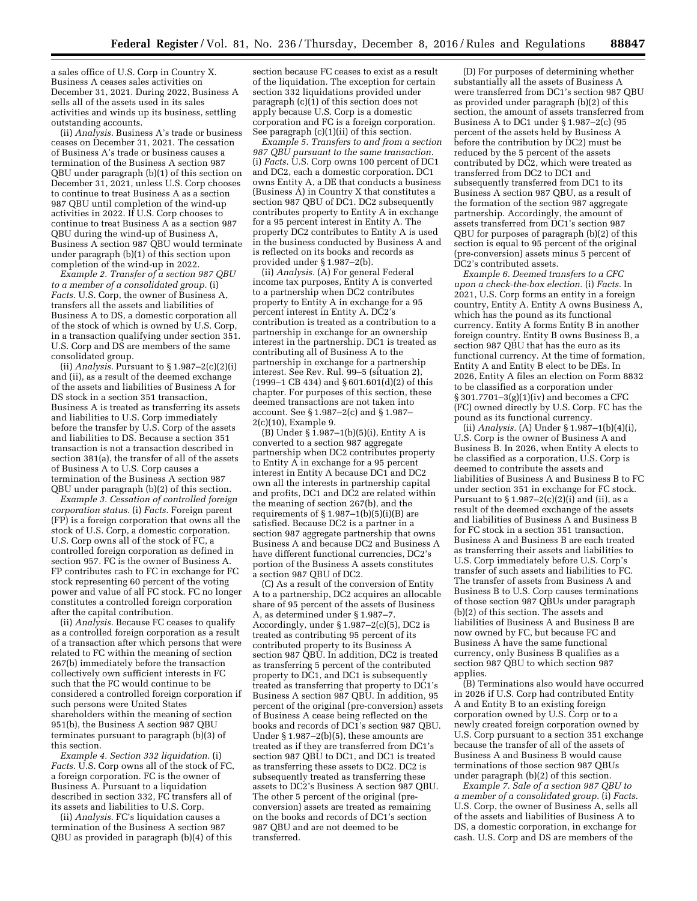a sales office of U.S. Corp in Country X. Business A ceases sales activities on December 31, 2021. During 2022, Business A sells all of the assets used in its sales activities and winds up its business, settling outstanding accounts.

(ii) *Analysis.* Business A's trade or business ceases on December 31, 2021. The cessation of Business A's trade or business causes a termination of the Business A section 987 QBU under paragraph (b)(1) of this section on December 31, 2021, unless U.S. Corp chooses to continue to treat Business A as a section 987 QBU until completion of the wind-up activities in 2022. If U.S. Corp chooses to continue to treat Business A as a section 987 QBU during the wind-up of Business A, Business A section 987 QBU would terminate under paragraph (b)(1) of this section upon completion of the wind-up in 2022.

*Example 2. Transfer of a section 987 QBU to a member of a consolidated group.* (i) *Facts.* U.S. Corp, the owner of Business A, transfers all the assets and liabilities of Business A to DS, a domestic corporation all of the stock of which is owned by U.S. Corp, in a transaction qualifying under section 351. U.S. Corp and DS are members of the same consolidated group.

(ii) *Analysis.* Pursuant to § 1.987–2(c)(2)(i) and (ii), as a result of the deemed exchange of the assets and liabilities of Business A for DS stock in a section 351 transaction, Business A is treated as transferring its assets and liabilities to U.S. Corp immediately before the transfer by U.S. Corp of the assets and liabilities to DS. Because a section 351 transaction is not a transaction described in section 381(a), the transfer of all of the assets of Business A to U.S. Corp causes a termination of the Business A section 987 QBU under paragraph (b)(2) of this section.

*Example 3. Cessation of controlled foreign corporation status.* (i) *Facts.* Foreign parent (FP) is a foreign corporation that owns all the stock of U.S. Corp, a domestic corporation. U.S. Corp owns all of the stock of FC, a controlled foreign corporation as defined in section 957. FC is the owner of Business A. FP contributes cash to FC in exchange for FC stock representing 60 percent of the voting power and value of all FC stock. FC no longer constitutes a controlled foreign corporation after the capital contribution.

(ii) *Analysis.* Because FC ceases to qualify as a controlled foreign corporation as a result of a transaction after which persons that were related to FC within the meaning of section 267(b) immediately before the transaction collectively own sufficient interests in FC such that the FC would continue to be considered a controlled foreign corporation if such persons were United States shareholders within the meaning of section 951(b), the Business A section 987 QBU terminates pursuant to paragraph (b)(3) of this section.

*Example 4. Section 332 liquidation.* (i) *Facts.* U.S. Corp owns all of the stock of FC, a foreign corporation. FC is the owner of Business A. Pursuant to a liquidation described in section 332, FC transfers all of its assets and liabilities to U.S. Corp.

(ii) *Analysis.* FC's liquidation causes a termination of the Business A section 987 QBU as provided in paragraph (b)(4) of this section because FC ceases to exist as a result of the liquidation. The exception for certain section 332 liquidations provided under paragraph (c)(1) of this section does not apply because U.S. Corp is a domestic corporation and FC is a foreign corporation. See paragraph (c)(1)(ii) of this section.

*Example 5. Transfers to and from a section 987 QBU pursuant to the same transaction.* (i) *Facts.* U.S. Corp owns 100 percent of DC1 and DC2, each a domestic corporation. DC1 owns Entity A, a DE that conducts a business (Business A) in Country X that constitutes a section 987 QBU of DC1. DC2 subsequently contributes property to Entity A in exchange for a 95 percent interest in Entity A. The property DC2 contributes to Entity A is used in the business conducted by Business A and is reflected on its books and records as provided under § 1.987–2(b).

(ii) *Analysis.* (A) For general Federal income tax purposes, Entity A is converted to a partnership when DC2 contributes property to Entity A in exchange for a 95 percent interest in Entity A. DC2's contribution is treated as a contribution to a partnership in exchange for an ownership interest in the partnership. DC1 is treated as contributing all of Business A to the partnership in exchange for a partnership interest. See Rev. Rul. 99–5 (situation 2), (1999–1 CB 434) and § 601.601(d)(2) of this chapter. For purposes of this section, these deemed transactions are not taken into account. See § 1.987–2(c) and § 1.987–2(c)(10), Example 9.

(B) Under § 1.987–1(b)(5)(i), Entity A is converted to a section 987 aggregate partnership when DC2 contributes property to Entity A in exchange for a 95 percent interest in Entity A because DC1 and DC2 own all the interests in partnership capital and profits, DC1 and DC2 are related within the meaning of section 267(b), and the requirements of § 1.987–1(b)(5)(i)(B) are satisfied. Because DC2 is a partner in a section 987 aggregate partnership that owns Business A and because DC2 and Business A have different functional currencies, DC2's portion of the Business A assets constitutes a section 987 QBU of DC2.

(C) As a result of the conversion of Entity A to a partnership, DC2 acquires an allocable share of 95 percent of the assets of Business A, as determined under § 1.987–7. Accordingly, under § 1.987–2(c)(5), DC2 is treated as contributing 95 percent of its contributed property to its Business A section 987 QBU. In addition, DC2 is treated as transferring 5 percent of the contributed property to DC1, and DC1 is subsequently treated as transferring that property to DC1's Business A section 987 QBU. In addition, 95 percent of the original (pre-conversion) assets of Business A cease being reflected on the books and records of DC1's section 987 QBU. Under § 1.987–2(b)(5), these amounts are treated as if they are transferred from DC1's section 987 QBU to DC1, and DC1 is treated as transferring these assets to DC2. DC2 is subsequently treated as transferring these assets to DC2's Business A section 987 QBU. The other 5 percent of the original (pre-conversion) assets are treated as remaining on the books and records of DC1's section 987 QBU and are not deemed to be transferred.

(D) For purposes of determining whether substantially all the assets of Business A were transferred from DC1's section 987 QBU as provided under paragraph (b)(2) of this section, the amount of assets transferred from Business A to DC1 under § 1.987–2(c) (95 percent of the assets held by Business A before the contribution by DC2) must be reduced by the 5 percent of the assets contributed by DC2, which were treated as transferred from DC2 to DC1 and subsequently transferred from DC1 to its Business A section 987 QBU, as a result of the formation of the section 987 aggregate partnership. Accordingly, the amount of assets transferred from DC1's section 987 QBU for purposes of paragraph (b)(2) of this section is equal to 95 percent of the original (pre-conversion) assets minus 5 percent of DC2's contributed assets.

*Example 6. Deemed transfers to a CFC upon a check-the-box election.* (i) *Facts.* In 2021, U.S. Corp forms an entity in a foreign country, Entity A. Entity A owns Business A, which has the pound as its functional currency. Entity A forms Entity B in another foreign country. Entity B owns Business B, a section 987 QBU that has the euro as its functional currency. At the time of formation, Entity A and Entity B elect to be DEs. In 2026, Entity A files an election on Form 8832 to be classified as a corporation under § 301.7701–3(g)(1)(iv) and becomes a CFC (FC) owned directly by U.S. Corp. FC has the pound as its functional currency.

(ii) *Analysis.* (A) Under § 1.987–1(b)(4)(i), U.S. Corp is the owner of Business A and Business B. In 2026, when Entity A elects to be classified as a corporation, U.S. Corp is deemed to contribute the assets and liabilities of Business A and Business B to FC under section 351 in exchange for FC stock. Pursuant to § 1.987–2(c)(2)(i) and (ii), as a result of the deemed exchange of the assets and liabilities of Business A and Business B for FC stock in a section 351 transaction, Business A and Business B are each treated as transferring their assets and liabilities to U.S. Corp immediately before U.S. Corp's transfer of such assets and liabilities to FC. The transfer of assets from Business A and Business B to U.S. Corp causes terminations of those section 987 QBUs under paragraph (b)(2) of this section. The assets and liabilities of Business A and Business B are now owned by FC, but because FC and Business A have the same functional currency, only Business B qualifies as a section 987 QBU to which section 987 applies.

(B) Terminations also would have occurred in 2026 if U.S. Corp had contributed Entity A and Entity B to an existing foreign corporation owned by U.S. Corp or to a newly created foreign corporation owned by U.S. Corp pursuant to a section 351 exchange because the transfer of all of the assets of Business A and Business B would cause terminations of those section 987 QBUs under paragraph (b)(2) of this section.

*Example 7. Sale of a section 987 QBU to a member of a consolidated group.* (i) *Facts.* U.S. Corp, the owner of Business A, sells all of the assets and liabilities of Business A to DS, a domestic corporation, in exchange for cash. U.S. Corp and DS are members of the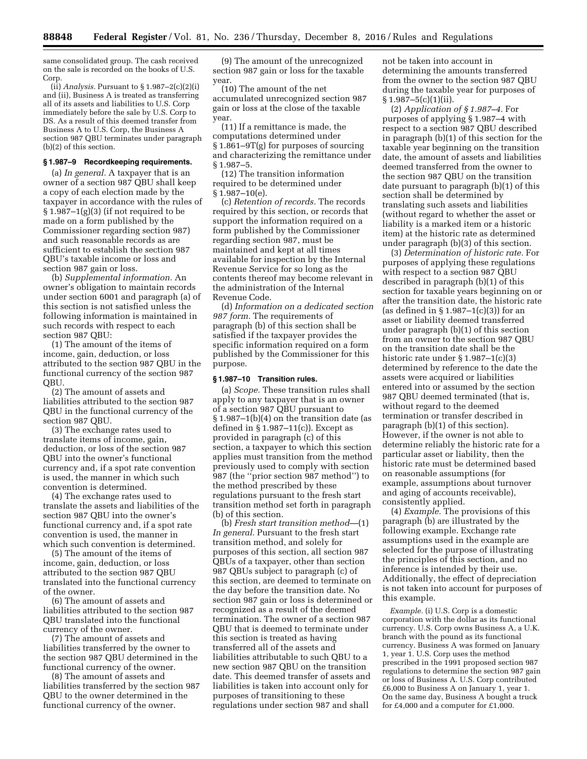same consolidated group. The cash received on the sale is recorded on the books of U.S. Corp.

(ii) *Analysis.* Pursuant to § 1.987–2(c)(2)(i) and (ii), Business A is treated as transferring all of its assets and liabilities to U.S. Corp immediately before the sale by U.S. Corp to DS. As a result of this deemed transfer from Business A to U.S. Corp, the Business A section 987 QBU terminates under paragraph (b)(2) of this section.

### § 1.987–9 Recordkeeping requirements.

(a) *In general.* A taxpayer that is an owner of a section 987 QBU shall keep a copy of each election made by the taxpayer in accordance with the rules of § 1.987–1(g)(3) (if not required to be made on a form published by the Commissioner regarding section 987) and such reasonable records as are sufficient to establish the section 987 QBU's taxable income or loss and section 987 gain or loss.

(b) *Supplemental information.* An owner's obligation to maintain records under section 6001 and paragraph (a) of this section is not satisfied unless the following information is maintained in such records with respect to each section 987 QBU:

(1) The amount of the items of income, gain, deduction, or loss attributed to the section 987 QBU in the functional currency of the section 987 QBU.

(2) The amount of assets and liabilities attributed to the section 987 QBU in the functional currency of the section 987 QBU.

(3) The exchange rates used to translate items of income, gain, deduction, or loss of the section 987 QBU into the owner's functional currency and, if a spot rate convention is used, the manner in which such convention is determined.

(4) The exchange rates used to translate the assets and liabilities of the section 987 QBU into the owner's functional currency and, if a spot rate convention is used, the manner in which such convention is determined.

(5) The amount of the items of income, gain, deduction, or loss attributed to the section 987 QBU translated into the functional currency of the owner.

(6) The amount of assets and liabilities attributed to the section 987 QBU translated into the functional currency of the owner.

(7) The amount of assets and liabilities transferred by the owner to the section 987 QBU determined in the functional currency of the owner.

(8) The amount of assets and liabilities transferred by the section 987 QBU to the owner determined in the functional currency of the owner.

(9) The amount of the unrecognized section 987 gain or loss for the taxable year.

(10) The amount of the net accumulated unrecognized section 987 gain or loss at the close of the taxable year.

(11) If a remittance is made, the computations determined under § 1.861–9T(g) for purposes of sourcing and characterizing the remittance under § 1.987–5.

(12) The transition information required to be determined under § 1.987–10(e).

(c) *Retention of records.* The records required by this section, or records that support the information required on a form published by the Commissioner regarding section 987, must be maintained and kept at all times available for inspection by the Internal Revenue Service for so long as the contents thereof may become relevant in the administration of the Internal Revenue Code.

(d) *Information on a dedicated section 987 form.* The requirements of paragraph (b) of this section shall be satisfied if the taxpayer provides the specific information required on a form published by the Commissioner for this purpose.

### § 1.987–10 Transition rules.

(a) *Scope.* These transition rules shall apply to any taxpayer that is an owner of a section 987 QBU pursuant to § 1.987–1(b)(4) on the transition date (as defined in § 1.987–11(c)). Except as provided in paragraph (c) of this section, a taxpayer to which this section applies must transition from the method previously used to comply with section 987 (the "prior section 987 method") to the method prescribed by these regulations pursuant to the fresh start transition method set forth in paragraph (b) of this section.

(b) *Fresh start transition method*—(1) *In general.* Pursuant to the fresh start transition method, and solely for purposes of this section, all section 987 QBUs of a taxpayer, other than section 987 QBUs subject to paragraph (c) of this section, are deemed to terminate on the day before the transition date. No section 987 gain or loss is determined or recognized as a result of the deemed termination. The owner of a section 987 QBU that is deemed to terminate under this section is treated as having transferred all of the assets and liabilities attributable to such QBU to a new section 987 QBU on the transition date. This deemed transfer of assets and liabilities is taken into account only for purposes of transitioning to these regulations under section 987 and shall not be taken into account in determining the amounts transferred from the owner to the section 987 QBU during the taxable year for purposes of § 1.987–5(c)(1)(ii).

(2) *Application of § 1.987–4.* For purposes of applying § 1.987–4 with respect to a section 987 QBU described in paragraph (b)(1) of this section for the taxable year beginning on the transition date, the amount of assets and liabilities deemed transferred from the owner to the section 987 QBU on the transition date pursuant to paragraph (b)(1) of this section shall be determined by translating such assets and liabilities (without regard to whether the asset or liability is a marked item or a historic item) at the historic rate as determined under paragraph (b)(3) of this section.

(3) *Determination of historic rate.* For purposes of applying these regulations with respect to a section 987 QBU described in paragraph (b)(1) of this section for taxable years beginning on or after the transition date, the historic rate (as defined in § 1.987–1(c)(3)) for an asset or liability deemed transferred under paragraph (b)(1) of this section from an owner to the section 987 QBU on the transition date shall be the historic rate under § 1.987–1(c)(3) determined by reference to the date the assets were acquired or liabilities entered into or assumed by the section 987 QBU deemed terminated (that is, without regard to the deemed termination or transfer described in paragraph (b)(1) of this section). However, if the owner is not able to determine reliably the historic rate for a particular asset or liability, then the historic rate must be determined based on reasonable assumptions (for example, assumptions about turnover and aging of accounts receivable), consistently applied.

(4) *Example.* The provisions of this paragraph (b) are illustrated by the following example. Exchange rate assumptions used in the example are selected for the purpose of illustrating the principles of this section, and no inference is intended by their use. Additionally, the effect of depreciation is not taken into account for purposes of this example.

*Example.* (i) U.S. Corp is a domestic corporation with the dollar as its functional currency. U.S. Corp owns Business A, a U.K. branch with the pound as its functional currency. Business A was formed on January 1, year 1. U.S. Corp uses the method prescribed in the 1991 proposed section 987 regulations to determine the section 987 gain or loss of Business A. U.S. Corp contributed £6,000 to Business A on January 1, year 1. On the same day, Business A bought a truck for £4,000 and a computer for £1,000.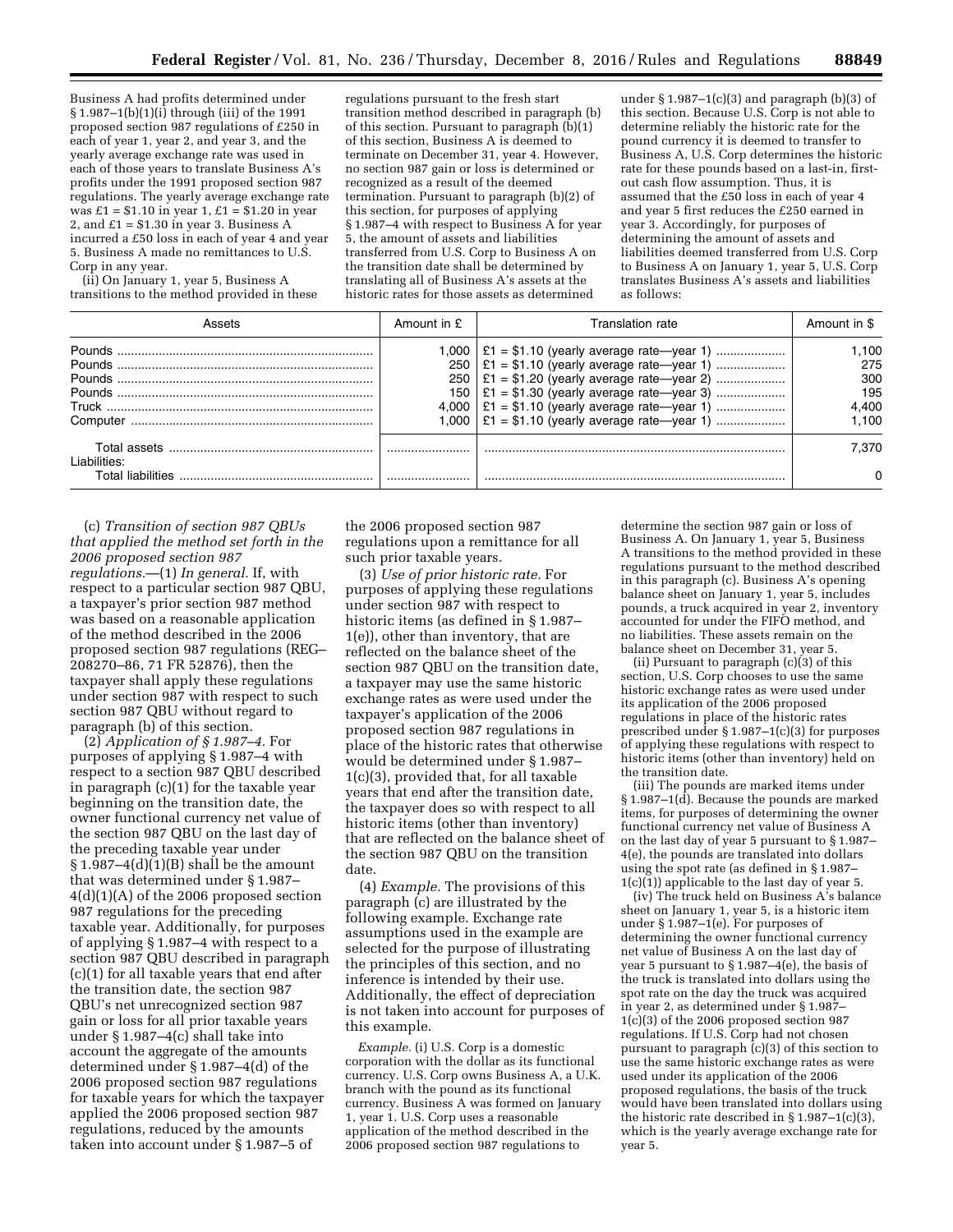Business A had profits determined under § 1.987–1(b)(1)(i) through (iii) of the 1991 proposed section 987 regulations of £250 in each of year 1, year 2, and year 3, and the yearly average exchange rate was used in each of those years to translate Business A's profits under the 1991 proposed section 987 regulations. The yearly average exchange rate was £1 = $1.10 in year 1, £1 = $1.20 in year 2, and £1 = $1.30 in year 3. Business A incurred a £50 loss in each of year 4 and year 5. Business A made no remittances to U.S. Corp in any year.

(ii) On January 1, year 5, Business A transitions to the method provided in these regulations pursuant to the fresh start transition method described in paragraph (b) of this section. Pursuant to paragraph (b)(1) of this section, Business A is deemed to terminate on December 31, year 4. However, no section 987 gain or loss is determined or recognized as a result of the deemed termination. Pursuant to paragraph (b)(2) of this section, for purposes of applying § 1.987–4 with respect to Business A for year 5, the amount of assets and liabilities transferred from U.S. Corp to Business A on the transition date shall be determined by translating all of Business A's assets at the historic rates for those assets as determined under § 1.987–1(c)(3) and paragraph (b)(3) of this section. Because U.S. Corp is not able to determine reliably the historic rate for the pound currency it is deemed to transfer to Business A, U.S. Corp determines the historic rate for these pounds based on a last-in, first-out cash flow assumption. Thus, it is assumed that the £50 loss in each of year 4 and year 5 first reduces the £250 earned in year 3. Accordingly, for purposes of determining the amount of assets and liabilities deemed transferred from U.S. Corp to Business A on January 1, year 5, U.S. Corp translates Business A's assets and liabilities as follows:

| Assets | Amount in £ | Translation rate | Amount in $ |
|---|---|---|---|
| Pounds | 1,000 | £1 = $1.10 (yearly average rate—year 1) | 1,100 |
| Pounds | 250 | £1 = $1.10 (yearly average rate—year 1) | 275 |
| Pounds | 250 | £1 = $1.20 (yearly average rate—year 2) | 300 |
| Pounds | 150 | £1 = $1.30 (yearly average rate—year 3) | 195 |
| Truck | 4,000 | £1 = $1.10 (yearly average rate—year 1) | 4,400 |
| Computer | 1,000 | £1 = $1.10 (yearly average rate—year 1) | 1,100 |
| Total assets | | | 7,370 |
| Liabilities: | | | |
| Total liabilities | | | 0 |

(c) *Transition of section 987 QBUs that applied the method set forth in the 2006 proposed section 987 regulations.*—(1) *In general.* If, with respect to a particular section 987 QBU, a taxpayer's prior section 987 method was based on a reasonable application of the method described in the 2006 proposed section 987 regulations (REG–208270–86, 71 FR 52876), then the taxpayer shall apply these regulations under section 987 with respect to such section 987 QBU without regard to paragraph (b) of this section.

(2) *Application of § 1.987–4.* For purposes of applying § 1.987–4 with respect to a section 987 QBU described in paragraph (c)(1) for the taxable year beginning on the transition date, the owner functional currency net value of the section 987 QBU on the last day of the preceding taxable year under § 1.987–4(d)(1)(B) shall be the amount that was determined under § 1.987–4(d)(1)(A) of the 2006 proposed section 987 regulations for the preceding taxable year. Additionally, for purposes of applying § 1.987–4 with respect to a section 987 QBU described in paragraph (c)(1) for all taxable years that end after the transition date, the section 987 QBU's net unrecognized section 987 gain or loss for all prior taxable years under § 1.987–4(c) shall take into account the aggregate of the amounts determined under § 1.987–4(d) of the 2006 proposed section 987 regulations for taxable years for which the taxpayer applied the 2006 proposed section 987 regulations, reduced by the amounts taken into account under § 1.987–5 of the 2006 proposed section 987 regulations upon a remittance for all such prior taxable years.

(3) *Use of prior historic rate.* For purposes of applying these regulations under section 987 with respect to historic items (as defined in § 1.987–1(e)), other than inventory, that are reflected on the balance sheet of the section 987 QBU on the transition date, a taxpayer may use the same historic exchange rates as were used under the taxpayer's application of the 2006 proposed section 987 regulations in place of the historic rates that otherwise would be determined under § 1.987–1(c)(3), provided that, for all taxable years that end after the transition date, the taxpayer does so with respect to all historic items (other than inventory) that are reflected on the balance sheet of the section 987 QBU on the transition date.

(4) *Example.* The provisions of this paragraph (c) are illustrated by the following example. Exchange rate assumptions used in the example are selected for the purpose of illustrating the principles of this section, and no inference is intended by their use. Additionally, the effect of depreciation is not taken into account for purposes of this example.

*Example.* (i) U.S. Corp is a domestic corporation with the dollar as its functional currency. U.S. Corp owns Business A, a U.K. branch with the pound as its functional currency. Business A was formed on January 1, year 1. U.S. Corp uses a reasonable application of the method described in the 2006 proposed section 987 regulations to determine the section 987 gain or loss of Business A. On January 1, year 5, Business A transitions to the method provided in these regulations pursuant to the method described in this paragraph (c). Business A's opening balance sheet on January 1, year 5, includes pounds, a truck acquired in year 2, inventory accounted for under the FIFO method, and no liabilities. These assets remain on the balance sheet on December 31, year 5.

(ii) Pursuant to paragraph (c)(3) of this section, U.S. Corp chooses to use the same historic exchange rates as were used under its application of the 2006 proposed regulations in place of the historic rates prescribed under § 1.987–1(c)(3) for purposes of applying these regulations with respect to historic items (other than inventory) held on the transition date.

(iii) The pounds are marked items under § 1.987–1(d). Because the pounds are marked items, for purposes of determining the owner functional currency net value of Business A on the last day of year 5 pursuant to § 1.987–4(e), the pounds are translated into dollars using the spot rate (as defined in § 1.987–1(c)(1)) applicable to the last day of year 5.

(iv) The truck held on Business A's balance sheet on January 1, year 5, is a historic item under § 1.987–1(e). For purposes of determining the owner functional currency net value of Business A on the last day of year 5 pursuant to § 1.987–4(e), the basis of the truck is translated into dollars using the spot rate on the day the truck was acquired in year 2, as determined under § 1.987–1(c)(3) of the 2006 proposed section 987 regulations. If U.S. Corp had not chosen pursuant to paragraph (c)(3) of this section to use the same historic exchange rates as were used under its application of the 2006 proposed regulations, the basis of the truck would have been translated into dollars using the historic rate described in § 1.987–1(c)(3), which is the yearly average exchange rate for year 5.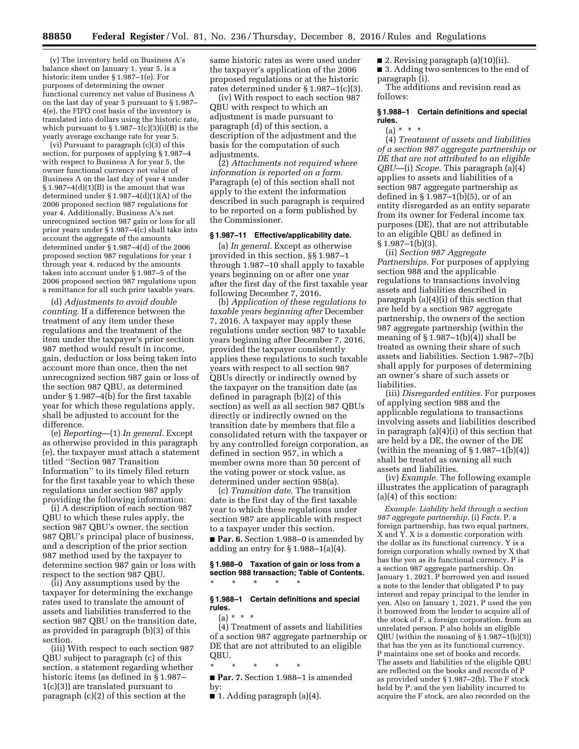(v) The inventory held on Business A's balance sheet on January 1, year 5, is a historic item under § 1.987–1(e). For purposes of determining the owner functional currency net value of Business A on the last day of year 5 pursuant to § 1.987–4(e), the FIFO cost basis of the inventory is translated into dollars using the historic rate, which pursuant to § 1.987–1(c)(3)(i)(B) is the yearly average exchange rate for year 5.

(vi) Pursuant to paragraph (c)(3) of this section, for purposes of applying § 1.987–4 with respect to Business A for year 5, the owner functional currency net value of Business A on the last day of year 4 under § 1.987–4(d)(1)(B) is the amount that was determined under § 1.987–4(d)(1)(A) of the 2006 proposed section 987 regulations for year 4. Additionally, Business A's net unrecognized section 987 gain or loss for all prior years under § 1.987–4(c) shall take into account the aggregate of the amounts determined under § 1.987–4(d) of the 2006 proposed section 987 regulations for year 1 through year 4, reduced by the amounts taken into account under § 1.987–5 of the 2006 proposed section 987 regulations upon a remittance for all such prior taxable years.

(d) *Adjustments to avoid double counting.* If a difference between the treatment of any item under these regulations and the treatment of the item under the taxpayer's prior section 987 method would result in income, gain, deduction or loss being taken into account more than once, then the net unrecognized section 987 gain or loss of the section 987 QBU, as determined under § 1.987–4(b) for the first taxable year for which these regulations apply, shall be adjusted to account for the difference.

(e) *Reporting*—(1) *In general.* Except as otherwise provided in this paragraph (e), the taxpayer must attach a statement titled ''Section 987 Transition Information'' to its timely filed return for the first taxable year to which these regulations under section 987 apply providing the following information:

(i) A description of each section 987 QBU to which these rules apply, the section 987 QBU's owner, the section 987 QBU's principal place of business, and a description of the prior section 987 method used by the taxpayer to determine section 987 gain or loss with respect to the section 987 QBU.

(ii) Any assumptions used by the taxpayer for determining the exchange rates used to translate the amount of assets and liabilities transferred to the section 987 QBU on the transition date, as provided in paragraph (b)(3) of this section.

(iii) With respect to each section 987 QBU subject to paragraph (c) of this section, a statement regarding whether historic items (as defined in § 1.987–1(c)(3)) are translated pursuant to paragraph (c)(2) of this section at the same historic rates as were used under the taxpayer's application of the 2006 proposed regulations or at the historic rates determined under § 1.987–1(c)(3).

(iv) With respect to each section 987 QBU with respect to which an adjustment is made pursuant to paragraph (d) of this section, a description of the adjustment and the basis for the computation of such adjustments.

(2) *Attachments not required where information is reported on a form.* Paragraph (e) of this section shall not apply to the extent the information described in such paragraph is required to be reported on a form published by the Commissioner.

**§ 1.987–11 Effective/applicability date.**

(a) *In general.* Except as otherwise provided in this section, §§ 1.987–1 through 1.987–10 shall apply to taxable years beginning on or after one year after the first day of the first taxable year following December 7, 2016.

(b) *Application of these regulations to taxable years beginning after* December 7, 2016. A taxpayer may apply these regulations under section 987 to taxable years beginning after December 7, 2016, provided the taxpayer consistently applies these regulations to such taxable years with respect to all section 987 QBUs directly or indirectly owned by the taxpayer on the transition date (as defined in paragraph (b)(2) of this section) as well as all section 987 QBUs directly or indirectly owned on the transition date by members that file a consolidated return with the taxpayer or by any controlled foreign corporation, as defined in section 957, in which a member owns more than 50 percent of the voting power or stock value, as determined under section 958(a).

(c) *Transition date.* The transition date is the first day of the first taxable year to which these regulations under section 987 are applicable with respect to a taxpayer under this section.

■ **Par. 6.** Section 1.988–0 is amended by adding an entry for § 1.988–1(a)(4).

**§ 1.988–0 Taxation of gain or loss from a section 988 transaction; Table of Contents.**

\* \* \* \* \*

**§ 1.988–1 Certain definitions and special rules.**

(a) \* \* \*

(4) Treatment of assets and liabilities of a section 987 aggregate partnership or DE that are not attributed to an eligible QBU.

\* \* \* \* \*

■ **Par. 7.** Section 1.988–1 is amended by:

■ 1. Adding paragraph (a)(4).

■ 2. Revising paragraph (a)(10)(ii).

■ 3. Adding two sentences to the end of paragraph (i).

The additions and revision read as follows:

**§ 1.988–1 Certain definitions and special rules.**

(a) \* \* \*

(4) *Treatment of assets and liabilities of a section 987 aggregate partnership or DE that are not attributed to an eligible QBU*—(i) *Scope.* This paragraph (a)(4) applies to assets and liabilities of a section 987 aggregate partnership as defined in § 1.987–1(b)(5), or of an entity disregarded as an entity separate from its owner for Federal income tax purposes (DE), that are not attributable to an eligible QBU as defined in § 1.987–1(b)(3).

(ii) *Section 987 Aggregate Partnerships.* For purposes of applying section 988 and the applicable regulations to transactions involving assets and liabilities described in paragraph (a)(4)(i) of this section that are held by a section 987 aggregate partnership, the owners of the section 987 aggregate partnership (within the meaning of § 1.987–1(b)(4)) shall be treated as owning their share of such assets and liabilities. Section 1.987–7(b) shall apply for purposes of determining an owner's share of such assets or liabilities.

(iii) *Disregarded entities.* For purposes of applying section 988 and the applicable regulations to transactions involving assets and liabilities described in paragraph (a)(4)(i) of this section that are held by a DE, the owner of the DE (within the meaning of § 1.987–1(b)(4)) shall be treated as owning all such assets and liabilities.

(iv) *Example.* The following example illustrates the application of paragraph (a)(4) of this section:

*Example. Liability held through a section 987 aggregate partnership.* (i) *Facts.* P, a foreign partnership, has two equal partners, X and Y. X is a domestic corporation with the dollar as its functional currency. Y is a foreign corporation wholly owned by X that has the yen as its functional currency. P is a section 987 aggregate partnership. On January 1, 2021, P borrowed yen and issued a note to the lender that obligated P to pay interest and repay principal to the lender in yen. Also on January 1, 2021, P used the yen it borrowed from the lender to acquire all of the stock of F, a foreign corporation, from an unrelated person. P also holds an eligible QBU (within the meaning of § 1.987–1(b)(3)) that has the yen as its functional currency. P maintains one set of books and records. The assets and liabilities of the eligible QBU are reflected on the books and records of P as provided under § 1.987–2(b). The F stock held by P, and the yen liability incurred to acquire the F stock, are also recorded on the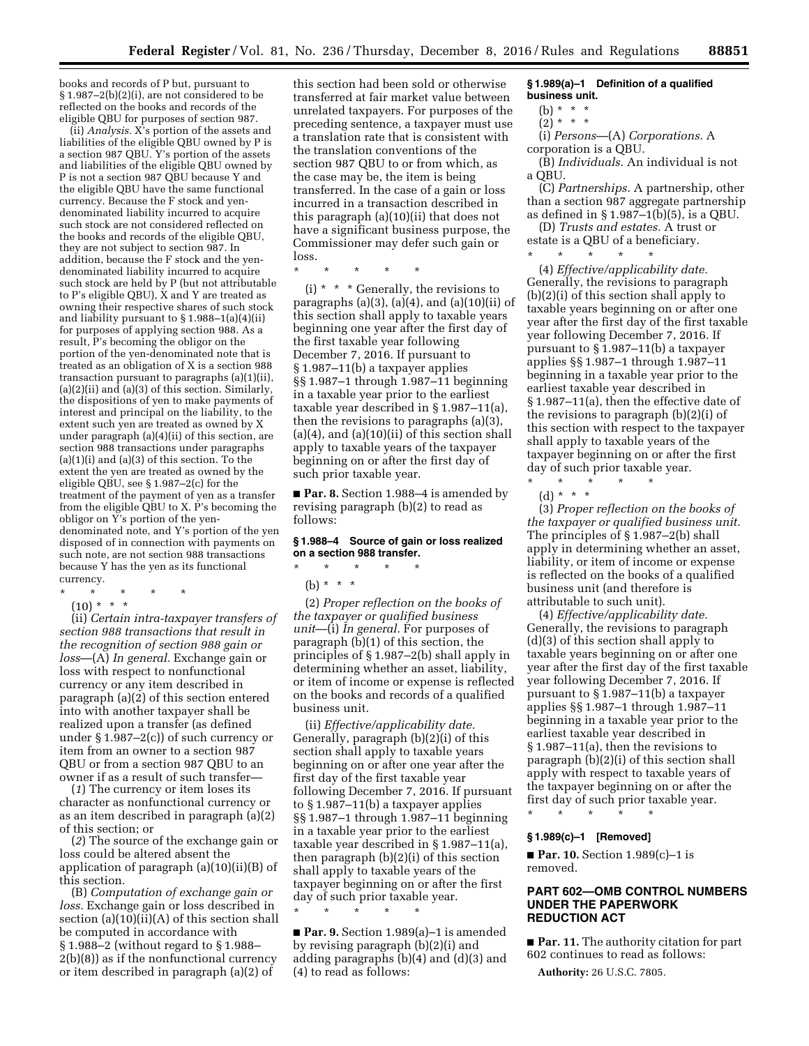books and records of P but, pursuant to § 1.987–2(b)(2)(i), are not considered to be reflected on the books and records of the eligible QBU for purposes of section 987.

(ii) *Analysis.* X's portion of the assets and liabilities of the eligible QBU owned by P is a section 987 QBU. Y's portion of the assets and liabilities of the eligible QBU owned by P is not a section 987 QBU because Y and the eligible QBU have the same functional currency. Because the F stock and yen-denominated liability incurred to acquire such stock are not considered reflected on the books and records of the eligible QBU, they are not subject to section 987. In addition, because the F stock and the yen-denominated liability incurred to acquire such stock are held by P (but not attributable to P's eligible QBU), X and Y are treated as owning their respective shares of such stock and liability pursuant to § 1.988–1(a)(4)(ii) for purposes of applying section 988. As a result, P's becoming the obligor on the portion of the yen-denominated note that is treated as an obligation of X is a section 988 transaction pursuant to paragraphs (a)(1)(ii), (a)(2)(ii) and (a)(3) of this section. Similarly, the dispositions of yen to make payments of interest and principal on the liability, to the extent such yen are treated as owned by X under paragraph (a)(4)(ii) of this section, are section 988 transactions under paragraphs (a)(1)(i) and (a)(3) of this section. To the extent the yen are treated as owned by the eligible QBU, see § 1.987–2(c) for the treatment of the payment of yen as a transfer from the eligible QBU to X. P's becoming the obligor on Y's portion of the yen-denominated note, and Y's portion of the yen disposed of in connection with payments on such note, are not section 988 transactions because Y has the yen as its functional currency.

\* \* \* \* \*

(10) \* \* \*

(ii) *Certain intra-taxpayer transfers of section 988 transactions that result in the recognition of section 988 gain or loss*—(A) *In general.* Exchange gain or loss with respect to nonfunctional currency or any item described in paragraph (a)(2) of this section entered into with another taxpayer shall be realized upon a transfer (as defined under § 1.987–2(c)) of such currency or item from an owner to a section 987 QBU or from a section 987 QBU to an owner if as a result of such transfer—

(*1*) The currency or item loses its character as nonfunctional currency or as an item described in paragraph (a)(2) of this section; or

(*2*) The source of the exchange gain or loss could be altered absent the application of paragraph (a)(10)(ii)(B) of this section.

(B) *Computation of exchange gain or loss.* Exchange gain or loss described in section (a)(10)(ii)(A) of this section shall be computed in accordance with § 1.988–2 (without regard to § 1.988–2(b)(8)) as if the nonfunctional currency or item described in paragraph (a)(2) of this section had been sold or otherwise transferred at fair market value between unrelated taxpayers. For purposes of the preceding sentence, a taxpayer must use a translation rate that is consistent with the translation conventions of the section 987 QBU to or from which, as the case may be, the item is being transferred. In the case of a gain or loss incurred in a transaction described in this paragraph (a)(10)(ii) that does not have a significant business purpose, the Commissioner may defer such gain or loss.

\* \* \* \* \*

(i) \* \* \* Generally, the revisions to paragraphs (a)(3), (a)(4), and (a)(10)(ii) of this section shall apply to taxable years beginning one year after the first day of the first taxable year following December 7, 2016. If pursuant to § 1.987–11(b) a taxpayer applies §§ 1.987–1 through 1.987–11 beginning in a taxable year prior to the earliest taxable year described in § 1.987–11(a), then the revisions to paragraphs (a)(3), (a)(4), and (a)(10)(ii) of this section shall apply to taxable years of the taxpayer beginning on or after the first day of such prior taxable year.

■ **Par. 8.** Section 1.988–4 is amended by revising paragraph (b)(2) to read as follows:

**§ 1.988–4 Source of gain or loss realized on a section 988 transfer.**

\* \* \* \* \*

(b) \* \* \*

(2) *Proper reflection on the books of the taxpayer or qualified business unit*—(i) *In general.* For purposes of paragraph (b)(1) of this section, the principles of § 1.987–2(b) shall apply in determining whether an asset, liability, or item of income or expense is reflected on the books and records of a qualified business unit.

(ii) *Effective/applicability date.* Generally, paragraph (b)(2)(i) of this section shall apply to taxable years beginning on or after one year after the first day of the first taxable year following December 7, 2016. If pursuant to § 1.987–11(b) a taxpayer applies §§ 1.987–1 through 1.987–11 beginning in a taxable year prior to the earliest taxable year described in § 1.987–11(a), then paragraph (b)(2)(i) of this section shall apply to taxable years of the taxpayer beginning on or after the first day of such prior taxable year.

\* \* \* \* \*

■ **Par. 9.** Section 1.989(a)–1 is amended by revising paragraph (b)(2)(i) and adding paragraphs (b)(4) and (d)(3) and (4) to read as follows:

**§ 1.989(a)–1 Definition of a qualified business unit.**

(b) \* \* \*

(2) \* \* \*

(i) *Persons*—(A) *Corporations.* A corporation is a QBU.

(B) *Individuals.* An individual is not a QBU.

(C) *Partnerships.* A partnership, other than a section 987 aggregate partnership as defined in § 1.987–1(b)(5), is a QBU.

(D) *Trusts and estates.* A trust or estate is a QBU of a beneficiary.

\* \* \* \* \*

(4) *Effective/applicability date.* Generally, the revisions to paragraph (b)(2)(i) of this section shall apply to taxable years beginning on or after one year after the first day of the first taxable year following December 7, 2016. If pursuant to § 1.987–11(b) a taxpayer applies §§ 1.987–1 through 1.987–11 beginning in a taxable year prior to the earliest taxable year described in § 1.987–11(a), then the effective date of the revisions to paragraph (b)(2)(i) of this section with respect to the taxpayer shall apply to taxable years of the taxpayer beginning on or after the first day of such prior taxable year.

\* \* \* \* \*

(d) \* \* \*

(3) *Proper reflection on the books of the taxpayer or qualified business unit.* The principles of § 1.987–2(b) shall apply in determining whether an asset, liability, or item of income or expense is reflected on the books of a qualified business unit (and therefore is attributable to such unit).

(4) *Effective/applicability date.* Generally, the revisions to paragraph (d)(3) of this section shall apply to taxable years beginning on or after one year after the first day of the first taxable year following December 7, 2016. If pursuant to § 1.987–11(b) a taxpayer applies §§ 1.987–1 through 1.987–11 beginning in a taxable year prior to the earliest taxable year described in § 1.987–11(a), then the revisions to paragraph (b)(2)(i) of this section shall apply with respect to taxable years of the taxpayer beginning on or after the first day of such prior taxable year.

\* \* \* \* \*

**§ 1.989(c)–1 [Removed]**

■ **Par. 10.** Section 1.989(c)–1 is removed.

## PART 602—OMB CONTROL NUMBERS UNDER THE PAPERWORK REDUCTION ACT

■ **Par. 11.** The authority citation for part 602 continues to read as follows:

**Authority:** 26 U.S.C. 7805.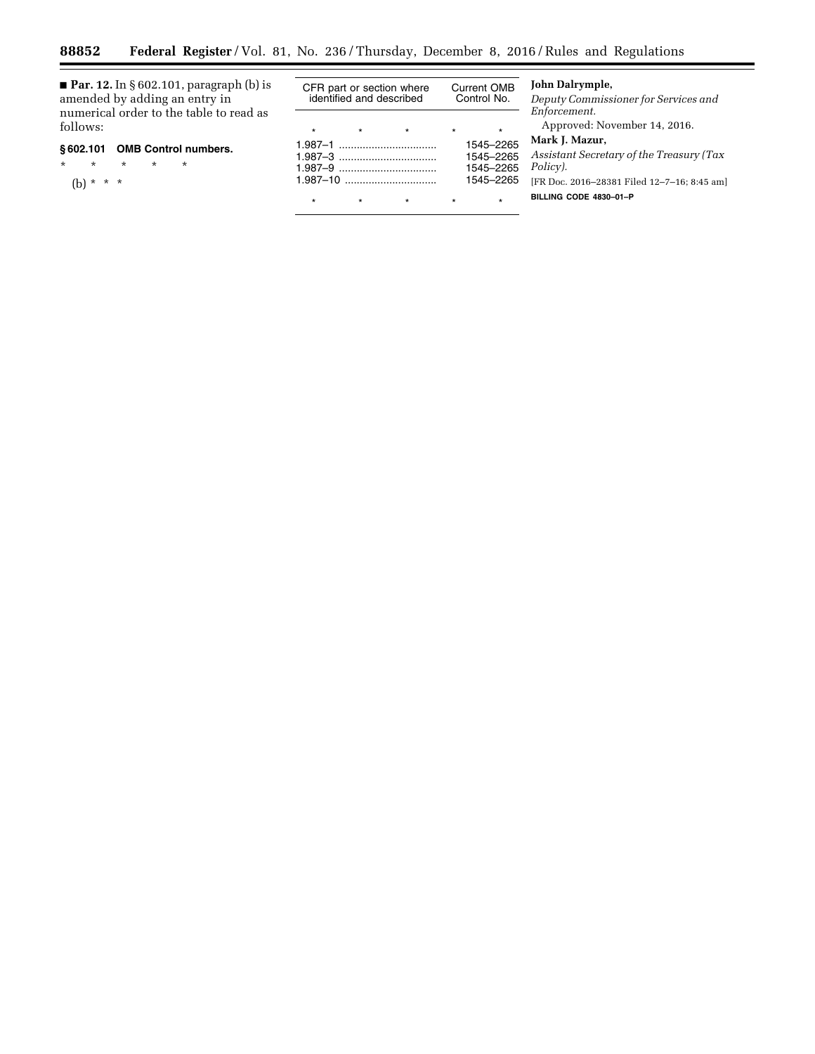■ **Par. 12.** In § 602.101, paragraph (b) is amended by adding an entry in numerical order to the table to read as follows:

#### § 602.101 OMB Control numbers.

\* \* \* \* \*

(b) \* \* \*

| CFR part or section where identified and described | Current OMB Control No. |
| --- | --- |
| \* \* \* | \* \* |
| 1.987–1 | 1545–2265 |
| 1.987–3 | 1545–2265 |
| 1.987–9 | 1545–2265 |
| 1.987–10 | 1545–2265 |
| \* \* \* | \* \* |

**John Dalrymple,**

*Deputy Commissioner for Services and Enforcement.*

Approved: November 14, 2016.

**Mark J. Mazur,**

*Assistant Secretary of the Treasury (Tax Policy).*

[FR Doc. 2016–28381 Filed 12–7–16; 8:45 am]

**BILLING CODE 4830–01–P**